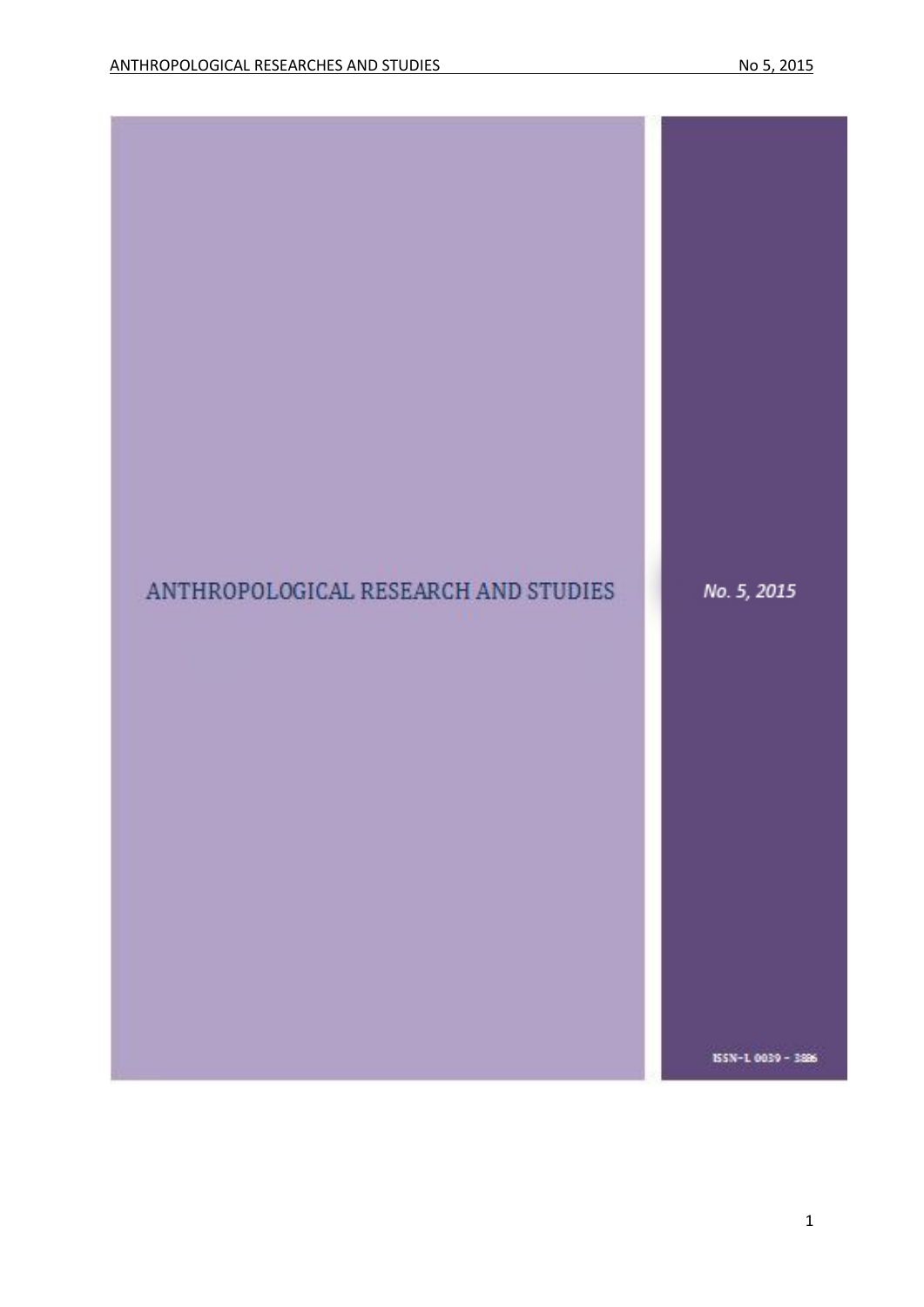# ANTHROPOLOGICAL RESEARCH AND STUDIES

*No. 5, 2015*

ISSN-L 0039 - 3886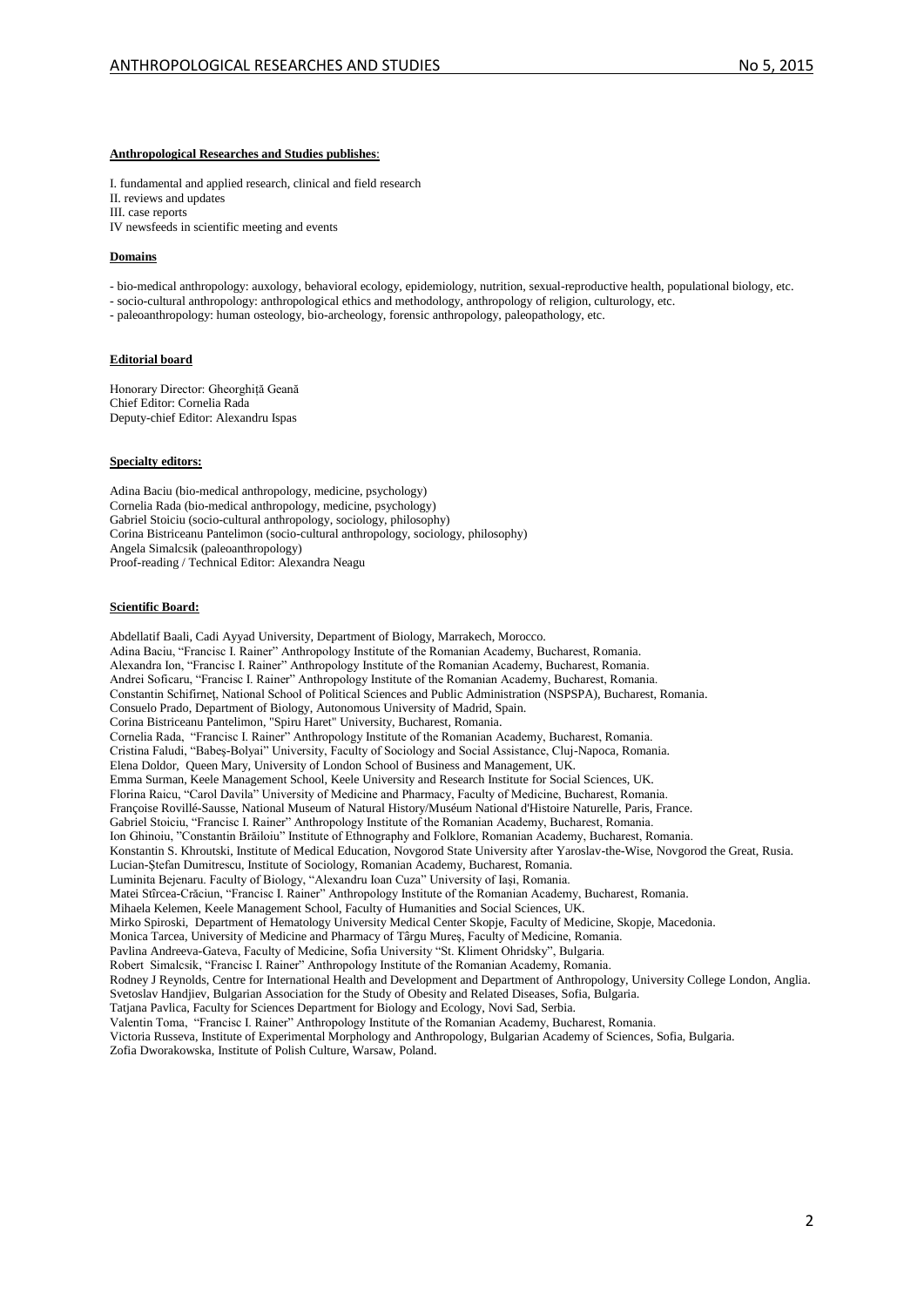**Anthropological Researches and Studies publishes**:

I. fundamental and applied research, clinical and field research
II. reviews and updates
III. case reports
IV newsfeeds in scientific meeting and events

**Domains**

- bio-medical anthropology: auxology, behavioral ecology, epidemiology, nutrition, sexual-reproductive health, populational biology, etc.
- socio-cultural anthropology: anthropological ethics and methodology, anthropology of religion, culturology, etc.
- paleoanthropology: human osteology, bio-archeology, forensic anthropology, paleopathology, etc.

**Editorial board**

Honorary Director: Gheorghiță Geană
Chief Editor: Cornelia Rada
Deputy-chief Editor: Alexandru Ispas

**Specialty editors:**

Adina Baciu (bio-medical anthropology, medicine, psychology)
Cornelia Rada (bio-medical anthropology, medicine, psychology)
Gabriel Stoiciu (socio-cultural anthropology, sociology, philosophy)
Corina Bistriceanu Pantelimon (socio-cultural anthropology, sociology, philosophy)
Angela Simalcsik (paleoanthropology)
Proof-reading / Technical Editor: Alexandra Neagu

**Scientific Board:**

Abdellatif Baali, Cadi Ayyad University, Department of Biology, Marrakech, Morocco.
Adina Baciu, "Francisc I. Rainer" Anthropology Institute of the Romanian Academy, Bucharest, Romania.
Alexandra Ion, "Francisc I. Rainer" Anthropology Institute of the Romanian Academy, Bucharest, Romania.
Andrei Soficaru, "Francisc I. Rainer" Anthropology Institute of the Romanian Academy, Bucharest, Romania.
Constantin Schifirneț, National School of Political Sciences and Public Administration (NSPSPA), Bucharest, Romania.
Consuelo Prado, Department of Biology, Autonomous University of Madrid, Spain.
Corina Bistriceanu Pantelimon, "Spiru Haret" University, Bucharest, Romania.
Cornelia Rada, "Francisc I. Rainer" Anthropology Institute of the Romanian Academy, Bucharest, Romania.
Cristina Faludi, "Babeș-Bolyai" University, Faculty of Sociology and Social Assistance, Cluj-Napoca, Romania.
Elena Doldor, Queen Mary, University of London School of Business and Management, UK.
Emma Surman, Keele Management School, Keele University and Research Institute for Social Sciences, UK.
Florina Raicu, "Carol Davila" University of Medicine and Pharmacy, Faculty of Medicine, Bucharest, Romania.
Françoise Rovillé-Sausse, National Museum of Natural History/Muséum National d'Histoire Naturelle, Paris, France.
Gabriel Stoiciu, "Francisc I. Rainer" Anthropology Institute of the Romanian Academy, Bucharest, Romania.
Ion Ghinoiu, "Constantin Brăiloiu" Institute of Ethnography and Folklore, Romanian Academy, Bucharest, Romania.
Konstantin S. Khroutski, Institute of Medical Education, Novgorod State University after Yaroslav-the-Wise, Novgorod the Great, Rusia.
Lucian-Ștefan Dumitrescu, Institute of Sociology, Romanian Academy, Bucharest, Romania.
Luminita Bejenaru. Faculty of Biology, "Alexandru Ioan Cuza" University of Iaşi, Romania.
Matei Stîrcea-Crăciun, "Francisc I. Rainer" Anthropology Institute of the Romanian Academy, Bucharest, Romania.
Mihaela Kelemen, Keele Management School, Faculty of Humanities and Social Sciences, UK.
Mirko Spiroski, Department of Hematology University Medical Center Skopje, Faculty of Medicine, Skopje, Macedonia.
Monica Tarcea, University of Medicine and Pharmacy of Târgu Mureș, Faculty of Medicine, Romania.
Pavlina Andreeva-Gateva, Faculty of Medicine, Sofia University "St. Kliment Ohridsky", Bulgaria.
Robert Simalcsik, "Francisc I. Rainer" Anthropology Institute of the Romanian Academy, Romania.
Rodney J Reynolds, Centre for International Health and Development and Department of Anthropology, University College London, Anglia.
Svetoslav Handjiev, Bulgarian Association for the Study of Obesity and Related Diseases, Sofia, Bulgaria.
Tatjana Pavlica, Faculty for Sciences Department for Biology and Ecology, Novi Sad, Serbia.
Valentin Toma, "Francisc I. Rainer" Anthropology Institute of the Romanian Academy, Bucharest, Romania.
Victoria Russeva, Institute of Experimental Morphology and Anthropology, Bulgarian Academy of Sciences, Sofia, Bulgaria.
Zofia Dworakowska, Institute of Polish Culture, Warsaw, Poland.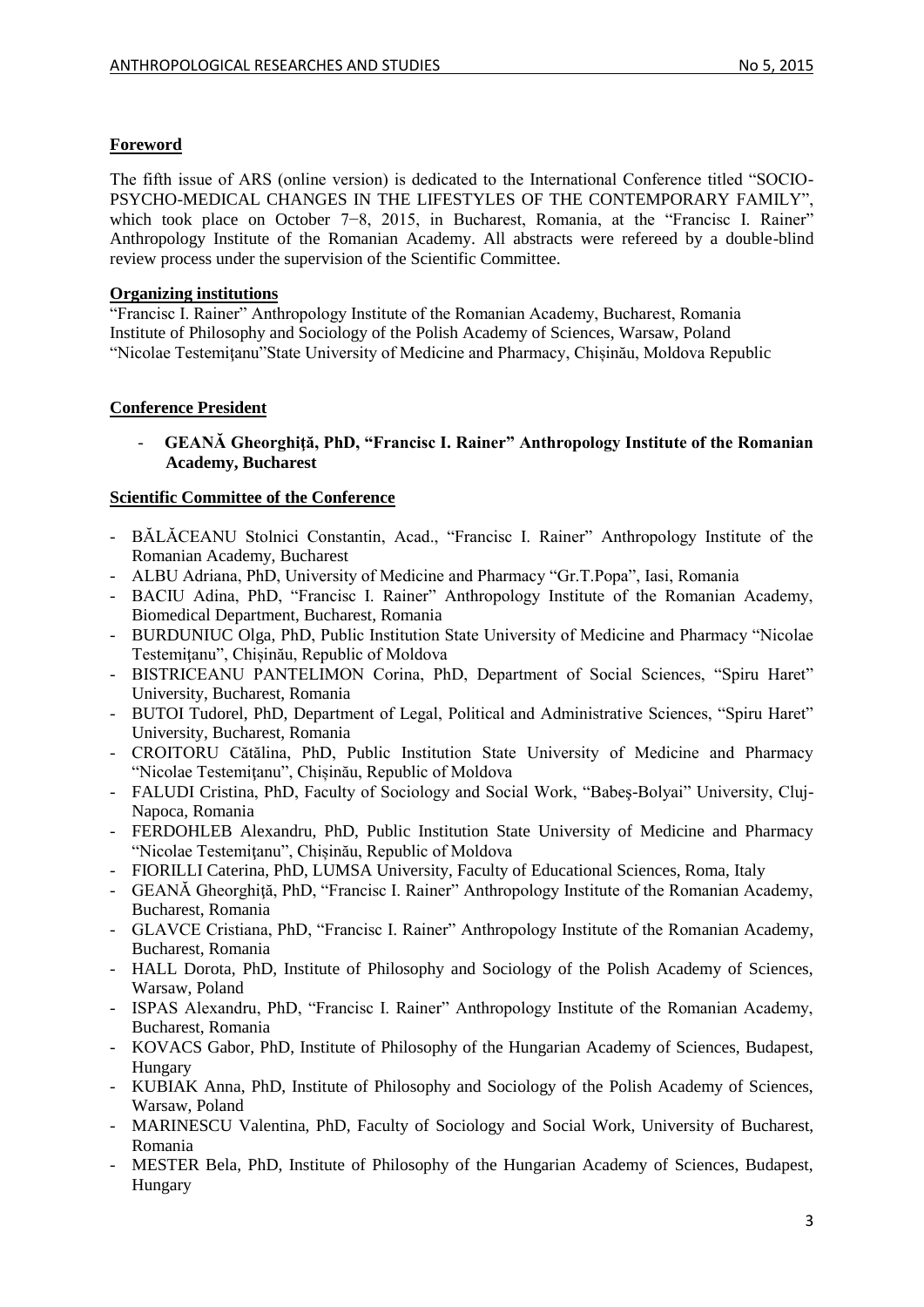**Foreword**

The fifth issue of ARS (online version) is dedicated to the International Conference titled "SOCIO-PSYCHO-MEDICAL CHANGES IN THE LIFESTYLES OF THE CONTEMPORARY FAMILY", which took place on October 7−8, 2015, in Bucharest, Romania, at the "Francisc I. Rainer" Anthropology Institute of the Romanian Academy. All abstracts were refereed by a double-blind review process under the supervision of the Scientific Committee.

**Organizing institutions**

"Francisc I. Rainer" Anthropology Institute of the Romanian Academy, Bucharest, Romania
Institute of Philosophy and Sociology of the Polish Academy of Sciences, Warsaw, Poland
"Nicolae Testemiţanu"State University of Medicine and Pharmacy, Chișinău, Moldova Republic

**Conference President**

- **GEANĂ Gheorghiţă, PhD, "Francisc I. Rainer" Anthropology Institute of the Romanian Academy, Bucharest**

**Scientific Committee of the Conference**

- BĂLĂCEANU Stolnici Constantin, Acad., "Francisc I. Rainer" Anthropology Institute of the Romanian Academy, Bucharest
- ALBU Adriana, PhD, University of Medicine and Pharmacy "Gr.T.Popa", Iasi, Romania
- BACIU Adina, PhD, "Francisc I. Rainer" Anthropology Institute of the Romanian Academy, Biomedical Department, Bucharest, Romania
- BURDUNIUC Olga, PhD, Public Institution State University of Medicine and Pharmacy "Nicolae Testemiţanu", Chișinău, Republic of Moldova
- BISTRICEANU PANTELIMON Corina, PhD, Department of Social Sciences, "Spiru Haret" University, Bucharest, Romania
- BUTOI Tudorel, PhD, Department of Legal, Political and Administrative Sciences, "Spiru Haret" University, Bucharest, Romania
- CROITORU Cătălina, PhD, Public Institution State University of Medicine and Pharmacy "Nicolae Testemiţanu", Chișinău, Republic of Moldova
- FALUDI Cristina, PhD, Faculty of Sociology and Social Work, "Babeş-Bolyai" University, Cluj-Napoca, Romania
- FERDOHLEB Alexandru, PhD, Public Institution State University of Medicine and Pharmacy "Nicolae Testemiţanu", Chișinău, Republic of Moldova
- FIORILLI Caterina, PhD, LUMSA University, Faculty of Educational Sciences, Roma, Italy
- GEANĂ Gheorghiţă, PhD, "Francisc I. Rainer" Anthropology Institute of the Romanian Academy, Bucharest, Romania
- GLAVCE Cristiana, PhD, "Francisc I. Rainer" Anthropology Institute of the Romanian Academy, Bucharest, Romania
- HALL Dorota, PhD, Institute of Philosophy and Sociology of the Polish Academy of Sciences, Warsaw, Poland
- ISPAS Alexandru, PhD, "Francisc I. Rainer" Anthropology Institute of the Romanian Academy, Bucharest, Romania
- KOVACS Gabor, PhD, Institute of Philosophy of the Hungarian Academy of Sciences, Budapest, Hungary
- KUBIAK Anna, PhD, Institute of Philosophy and Sociology of the Polish Academy of Sciences, Warsaw, Poland
- MARINESCU Valentina, PhD, Faculty of Sociology and Social Work, University of Bucharest, Romania
- MESTER Bela, PhD, Institute of Philosophy of the Hungarian Academy of Sciences, Budapest, Hungary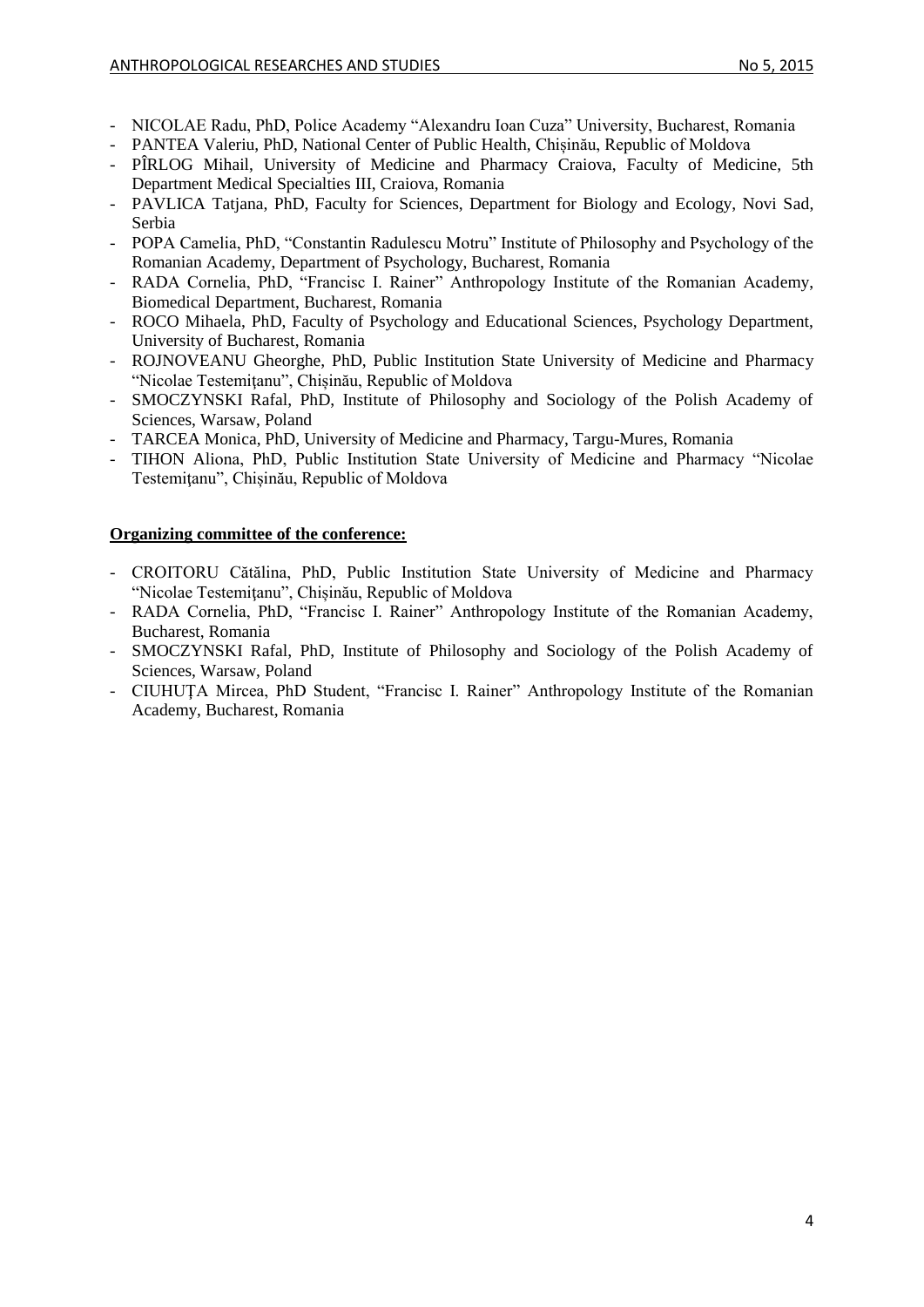- NICOLAE Radu, PhD, Police Academy "Alexandru Ioan Cuza" University, Bucharest, Romania
- PANTEA Valeriu, PhD, National Center of Public Health, Chișinău, Republic of Moldova
- PÎRLOG Mihail, University of Medicine and Pharmacy Craiova, Faculty of Medicine, 5th Department Medical Specialties III, Craiova, Romania
- PAVLICA Tatjana, PhD, Faculty for Sciences, Department for Biology and Ecology, Novi Sad, Serbia
- POPA Camelia, PhD, "Constantin Radulescu Motru" Institute of Philosophy and Psychology of the Romanian Academy, Department of Psychology, Bucharest, Romania
- RADA Cornelia, PhD, "Francisc I. Rainer" Anthropology Institute of the Romanian Academy, Biomedical Department, Bucharest, Romania
- ROCO Mihaela, PhD, Faculty of Psychology and Educational Sciences, Psychology Department, University of Bucharest, Romania
- ROJNOVEANU Gheorghe, PhD, Public Institution State University of Medicine and Pharmacy "Nicolae Testemiţanu", Chișinău, Republic of Moldova
- SMOCZYNSKI Rafal, PhD, Institute of Philosophy and Sociology of the Polish Academy of Sciences, Warsaw, Poland
- TARCEA Monica, PhD, University of Medicine and Pharmacy, Targu-Mures, Romania
- TIHON Aliona, PhD, Public Institution State University of Medicine and Pharmacy "Nicolae Testemiţanu", Chișinău, Republic of Moldova

**Organizing committee of the conference:**

- CROITORU Cătălina, PhD, Public Institution State University of Medicine and Pharmacy "Nicolae Testemiţanu", Chișinău, Republic of Moldova
- RADA Cornelia, PhD, "Francisc I. Rainer" Anthropology Institute of the Romanian Academy, Bucharest, Romania
- SMOCZYNSKI Rafal, PhD, Institute of Philosophy and Sociology of the Polish Academy of Sciences, Warsaw, Poland
- CIUHUȚA Mircea, PhD Student, "Francisc I. Rainer" Anthropology Institute of the Romanian Academy, Bucharest, Romania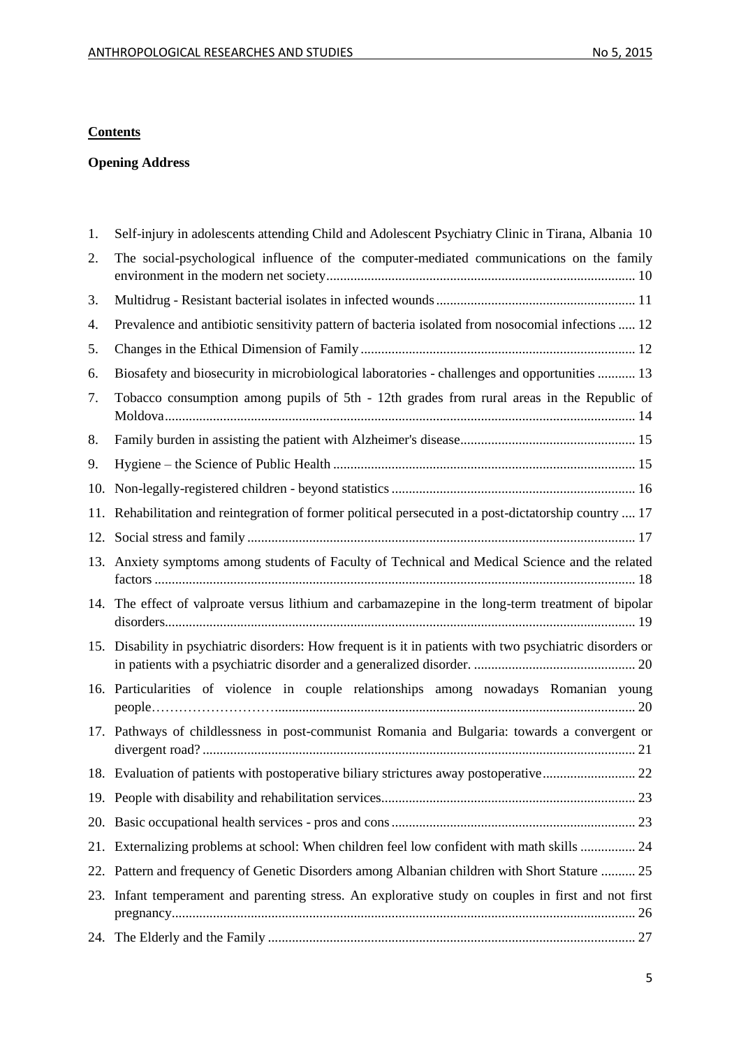**Contents**

**Opening Address**

1. Self-injury in adolescents attending Child and Adolescent Psychiatry Clinic in Tirana, Albania 10
2. The social-psychological influence of the computer-mediated communications on the family environment in the modern net society ........................................................................................ 10
3. Multidrug - Resistant bacterial isolates in infected wounds ........................................................ 11
4. Prevalence and antibiotic sensitivity pattern of bacteria isolated from nosocomial infections ..... 12
5. Changes in the Ethical Dimension of Family ............................................................................... 12
6. Biosafety and biosecurity in microbiological laboratories - challenges and opportunities ........... 13
7. Tobacco consumption among pupils of 5th - 12th grades from rural areas in the Republic of Moldova ....................................................................................................................................... 14
8. Family burden in assisting the patient with Alzheimer's disease .................................................. 15
9. Hygiene – the Science of Public Health ....................................................................................... 15
10. Non-legally-registered children - beyond statistics ...................................................................... 16
11. Rehabilitation and reintegration of former political persecuted in a post-dictatorship country .... 17
12. Social stress and family ............................................................................................................... 17
13. Anxiety symptoms among students of Faculty of Technical and Medical Science and the related factors .......................................................................................................................................... 18
14. The effect of valproate versus lithium and carbamazepine in the long-term treatment of bipolar disorders ....................................................................................................................................... 19
15. Disability in psychiatric disorders: How frequent is it in patients with two psychiatric disorders or in patients with a psychiatric disorder and a generalized disorder. .............................................. 20
16. Particularities of violence in couple relationships among nowadays Romanian young people……………………….......................................................................................................... 20
17. Pathways of childlessness in post-communist Romania and Bulgaria: towards a convergent or divergent road? ............................................................................................................................ 21
18. Evaluation of patients with postoperative biliary strictures away postoperative .......................... 22
19. People with disability and rehabilitation services ......................................................................... 23
20. Basic occupational health services - pros and cons ...................................................................... 23
21. Externalizing problems at school: When children feel low confident with math skills ................ 24
22. Pattern and frequency of Genetic Disorders among Albanian children with Short Stature .......... 25
23. Infant temperament and parenting stress. An explorative study on couples in first and not first pregnancy ...................................................................................................................................... 26
24. The Elderly and the Family .......................................................................................................... 27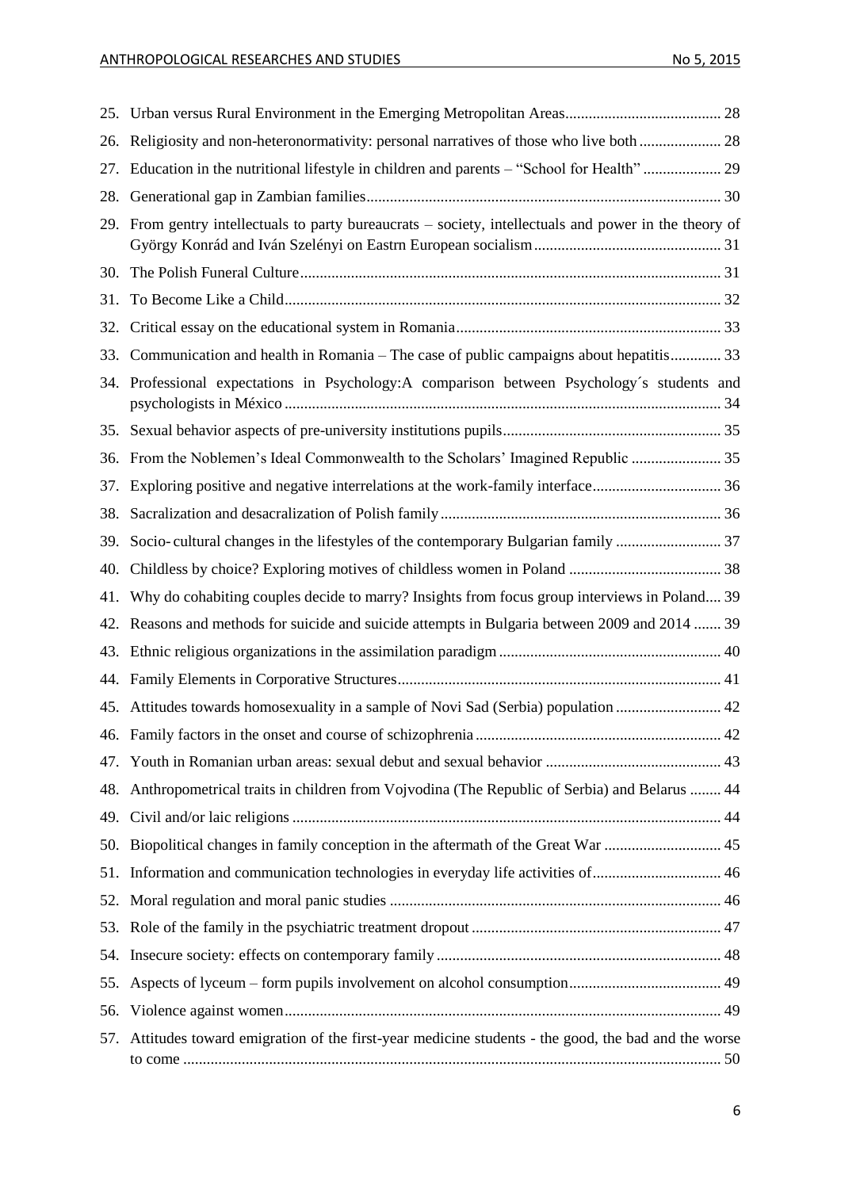25. Urban versus Rural Environment in the Emerging Metropolitan Areas ........................................ 28
26. Religiosity and non-heteronormativity: personal narratives of those who live both ..................... 28
27. Education in the nutritional lifestyle in children and parents – "School for Health" .................... 29
28. Generational gap in Zambian families.......................................................................................... 30
29. From gentry intellectuals to party bureaucrats – society, intellectuals and power in the theory of György Konrád and Iván Szelényi on Eastrn European socialism ................................................ 31
30. The Polish Funeral Culture........................................................................................................... 31
31. To Become Like a Child ............................................................................................................... 32
32. Critical essay on the educational system in Romania ................................................................... 33
33. Communication and health in Romania – The case of public campaigns about hepatitis............. 33
34. Professional expectations in Psychology:A comparison between Psychology´s students and psychologists in México ............................................................................................................... 34
35. Sexual behavior aspects of pre-university institutions pupils ....................................................... 35
36. From the Noblemen's Ideal Commonwealth to the Scholars' Imagined Republic ....................... 35
37. Exploring positive and negative interrelations at the work-family interface ................................ 36
38. Sacralization and desacralization of Polish family ....................................................................... 36
39. Socio- cultural changes in the lifestyles of the contemporary Bulgarian family ........................... 37
40. Childless by choice? Exploring motives of childless women in Poland ....................................... 38
41. Why do cohabiting couples decide to marry? Insights from focus group interviews in Poland.... 39
42. Reasons and methods for suicide and suicide attempts in Bulgaria between 2009 and 2014 ....... 39
43. Ethnic religious organizations in the assimilation paradigm ......................................................... 40
44. Family Elements in Corporative Structures .................................................................................. 41
45. Attitudes towards homosexuality in a sample of Novi Sad (Serbia) population ........................... 42
46. Family factors in the onset and course of schizophrenia ............................................................... 42
47. Youth in Romanian urban areas: sexual debut and sexual behavior ............................................. 43
48. Anthropometrical traits in children from Vojvodina (The Republic of Serbia) and Belarus ........ 44
49. Civil and/or laic religions ............................................................................................................. 44
50. Biopolitical changes in family conception in the aftermath of the Great War .............................. 45
51. Information and communication technologies in everyday life activities of................................. 46
52. Moral regulation and moral panic studies .................................................................................... 46
53. Role of the family in the psychiatric treatment dropout ................................................................ 47
54. Insecure society: effects on contemporary family ......................................................................... 48
55. Aspects of lyceum – form pupils involvement on alcohol consumption....................................... 49
56. Violence against women ............................................................................................................... 49
57. Attitudes toward emigration of the first-year medicine students - the good, the bad and the worse to come ......................................................................................................................................... 50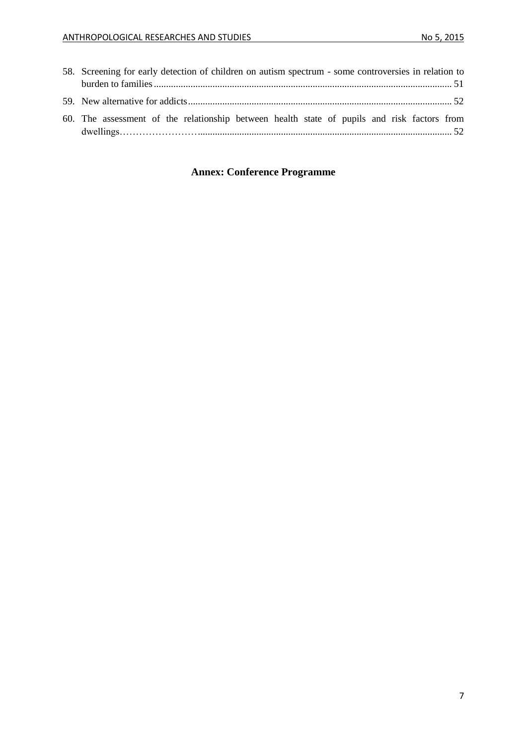58. Screening for early detection of children on autism spectrum - some controversies in relation to burden to families ........................................................................................................................ 51
59. New alternative for addicts.......................................................................................................... 52
60. The assessment of the relationship between health state of pupils and risk factors from dwellings……………………...................................................................................................... 52

## Annex: Conference Programme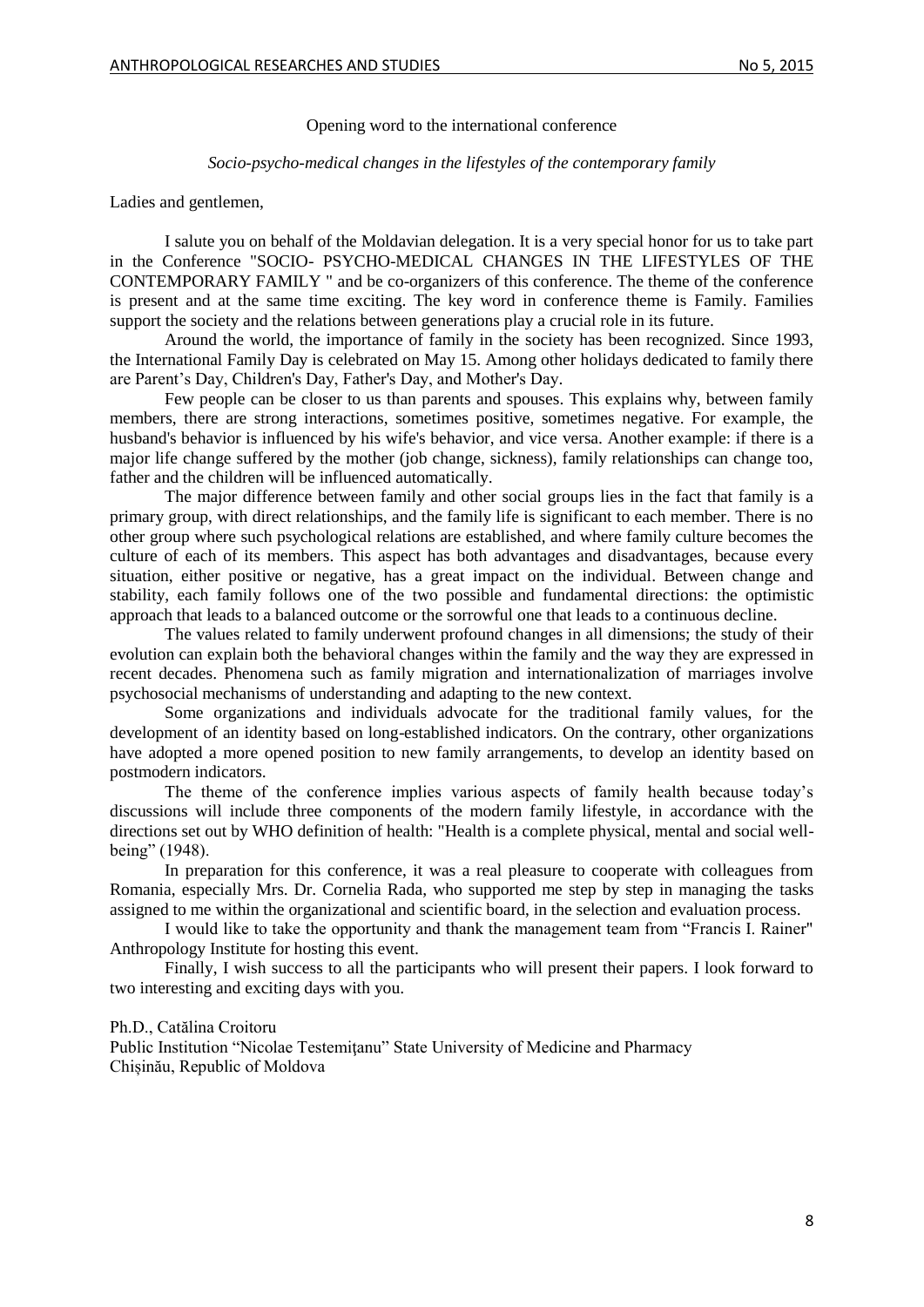Opening word to the international conference

*Socio-psycho-medical changes in the lifestyles of the contemporary family*

Ladies and gentlemen,

I salute you on behalf of the Moldavian delegation. It is a very special honor for us to take part in the Conference "SOCIO- PSYCHO-MEDICAL CHANGES IN THE LIFESTYLES OF THE CONTEMPORARY FAMILY " and be co-organizers of this conference. The theme of the conference is present and at the same time exciting. The key word in conference theme is Family. Families support the society and the relations between generations play a crucial role in its future.

Around the world, the importance of family in the society has been recognized. Since 1993, the International Family Day is celebrated on May 15. Among other holidays dedicated to family there are Parent's Day, Children's Day, Father's Day, and Mother's Day.

Few people can be closer to us than parents and spouses. This explains why, between family members, there are strong interactions, sometimes positive, sometimes negative. For example, the husband's behavior is influenced by his wife's behavior, and vice versa. Another example: if there is a major life change suffered by the mother (job change, sickness), family relationships can change too, father and the children will be influenced automatically.

The major difference between family and other social groups lies in the fact that family is a primary group, with direct relationships, and the family life is significant to each member. There is no other group where such psychological relations are established, and where family culture becomes the culture of each of its members. This aspect has both advantages and disadvantages, because every situation, either positive or negative, has a great impact on the individual. Between change and stability, each family follows one of the two possible and fundamental directions: the optimistic approach that leads to a balanced outcome or the sorrowful one that leads to a continuous decline.

The values related to family underwent profound changes in all dimensions; the study of their evolution can explain both the behavioral changes within the family and the way they are expressed in recent decades. Phenomena such as family migration and internationalization of marriages involve psychosocial mechanisms of understanding and adapting to the new context.

Some organizations and individuals advocate for the traditional family values, for the development of an identity based on long-established indicators. On the contrary, other organizations have adopted a more opened position to new family arrangements, to develop an identity based on postmodern indicators.

The theme of the conference implies various aspects of family health because today's discussions will include three components of the modern family lifestyle, in accordance with the directions set out by WHO definition of health: "Health is a complete physical, mental and social well-being" (1948).

In preparation for this conference, it was a real pleasure to cooperate with colleagues from Romania, especially Mrs. Dr. Cornelia Rada, who supported me step by step in managing the tasks assigned to me within the organizational and scientific board, in the selection and evaluation process.

I would like to take the opportunity and thank the management team from "Francis I. Rainer" Anthropology Institute for hosting this event.

Finally, I wish success to all the participants who will present their papers. I look forward to two interesting and exciting days with you.

Ph.D., Cătălina Croitoru
Public Institution "Nicolae Testemiţanu" State University of Medicine and Pharmacy
Chișinău, Republic of Moldova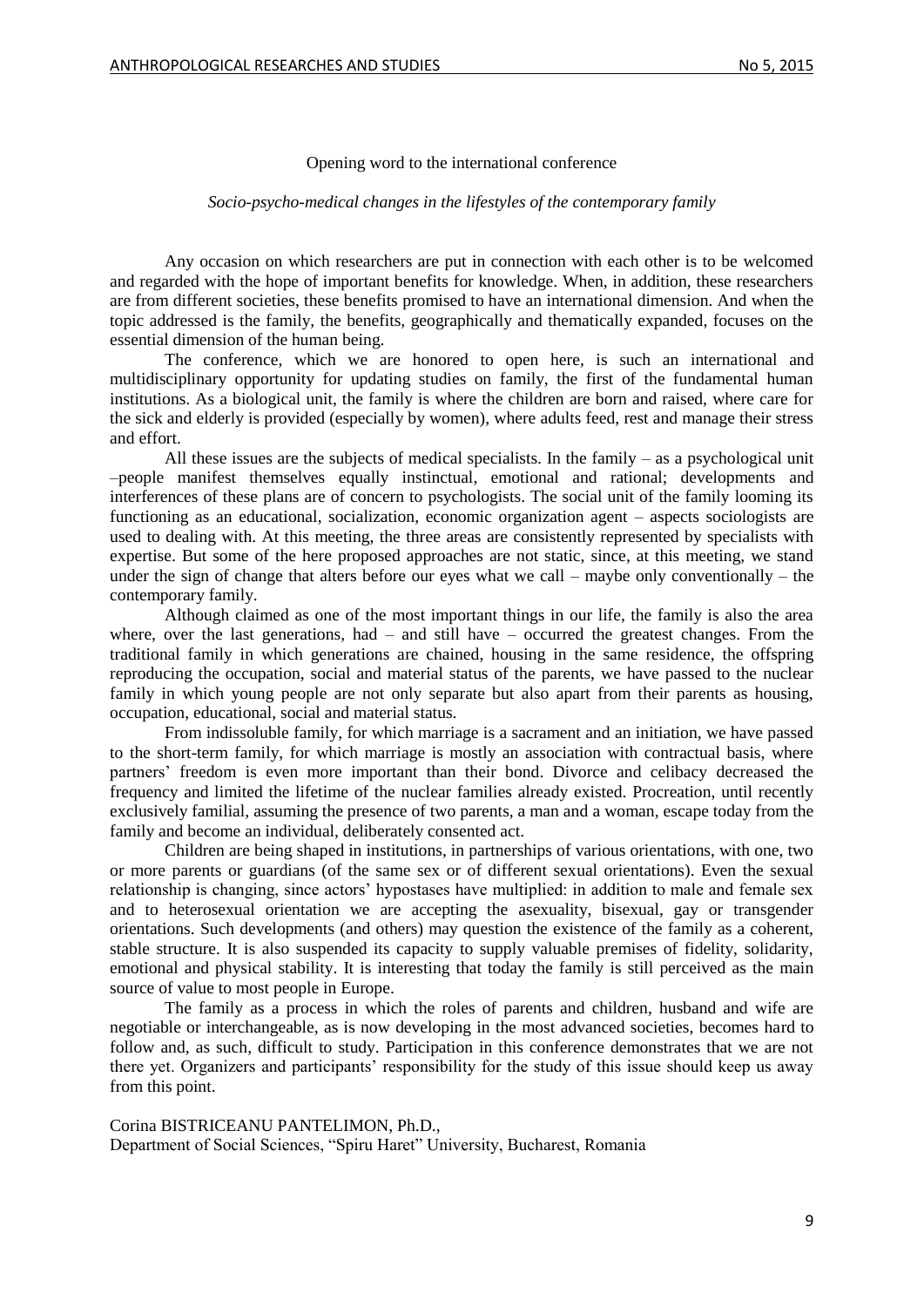Opening word to the international conference

*Socio-psycho-medical changes in the lifestyles of the contemporary family*

Any occasion on which researchers are put in connection with each other is to be welcomed and regarded with the hope of important benefits for knowledge. When, in addition, these researchers are from different societies, these benefits promised to have an international dimension. And when the topic addressed is the family, the benefits, geographically and thematically expanded, focuses on the essential dimension of the human being.

The conference, which we are honored to open here, is such an international and multidisciplinary opportunity for updating studies on family, the first of the fundamental human institutions. As a biological unit, the family is where the children are born and raised, where care for the sick and elderly is provided (especially by women), where adults feed, rest and manage their stress and effort.

All these issues are the subjects of medical specialists. In the family – as a psychological unit –people manifest themselves equally instinctual, emotional and rational; developments and interferences of these plans are of concern to psychologists. The social unit of the family looming its functioning as an educational, socialization, economic organization agent – aspects sociologists are used to dealing with. At this meeting, the three areas are consistently represented by specialists with expertise. But some of the here proposed approaches are not static, since, at this meeting, we stand under the sign of change that alters before our eyes what we call – maybe only conventionally – the contemporary family.

Although claimed as one of the most important things in our life, the family is also the area where, over the last generations, had – and still have – occurred the greatest changes. From the traditional family in which generations are chained, housing in the same residence, the offspring reproducing the occupation, social and material status of the parents, we have passed to the nuclear family in which young people are not only separate but also apart from their parents as housing, occupation, educational, social and material status.

From indissoluble family, for which marriage is a sacrament and an initiation, we have passed to the short-term family, for which marriage is mostly an association with contractual basis, where partners' freedom is even more important than their bond. Divorce and celibacy decreased the frequency and limited the lifetime of the nuclear families already existed. Procreation, until recently exclusively familial, assuming the presence of two parents, a man and a woman, escape today from the family and become an individual, deliberately consented act.

Children are being shaped in institutions, in partnerships of various orientations, with one, two or more parents or guardians (of the same sex or of different sexual orientations). Even the sexual relationship is changing, since actors' hypostases have multiplied: in addition to male and female sex and to heterosexual orientation we are accepting the asexuality, bisexual, gay or transgender orientations. Such developments (and others) may question the existence of the family as a coherent, stable structure. It is also suspended its capacity to supply valuable premises of fidelity, solidarity, emotional and physical stability. It is interesting that today the family is still perceived as the main source of value to most people in Europe.

The family as a process in which the roles of parents and children, husband and wife are negotiable or interchangeable, as is now developing in the most advanced societies, becomes hard to follow and, as such, difficult to study. Participation in this conference demonstrates that we are not there yet. Organizers and participants' responsibility for the study of this issue should keep us away from this point.

Corina BISTRICEANU PANTELIMON, Ph.D.,
Department of Social Sciences, "Spiru Haret" University, Bucharest, Romania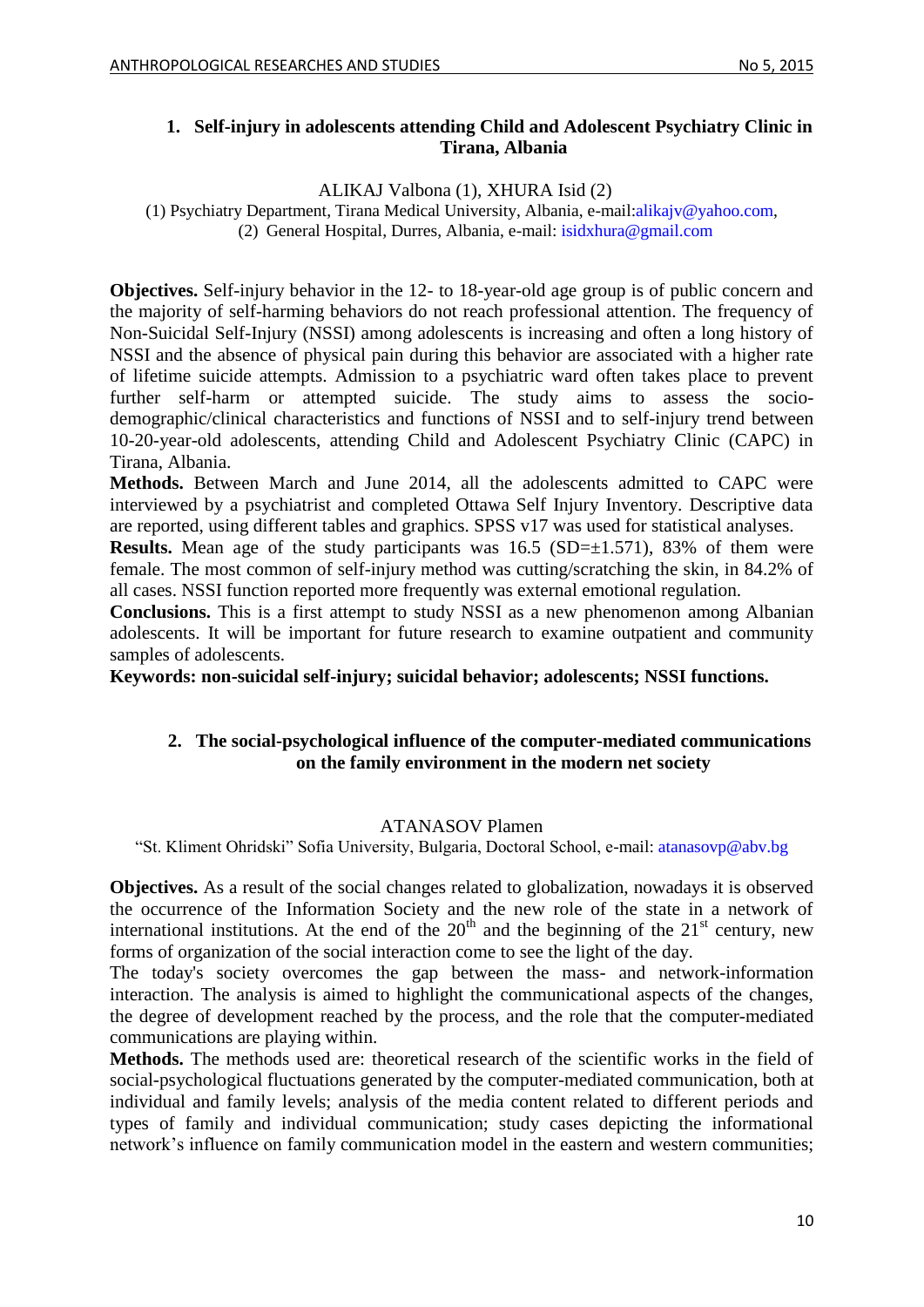## 1. Self-injury in adolescents attending Child and Adolescent Psychiatry Clinic in Tirana, Albania

ALIKAJ Valbona (1), XHURA Isid (2)

(1) Psychiatry Department, Tirana Medical University, Albania, e-mail:alikajv@yahoo.com,
(2) General Hospital, Durres, Albania, e-mail: isidxhura@gmail.com

**Objectives.** Self-injury behavior in the 12- to 18-year-old age group is of public concern and the majority of self-harming behaviors do not reach professional attention. The frequency of Non-Suicidal Self-Injury (NSSI) among adolescents is increasing and often a long history of NSSI and the absence of physical pain during this behavior are associated with a higher rate of lifetime suicide attempts. Admission to a psychiatric ward often takes place to prevent further self-harm or attempted suicide. The study aims to assess the socio-demographic/clinical characteristics and functions of NSSI and to self-injury trend between 10-20-year-old adolescents, attending Child and Adolescent Psychiatry Clinic (CAPC) in Tirana, Albania.

**Methods.** Between March and June 2014, all the adolescents admitted to CAPC were interviewed by a psychiatrist and completed Ottawa Self Injury Inventory. Descriptive data are reported, using different tables and graphics. SPSS v17 was used for statistical analyses.

**Results.** Mean age of the study participants was 16.5 (SD=±1.571), 83% of them were female. The most common of self-injury method was cutting/scratching the skin, in 84.2% of all cases. NSSI function reported more frequently was external emotional regulation.

**Conclusions.** This is a first attempt to study NSSI as a new phenomenon among Albanian adolescents. It will be important for future research to examine outpatient and community samples of adolescents.

**Keywords: non-suicidal self-injury; suicidal behavior; adolescents; NSSI functions.**

## 2. The social-psychological influence of the computer-mediated communications on the family environment in the modern net society

ATANASOV Plamen

"St. Kliment Ohridski" Sofia University, Bulgaria, Doctoral School, e-mail: atanasovp@abv.bg

**Objectives.** As a result of the social changes related to globalization, nowadays it is observed the occurrence of the Information Society and the new role of the state in a network of international institutions. At the end of the 20th and the beginning of the 21st century, new forms of organization of the social interaction come to see the light of the day.

The today's society overcomes the gap between the mass- and network-information interaction. The analysis is aimed to highlight the communicational aspects of the changes, the degree of development reached by the process, and the role that the computer-mediated communications are playing within.

**Methods.** The methods used are: theoretical research of the scientific works in the field of social-psychological fluctuations generated by the computer-mediated communication, both at individual and family levels; analysis of the media content related to different periods and types of family and individual communication; study cases depicting the informational network's influence on family communication model in the eastern and western communities;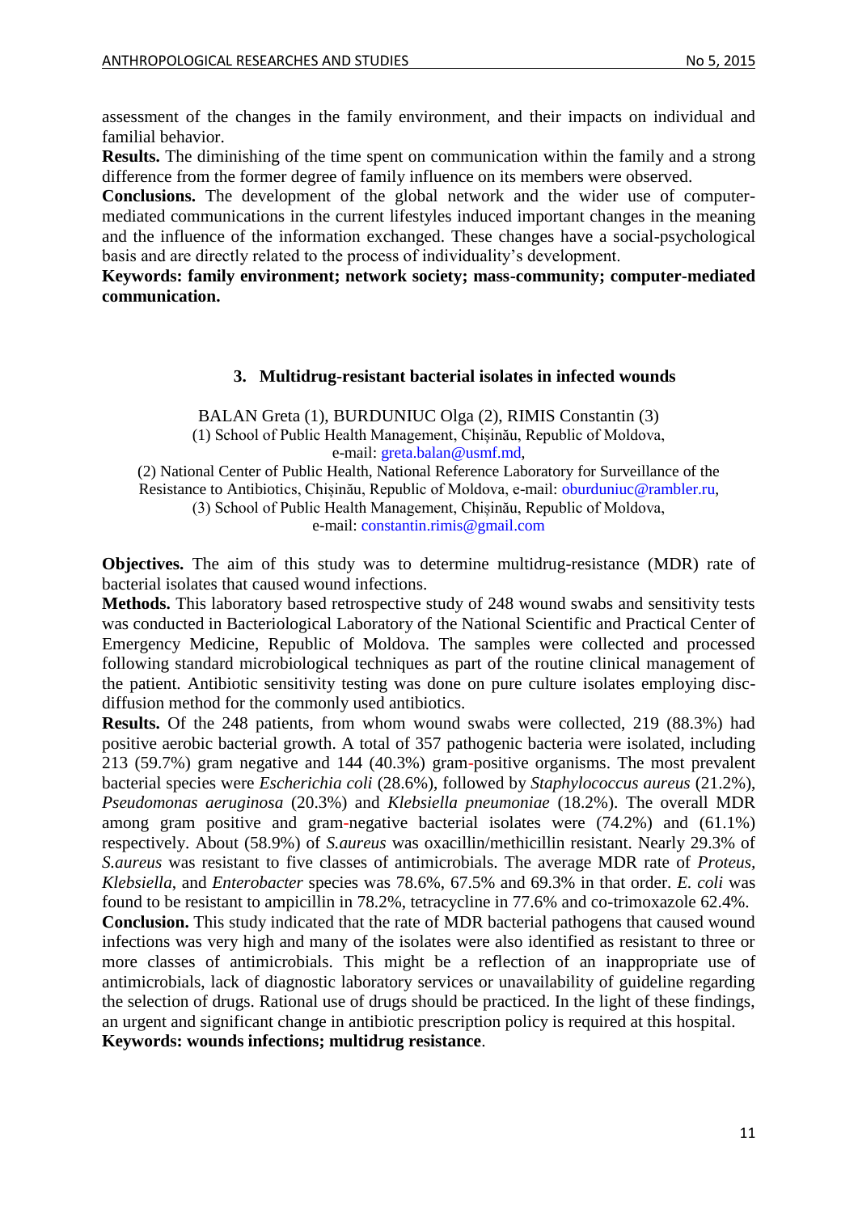assessment of the changes in the family environment, and their impacts on individual and familial behavior.

**Results.** The diminishing of the time spent on communication within the family and a strong difference from the former degree of family influence on its members were observed.

**Conclusions.** The development of the global network and the wider use of computer-mediated communications in the current lifestyles induced important changes in the meaning and the influence of the information exchanged. These changes have a social-psychological basis and are directly related to the process of individuality's development.

**Keywords: family environment; network society; mass-community; computer-mediated communication.**

### 3. Multidrug-resistant bacterial isolates in infected wounds

BALAN Greta (1), BURDUNIUC Olga (2), RIMIS Constantin (3)
(1) School of Public Health Management, Chișinău, Republic of Moldova, e-mail: greta.balan@usmf.md,
(2) National Center of Public Health, National Reference Laboratory for Surveillance of the Resistance to Antibiotics, Chișinău, Republic of Moldova, e-mail: oburduniuc@rambler.ru,
(3) School of Public Health Management, Chișinău, Republic of Moldova, e-mail: constantin.rimis@gmail.com

**Objectives.** The aim of this study was to determine multidrug-resistance (MDR) rate of bacterial isolates that caused wound infections.

**Methods.** This laboratory based retrospective study of 248 wound swabs and sensitivity tests was conducted in Bacteriological Laboratory of the National Scientific and Practical Center of Emergency Medicine, Republic of Moldova. The samples were collected and processed following standard microbiological techniques as part of the routine clinical management of the patient. Antibiotic sensitivity testing was done on pure culture isolates employing disc-diffusion method for the commonly used antibiotics.

**Results.** Of the 248 patients, from whom wound swabs were collected, 219 (88.3%) had positive aerobic bacterial growth. A total of 357 pathogenic bacteria were isolated, including 213 (59.7%) gram negative and 144 (40.3%) gram-positive organisms. The most prevalent bacterial species were *Escherichia coli* (28.6%), followed by *Staphylococcus aureus* (21.2%), *Pseudomonas aeruginosa* (20.3%) and *Klebsiella pneumoniae* (18.2%). The overall MDR among gram positive and gram-negative bacterial isolates were (74.2%) and (61.1%) respectively. About (58.9%) of *S.aureus* was oxacillin/methicillin resistant. Nearly 29.3% of *S.aureus* was resistant to five classes of antimicrobials. The average MDR rate of *Proteus, Klebsiella*, and *Enterobacter* species was 78.6%, 67.5% and 69.3% in that order. *E. coli* was found to be resistant to ampicillin in 78.2%, tetracycline in 77.6% and co-trimoxazole 62.4%.

**Conclusion.** This study indicated that the rate of MDR bacterial pathogens that caused wound infections was very high and many of the isolates were also identified as resistant to three or more classes of antimicrobials. This might be a reflection of an inappropriate use of antimicrobials, lack of diagnostic laboratory services or unavailability of guideline regarding the selection of drugs. Rational use of drugs should be practiced. In the light of these findings, an urgent and significant change in antibiotic prescription policy is required at this hospital.

**Keywords: wounds infections; multidrug resistance**.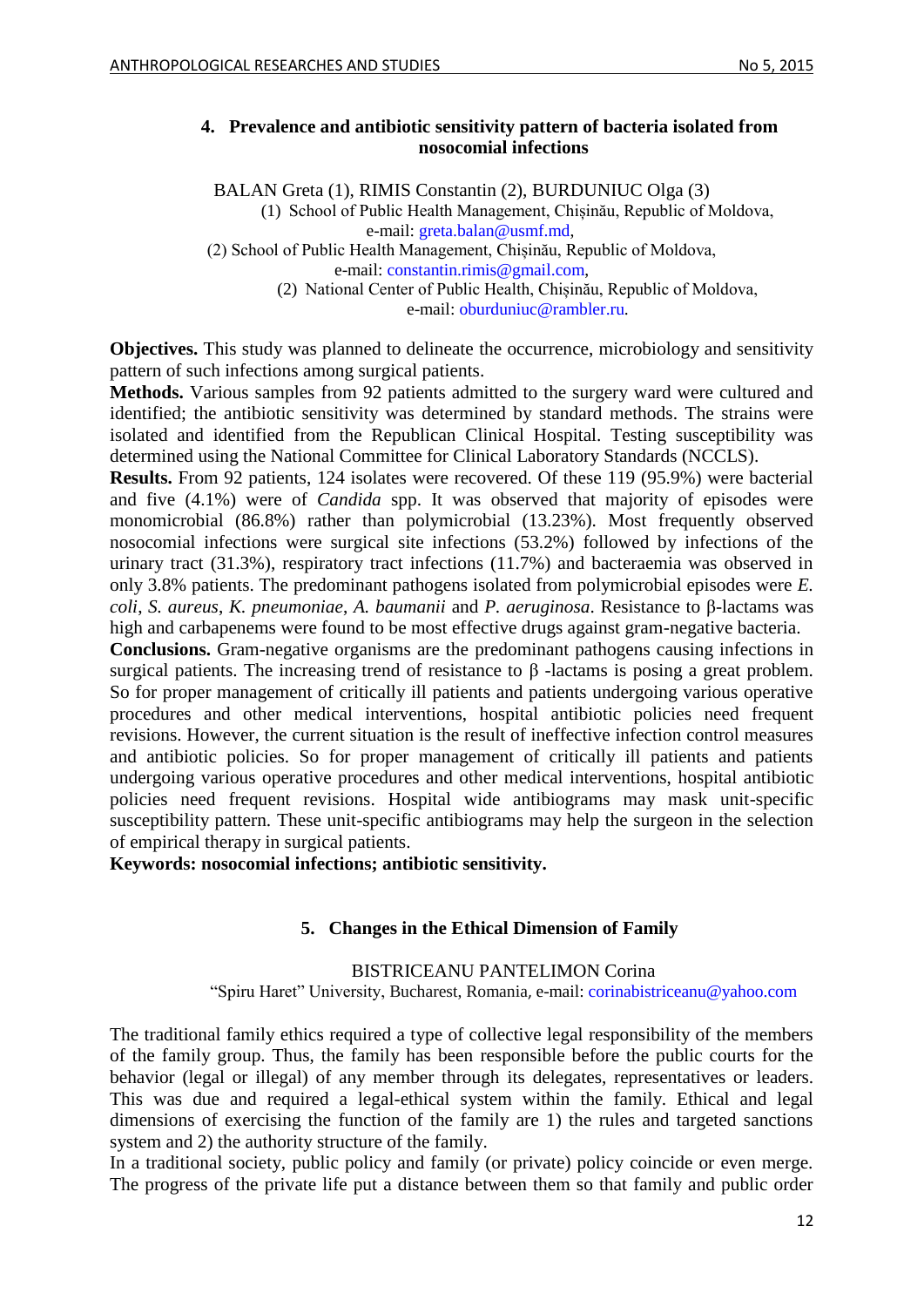## 4. Prevalence and antibiotic sensitivity pattern of bacteria isolated from nosocomial infections

BALAN Greta (1), RIMIS Constantin (2), BURDUNIUC Olga (3)

(1) School of Public Health Management, Chișinău, Republic of Moldova, e-mail: greta.balan@usmf.md,

(2) School of Public Health Management, Chișinău, Republic of Moldova, e-mail: constantin.rimis@gmail.com,

(2) National Center of Public Health, Chișinău, Republic of Moldova, e-mail: oburduniuc@rambler.ru.

**Objectives.** This study was planned to delineate the occurrence, microbiology and sensitivity pattern of such infections among surgical patients.

**Methods.** Various samples from 92 patients admitted to the surgery ward were cultured and identified; the antibiotic sensitivity was determined by standard methods. The strains were isolated and identified from the Republican Clinical Hospital. Testing susceptibility was determined using the National Committee for Clinical Laboratory Standards (NCCLS).

**Results.** From 92 patients, 124 isolates were recovered. Of these 119 (95.9%) were bacterial and five (4.1%) were of *Candida* spp. It was observed that majority of episodes were monomicrobial (86.8%) rather than polymicrobial (13.23%). Most frequently observed nosocomial infections were surgical site infections (53.2%) followed by infections of the urinary tract (31.3%), respiratory tract infections (11.7%) and bacteraemia was observed in only 3.8% patients. The predominant pathogens isolated from polymicrobial episodes were *E. coli*, *S. aureus*, *K. pneumoniae*, *A. baumanii* and *P. aeruginosa*. Resistance to β-lactams was high and carbapenems were found to be most effective drugs against gram-negative bacteria.

**Conclusions.** Gram-negative organisms are the predominant pathogens causing infections in surgical patients. The increasing trend of resistance to β -lactams is posing a great problem. So for proper management of critically ill patients and patients undergoing various operative procedures and other medical interventions, hospital antibiotic policies need frequent revisions. However, the current situation is the result of ineffective infection control measures and antibiotic policies. So for proper management of critically ill patients and patients undergoing various operative procedures and other medical interventions, hospital antibiotic policies need frequent revisions. Hospital wide antibiograms may mask unit-specific susceptibility pattern. These unit-specific antibiograms may help the surgeon in the selection of empirical therapy in surgical patients.

**Keywords: nosocomial infections; antibiotic sensitivity.**

## 5. Changes in the Ethical Dimension of Family

BISTRICEANU PANTELIMON Corina

"Spiru Haret" University, Bucharest, Romania, e-mail: corinabistriceanu@yahoo.com

The traditional family ethics required a type of collective legal responsibility of the members of the family group. Thus, the family has been responsible before the public courts for the behavior (legal or illegal) of any member through its delegates, representatives or leaders. This was due and required a legal-ethical system within the family. Ethical and legal dimensions of exercising the function of the family are 1) the rules and targeted sanctions system and 2) the authority structure of the family.

In a traditional society, public policy and family (or private) policy coincide or even merge. The progress of the private life put a distance between them so that family and public order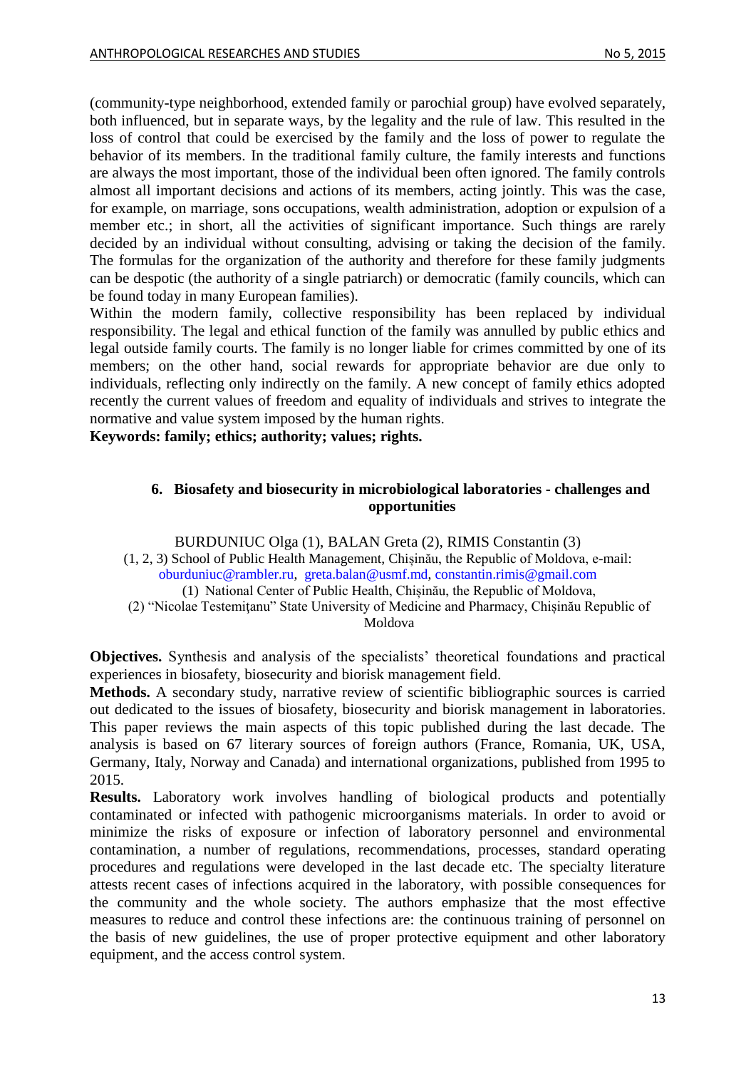(community-type neighborhood, extended family or parochial group) have evolved separately, both influenced, but in separate ways, by the legality and the rule of law. This resulted in the loss of control that could be exercised by the family and the loss of power to regulate the behavior of its members. In the traditional family culture, the family interests and functions are always the most important, those of the individual been often ignored. The family controls almost all important decisions and actions of its members, acting jointly. This was the case, for example, on marriage, sons occupations, wealth administration, adoption or expulsion of a member etc.; in short, all the activities of significant importance. Such things are rarely decided by an individual without consulting, advising or taking the decision of the family. The formulas for the organization of the authority and therefore for these family judgments can be despotic (the authority of a single patriarch) or democratic (family councils, which can be found today in many European families).

Within the modern family, collective responsibility has been replaced by individual responsibility. The legal and ethical function of the family was annulled by public ethics and legal outside family courts. The family is no longer liable for crimes committed by one of its members; on the other hand, social rewards for appropriate behavior are due only to individuals, reflecting only indirectly on the family. A new concept of family ethics adopted recently the current values of freedom and equality of individuals and strives to integrate the normative and value system imposed by the human rights.

**Keywords: family; ethics; authority; values; rights.**

## 6. Biosafety and biosecurity in microbiological laboratories - challenges and opportunities

BURDUNIUC Olga (1), BALAN Greta (2), RIMIS Constantin (3)

(1, 2, 3) School of Public Health Management, Chișinău, the Republic of Moldova, e-mail: oburduniuc@rambler.ru, greta.balan@usmf.md, constantin.rimis@gmail.com

(1) National Center of Public Health, Chișinău, the Republic of Moldova,

(2) "Nicolae Testemițanu" State University of Medicine and Pharmacy, Chișinău Republic of Moldova

**Objectives.** Synthesis and analysis of the specialists' theoretical foundations and practical experiences in biosafety, biosecurity and biorisk management field.

**Methods.** A secondary study, narrative review of scientific bibliographic sources is carried out dedicated to the issues of biosafety, biosecurity and biorisk management in laboratories. This paper reviews the main aspects of this topic published during the last decade. The analysis is based on 67 literary sources of foreign authors (France, Romania, UK, USA, Germany, Italy, Norway and Canada) and international organizations, published from 1995 to 2015.

**Results.** Laboratory work involves handling of biological products and potentially contaminated or infected with pathogenic microorganisms materials. In order to avoid or minimize the risks of exposure or infection of laboratory personnel and environmental contamination, a number of regulations, recommendations, processes, standard operating procedures and regulations were developed in the last decade etc. The specialty literature attests recent cases of infections acquired in the laboratory, with possible consequences for the community and the whole society. The authors emphasize that the most effective measures to reduce and control these infections are: the continuous training of personnel on the basis of new guidelines, the use of proper protective equipment and other laboratory equipment, and the access control system.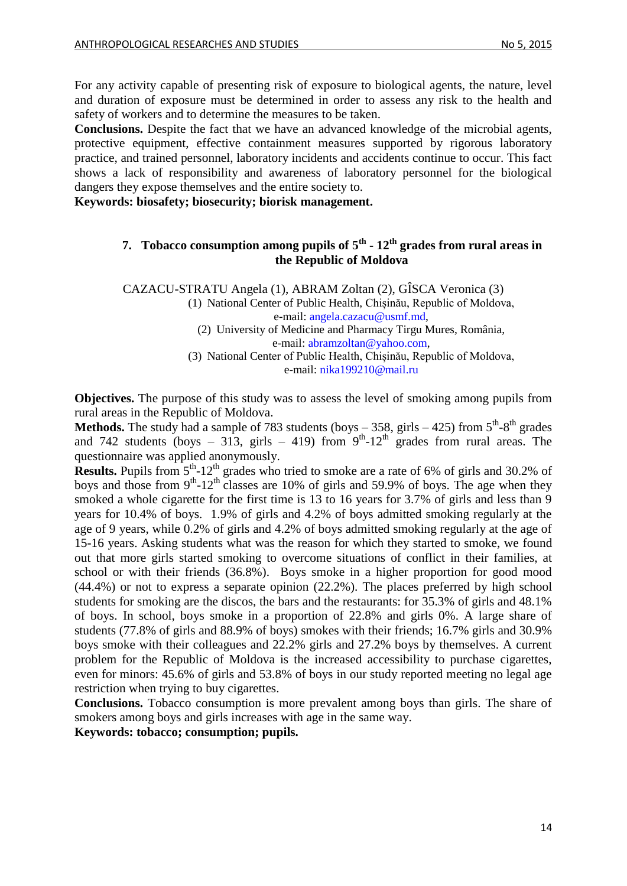For any activity capable of presenting risk of exposure to biological agents, the nature, level and duration of exposure must be determined in order to assess any risk to the health and safety of workers and to determine the measures to be taken.

**Conclusions.** Despite the fact that we have an advanced knowledge of the microbial agents, protective equipment, effective containment measures supported by rigorous laboratory practice, and trained personnel, laboratory incidents and accidents continue to occur. This fact shows a lack of responsibility and awareness of laboratory personnel for the biological dangers they expose themselves and the entire society to.

**Keywords: biosafety; biosecurity; biorisk management.**

## 7. Tobacco consumption among pupils of $5^{th}$ - $12^{th}$ grades from rural areas in the Republic of Moldova

CAZACU-STRATU Angela (1), ABRAM Zoltan (2), GÎSCA Veronica (3)

(1) National Center of Public Health, Chișinău, Republic of Moldova, e-mail: angela.cazacu@usmf.md,

(2) University of Medicine and Pharmacy Tirgu Mures, România, e-mail: abramzoltan@yahoo.com,

(3) National Center of Public Health, Chișinău, Republic of Moldova, e-mail: nika199210@mail.ru

**Objectives.** The purpose of this study was to assess the level of smoking among pupils from rural areas in the Republic of Moldova.

**Methods.** The study had a sample of 783 students (boys – 358, girls – 425) from $5^{th}$-$8^{th}$ grades and 742 students (boys – 313, girls – 419) from $9^{th}$-$12^{th}$ grades from rural areas. The questionnaire was applied anonymously.

**Results.** Pupils from $5^{th}$-$12^{th}$ grades who tried to smoke are a rate of 6% of girls and 30.2% of boys and those from $9^{th}$-$12^{th}$ classes are 10% of girls and 59.9% of boys. The age when they smoked a whole cigarette for the first time is 13 to 16 years for 3.7% of girls and less than 9 years for 10.4% of boys. 1.9% of girls and 4.2% of boys admitted smoking regularly at the age of 9 years, while 0.2% of girls and 4.2% of boys admitted smoking regularly at the age of 15-16 years. Asking students what was the reason for which they started to smoke, we found out that more girls started smoking to overcome situations of conflict in their families, at school or with their friends (36.8%). Boys smoke in a higher proportion for good mood (44.4%) or not to express a separate opinion (22.2%). The places preferred by high school students for smoking are the discos, the bars and the restaurants: for 35.3% of girls and 48.1% of boys. In school, boys smoke in a proportion of 22.8% and girls 0%. A large share of students (77.8% of girls and 88.9% of boys) smokes with their friends; 16.7% girls and 30.9% boys smoke with their colleagues and 22.2% girls and 27.2% boys by themselves. A current problem for the Republic of Moldova is the increased accessibility to purchase cigarettes, even for minors: 45.6% of girls and 53.8% of boys in our study reported meeting no legal age restriction when trying to buy cigarettes.

**Conclusions.** Tobacco consumption is more prevalent among boys than girls. The share of smokers among boys and girls increases with age in the same way.

**Keywords: tobacco; consumption; pupils.**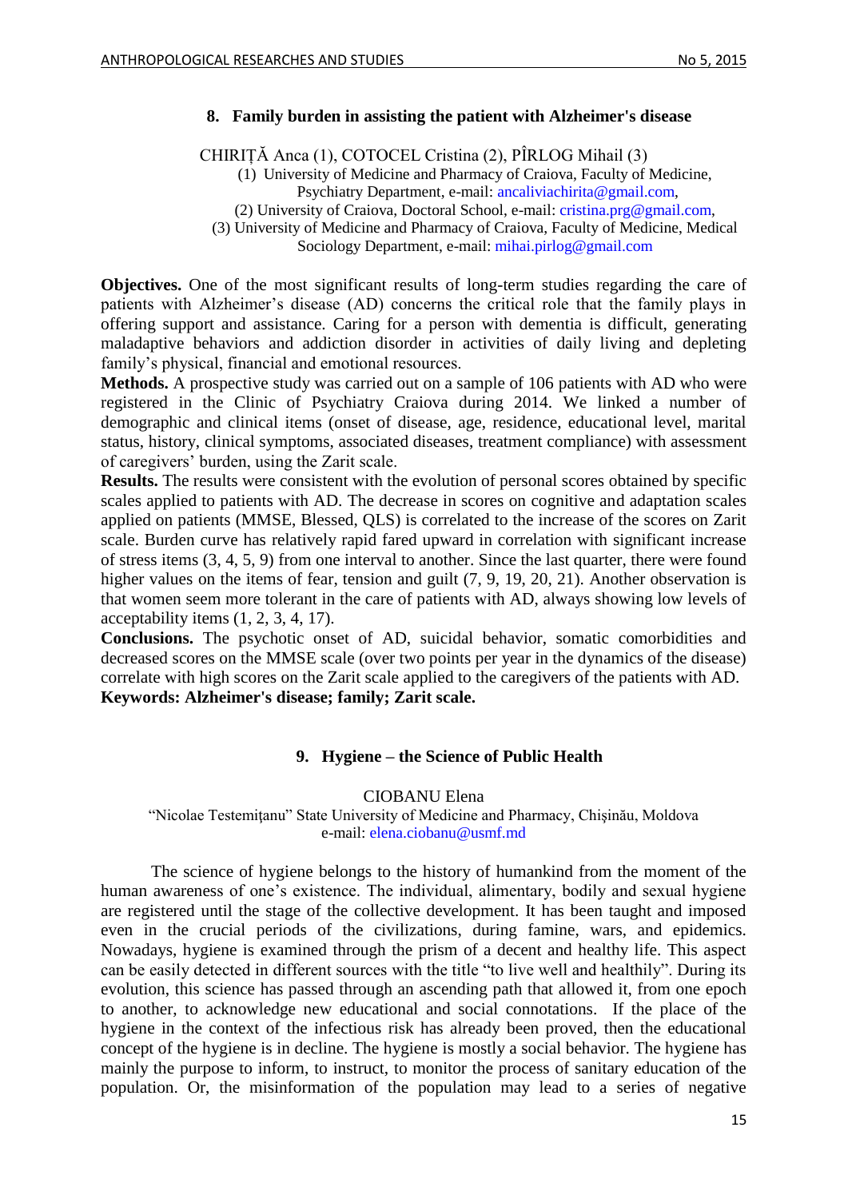## 8. Family burden in assisting the patient with Alzheimer's disease

CHIRIȚĂ Anca (1), COTOCEL Cristina (2), PÎRLOG Mihail (3)

(1) University of Medicine and Pharmacy of Craiova, Faculty of Medicine, Psychiatry Department, e-mail: ancaliviachirita@gmail.com,

(2) University of Craiova, Doctoral School, e-mail: cristina.prg@gmail.com,

(3) University of Medicine and Pharmacy of Craiova, Faculty of Medicine, Medical Sociology Department, e-mail: mihai.pirlog@gmail.com

**Objectives.** One of the most significant results of long-term studies regarding the care of patients with Alzheimer's disease (AD) concerns the critical role that the family plays in offering support and assistance. Caring for a person with dementia is difficult, generating maladaptive behaviors and addiction disorder in activities of daily living and depleting family's physical, financial and emotional resources.

**Methods.** A prospective study was carried out on a sample of 106 patients with AD who were registered in the Clinic of Psychiatry Craiova during 2014. We linked a number of demographic and clinical items (onset of disease, age, residence, educational level, marital status, history, clinical symptoms, associated diseases, treatment compliance) with assessment of caregivers' burden, using the Zarit scale.

**Results.** The results were consistent with the evolution of personal scores obtained by specific scales applied to patients with AD. The decrease in scores on cognitive and adaptation scales applied on patients (MMSE, Blessed, QLS) is correlated to the increase of the scores on Zarit scale. Burden curve has relatively rapid fared upward in correlation with significant increase of stress items (3, 4, 5, 9) from one interval to another. Since the last quarter, there were found higher values on the items of fear, tension and guilt (7, 9, 19, 20, 21). Another observation is that women seem more tolerant in the care of patients with AD, always showing low levels of acceptability items (1, 2, 3, 4, 17).

**Conclusions.** The psychotic onset of AD, suicidal behavior, somatic comorbidities and decreased scores on the MMSE scale (over two points per year in the dynamics of the disease) correlate with high scores on the Zarit scale applied to the caregivers of the patients with AD.

**Keywords: Alzheimer's disease; family; Zarit scale.**

## 9. Hygiene – the Science of Public Health

CIOBANU Elena

"Nicolae Testemiţanu" State University of Medicine and Pharmacy, Chişinău, Moldova
e-mail: elena.ciobanu@usmf.md

The science of hygiene belongs to the history of humankind from the moment of the human awareness of one's existence. The individual, alimentary, bodily and sexual hygiene are registered until the stage of the collective development. It has been taught and imposed even in the crucial periods of the civilizations, during famine, wars, and epidemics. Nowadays, hygiene is examined through the prism of a decent and healthy life. This aspect can be easily detected in different sources with the title "to live well and healthily". During its evolution, this science has passed through an ascending path that allowed it, from one epoch to another, to acknowledge new educational and social connotations. If the place of the hygiene in the context of the infectious risk has already been proved, then the educational concept of the hygiene is in decline. The hygiene is mostly a social behavior. The hygiene has mainly the purpose to inform, to instruct, to monitor the process of sanitary education of the population. Or, the misinformation of the population may lead to a series of negative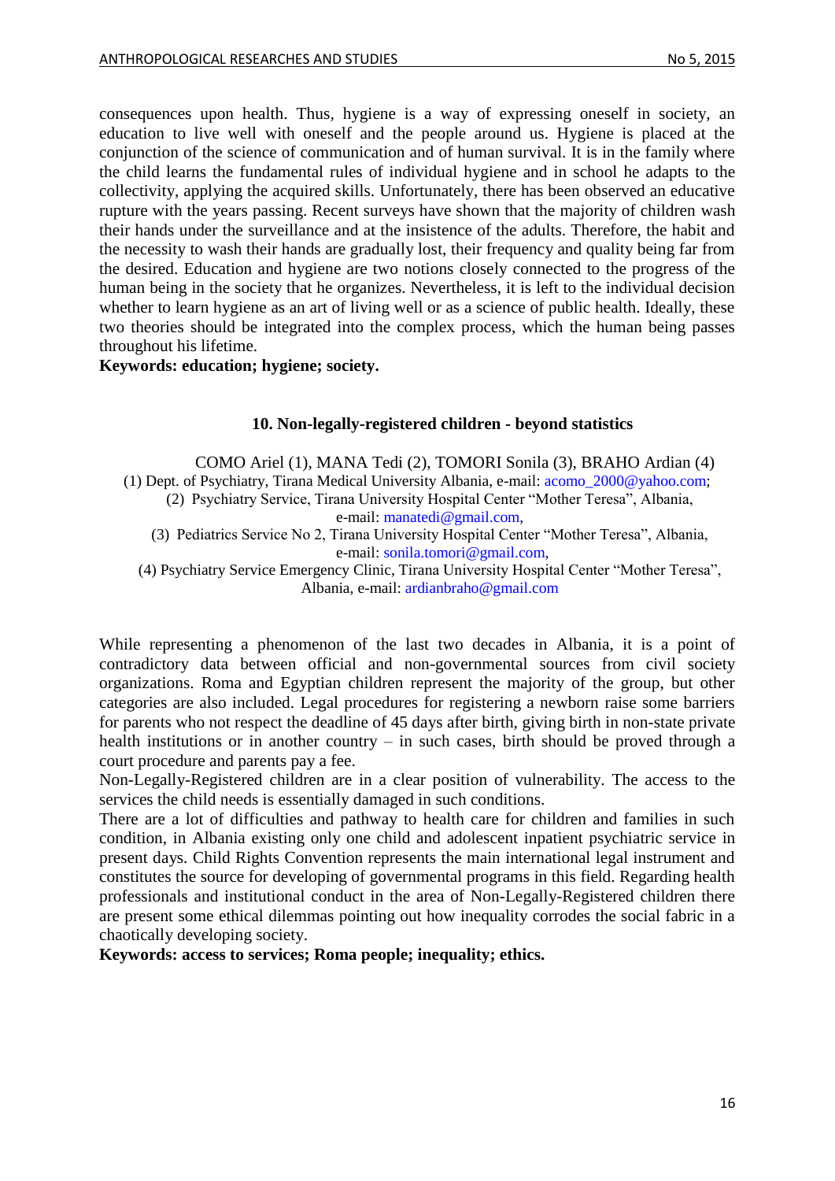consequences upon health. Thus, hygiene is a way of expressing oneself in society, an education to live well with oneself and the people around us. Hygiene is placed at the conjunction of the science of communication and of human survival. It is in the family where the child learns the fundamental rules of individual hygiene and in school he adapts to the collectivity, applying the acquired skills. Unfortunately, there has been observed an educative rupture with the years passing. Recent surveys have shown that the majority of children wash their hands under the surveillance and at the insistence of the adults. Therefore, the habit and the necessity to wash their hands are gradually lost, their frequency and quality being far from the desired. Education and hygiene are two notions closely connected to the progress of the human being in the society that he organizes. Nevertheless, it is left to the individual decision whether to learn hygiene as an art of living well or as a science of public health. Ideally, these two theories should be integrated into the complex process, which the human being passes throughout his lifetime.

**Keywords: education; hygiene; society.**

## 10. Non-legally-registered children - beyond statistics

COMO Ariel (1), MANA Tedi (2), TOMORI Sonila (3), BRAHO Ardian (4)

(1) Dept. of Psychiatry, Tirana Medical University Albania, e-mail: acomo_2000@yahoo.com;

(2) Psychiatry Service, Tirana University Hospital Center "Mother Teresa", Albania, e-mail: manatedi@gmail.com,

(3) Pediatrics Service No 2, Tirana University Hospital Center "Mother Teresa", Albania, e-mail: sonila.tomori@gmail.com,

(4) Psychiatry Service Emergency Clinic, Tirana University Hospital Center "Mother Teresa", Albania, e-mail: ardianbraho@gmail.com

While representing a phenomenon of the last two decades in Albania, it is a point of contradictory data between official and non-governmental sources from civil society organizations. Roma and Egyptian children represent the majority of the group, but other categories are also included. Legal procedures for registering a newborn raise some barriers for parents who not respect the deadline of 45 days after birth, giving birth in non-state private health institutions or in another country – in such cases, birth should be proved through a court procedure and parents pay a fee.

Non-Legally-Registered children are in a clear position of vulnerability. The access to the services the child needs is essentially damaged in such conditions.

There are a lot of difficulties and pathway to health care for children and families in such condition, in Albania existing only one child and adolescent inpatient psychiatric service in present days. Child Rights Convention represents the main international legal instrument and constitutes the source for developing of governmental programs in this field. Regarding health professionals and institutional conduct in the area of Non-Legally-Registered children there are present some ethical dilemmas pointing out how inequality corrodes the social fabric in a chaotically developing society.

**Keywords: access to services; Roma people; inequality; ethics.**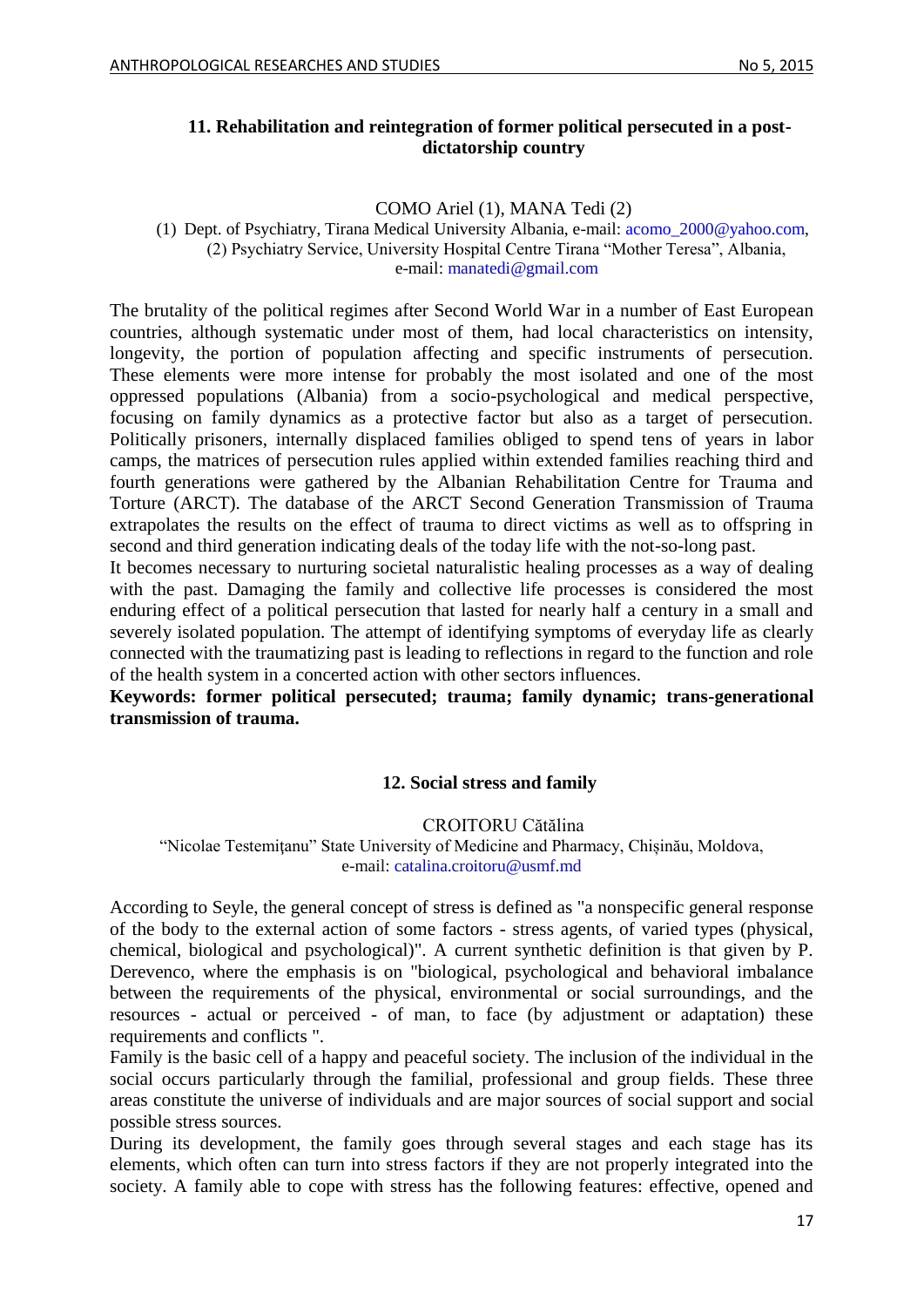## 11. Rehabilitation and reintegration of former political persecuted in a post-dictatorship country

COMO Ariel (1), MANA Tedi (2)

(1) Dept. of Psychiatry, Tirana Medical University Albania, e-mail: acomo_2000@yahoo.com,
(2) Psychiatry Service, University Hospital Centre Tirana "Mother Teresa", Albania,
e-mail: manatedi@gmail.com

The brutality of the political regimes after Second World War in a number of East European countries, although systematic under most of them, had local characteristics on intensity, longevity, the portion of population affecting and specific instruments of persecution. These elements were more intense for probably the most isolated and one of the most oppressed populations (Albania) from a socio-psychological and medical perspective, focusing on family dynamics as a protective factor but also as a target of persecution. Politically prisoners, internally displaced families obliged to spend tens of years in labor camps, the matrices of persecution rules applied within extended families reaching third and fourth generations were gathered by the Albanian Rehabilitation Centre for Trauma and Torture (ARCT). The database of the ARCT Second Generation Transmission of Trauma extrapolates the results on the effect of trauma to direct victims as well as to offspring in second and third generation indicating deals of the today life with the not-so-long past.

It becomes necessary to nurturing societal naturalistic healing processes as a way of dealing with the past. Damaging the family and collective life processes is considered the most enduring effect of a political persecution that lasted for nearly half a century in a small and severely isolated population. The attempt of identifying symptoms of everyday life as clearly connected with the traumatizing past is leading to reflections in regard to the function and role of the health system in a concerted action with other sectors influences.

**Keywords: former political persecuted; trauma; family dynamic; trans-generational transmission of trauma.**

## 12. Social stress and family

CROITORU Cătălina

"Nicolae Testemiţanu" State University of Medicine and Pharmacy, Chişinău, Moldova,
e-mail: catalina.croitoru@usmf.md

According to Seyle, the general concept of stress is defined as "a nonspecific general response of the body to the external action of some factors - stress agents, of varied types (physical, chemical, biological and psychological)". A current synthetic definition is that given by P. Derevenco, where the emphasis is on "biological, psychological and behavioral imbalance between the requirements of the physical, environmental or social surroundings, and the resources - actual or perceived - of man, to face (by adjustment or adaptation) these requirements and conflicts ".

Family is the basic cell of a happy and peaceful society. The inclusion of the individual in the social occurs particularly through the familial, professional and group fields. These three areas constitute the universe of individuals and are major sources of social support and social possible stress sources.

During its development, the family goes through several stages and each stage has its elements, which often can turn into stress factors if they are not properly integrated into the society. A family able to cope with stress has the following features: effective, opened and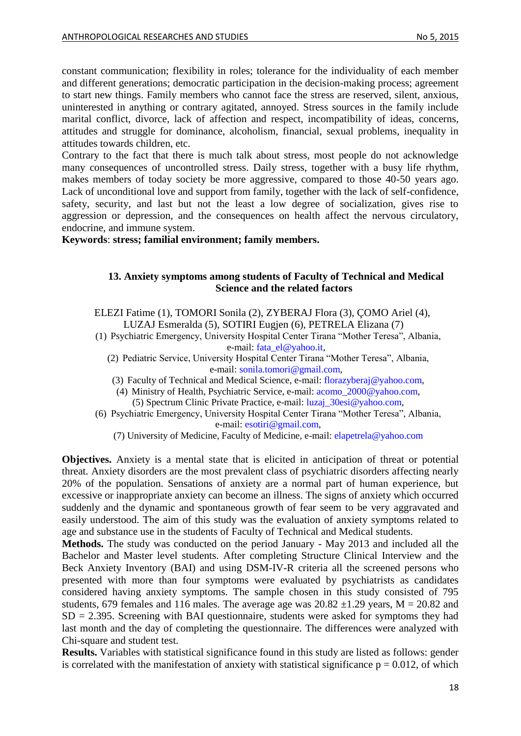constant communication; flexibility in roles; tolerance for the individuality of each member and different generations; democratic participation in the decision-making process; agreement to start new things. Family members who cannot face the stress are reserved, silent, anxious, uninterested in anything or contrary agitated, annoyed. Stress sources in the family include marital conflict, divorce, lack of affection and respect, incompatibility of ideas, concerns, attitudes and struggle for dominance, alcoholism, financial, sexual problems, inequality in attitudes towards children, etc.

Contrary to the fact that there is much talk about stress, most people do not acknowledge many consequences of uncontrolled stress. Daily stress, together with a busy life rhythm, makes members of today society be more aggressive, compared to those 40-50 years ago. Lack of unconditional love and support from family, together with the lack of self-confidence, safety, security, and last but not the least a low degree of socialization, gives rise to aggression or depression, and the consequences on health affect the nervous circulatory, endocrine, and immune system.

**Keywords**: **stress; familial environment; family members.**

## 13. Anxiety symptoms among students of Faculty of Technical and Medical Science and the related factors

ELEZI Fatime (1), TOMORI Sonila (2), ZYBERAJ Flora (3), ÇOMO Ariel (4), LUZAJ Esmeralda (5), SOTIRI Eugjen (6), PETRELA Elizana (7)

(1) Psychiatric Emergency, University Hospital Center Tirana "Mother Teresa", Albania, e-mail: fata_el@yahoo.it,

(2) Pediatric Service, University Hospital Center Tirana "Mother Teresa", Albania, e-mail: sonila.tomori@gmail.com,

(3) Faculty of Technical and Medical Science, e-mail: florazyberaj@yahoo.com,

(4) Ministry of Health, Psychiatric Service, e-mail: acomo_2000@yahoo.com,

(5) Spectrum Clinic Private Practice, e-mail: luzaj_30esi@yahoo.com,

(6) Psychiatric Emergency, University Hospital Center Tirana "Mother Teresa", Albania, e-mail: esotiri@gmail.com,

(7) University of Medicine, Faculty of Medicine, e-mail: elapetrela@yahoo.com

**Objectives.** Anxiety is a mental state that is elicited in anticipation of threat or potential threat. Anxiety disorders are the most prevalent class of psychiatric disorders affecting nearly 20% of the population. Sensations of anxiety are a normal part of human experience, but excessive or inappropriate anxiety can become an illness. The signs of anxiety which occurred suddenly and the dynamic and spontaneous growth of fear seem to be very aggravated and easily understood. The aim of this study was the evaluation of anxiety symptoms related to age and substance use in the students of Faculty of Technical and Medical students.

**Methods.** The study was conducted on the period January - May 2013 and included all the Bachelor and Master level students. After completing Structure Clinical Interview and the Beck Anxiety Inventory (BAI) and using DSM-IV-R criteria all the screened persons who presented with more than four symptoms were evaluated by psychiatrists as candidates considered having anxiety symptoms. The sample chosen in this study consisted of 795 students, 679 females and 116 males. The average age was 20.82 $\pm$1.29 years, $M = 20.82$ and $SD = 2.395$. Screening with BAI questionnaire, students were asked for symptoms they had last month and the day of completing the questionnaire. The differences were analyzed with Chi-square and student test.

**Results.** Variables with statistical significance found in this study are listed as follows: gender is correlated with the manifestation of anxiety with statistical significance $p = 0.012$, of which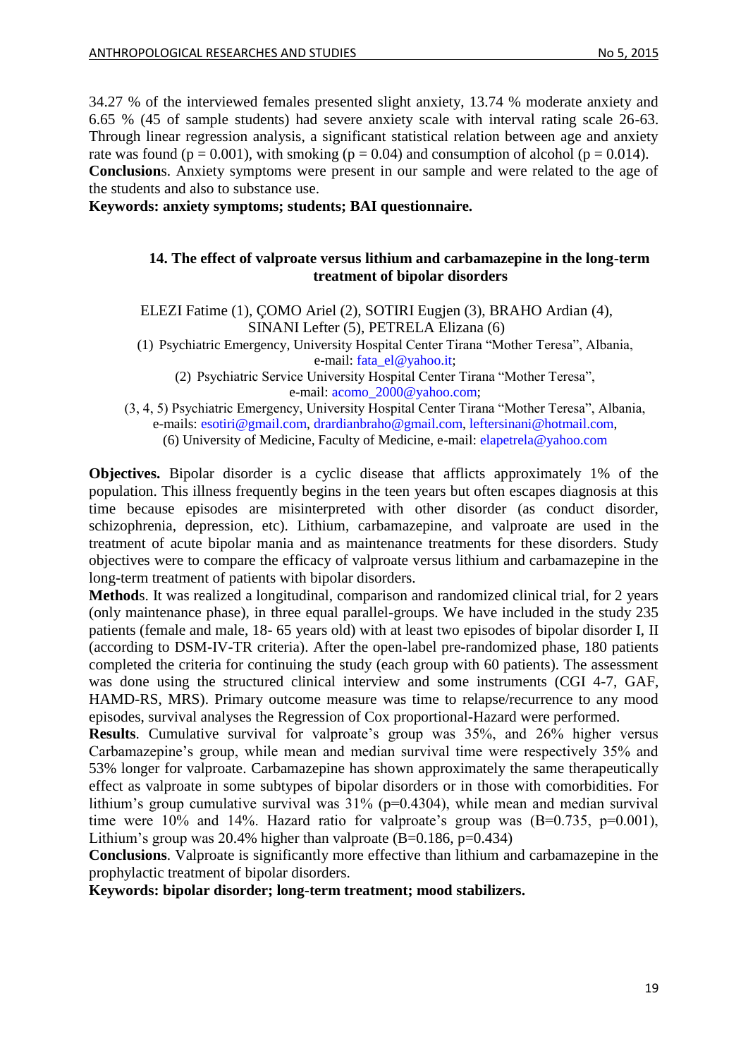34.27 % of the interviewed females presented slight anxiety, 13.74 % moderate anxiety and 6.65 % (45 of sample students) had severe anxiety scale with interval rating scale 26-63. Through linear regression analysis, a significant statistical relation between age and anxiety rate was found ($p = 0.001$), with smoking ($p = 0.04$) and consumption of alcohol ($p = 0.014$).

**Conclusion**s. Anxiety symptoms were present in our sample and were related to the age of the students and also to substance use.

**Keywords: anxiety symptoms; students; BAI questionnaire.**

## 14. The effect of valproate versus lithium and carbamazepine in the long-term treatment of bipolar disorders

ELEZI Fatime (1), ÇOMO Ariel (2), SOTIRI Eugjen (3), BRAHO Ardian (4), SINANI Lefter (5), PETRELA Elizana (6)

(1) Psychiatric Emergency, University Hospital Center Tirana "Mother Teresa", Albania, e-mail: fata_el@yahoo.it;

(2) Psychiatric Service University Hospital Center Tirana "Mother Teresa", e-mail: acomo_2000@yahoo.com;

(3, 4, 5) Psychiatric Emergency, University Hospital Center Tirana "Mother Teresa", Albania, e-mails: esotiri@gmail.com, drardianbraho@gmail.com, leftersinani@hotmail.com,

(6) University of Medicine, Faculty of Medicine, e-mail: elapetrela@yahoo.com

**Objectives.** Bipolar disorder is a cyclic disease that afflicts approximately 1% of the population. This illness frequently begins in the teen years but often escapes diagnosis at this time because episodes are misinterpreted with other disorder (as conduct disorder, schizophrenia, depression, etc). Lithium, carbamazepine, and valproate are used in the treatment of acute bipolar mania and as maintenance treatments for these disorders. Study objectives were to compare the efficacy of valproate versus lithium and carbamazepine in the long-term treatment of patients with bipolar disorders.

**Method**s. It was realized a longitudinal, comparison and randomized clinical trial, for 2 years (only maintenance phase), in three equal parallel-groups. We have included in the study 235 patients (female and male, 18- 65 years old) with at least two episodes of bipolar disorder I, II (according to DSM-IV-TR criteria). After the open-label pre-randomized phase, 180 patients completed the criteria for continuing the study (each group with 60 patients). The assessment was done using the structured clinical interview and some instruments (CGI 4-7, GAF, HAMD-RS, MRS). Primary outcome measure was time to relapse/recurrence to any mood episodes, survival analyses the Regression of Cox proportional-Hazard were performed.

**Results**. Cumulative survival for valproate's group was 35%, and 26% higher versus Carbamazepine's group, while mean and median survival time were respectively 35% and 53% longer for valproate. Carbamazepine has shown approximately the same therapeutically effect as valproate in some subtypes of bipolar disorders or in those with comorbidities. For lithium's group cumulative survival was 31% ($p=0.4304$), while mean and median survival time were 10% and 14%. Hazard ratio for valproate's group was ($B=0.735$, $p=0.001$), Lithium's group was 20.4% higher than valproate ($B=0.186$, $p=0.434$)

**Conclusions**. Valproate is significantly more effective than lithium and carbamazepine in the prophylactic treatment of bipolar disorders.

**Keywords: bipolar disorder; long-term treatment; mood stabilizers.**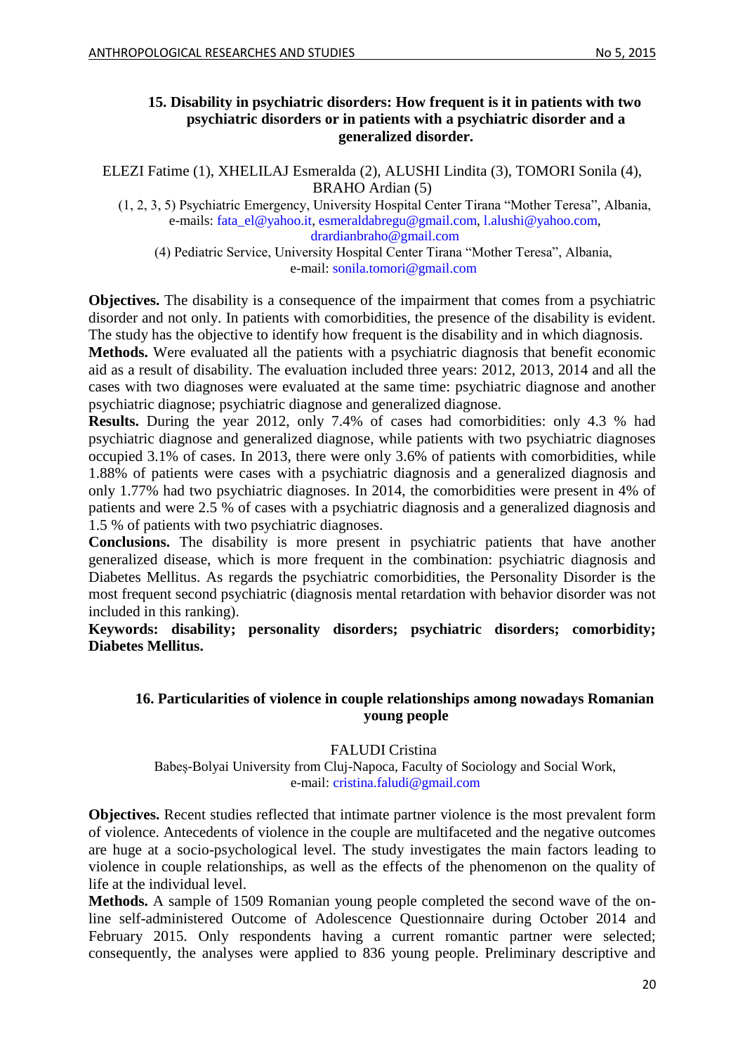## 15. Disability in psychiatric disorders: How frequent is it in patients with two psychiatric disorders or in patients with a psychiatric disorder and a generalized disorder.

ELEZI Fatime (1), XHELILAJ Esmeralda (2), ALUSHI Lindita (3), TOMORI Sonila (4), BRAHO Ardian (5)

(1, 2, 3, 5) Psychiatric Emergency, University Hospital Center Tirana "Mother Teresa", Albania, e-mails: fata_el@yahoo.it, esmeraldabregu@gmail.com, l.alushi@yahoo.com, drardianbraho@gmail.com

(4) Pediatric Service, University Hospital Center Tirana "Mother Teresa", Albania, e-mail: sonila.tomori@gmail.com

**Objectives.** The disability is a consequence of the impairment that comes from a psychiatric disorder and not only. In patients with comorbidities, the presence of the disability is evident. The study has the objective to identify how frequent is the disability and in which diagnosis.

**Methods.** Were evaluated all the patients with a psychiatric diagnosis that benefit economic aid as a result of disability. The evaluation included three years: 2012, 2013, 2014 and all the cases with two diagnoses were evaluated at the same time: psychiatric diagnose and another psychiatric diagnose; psychiatric diagnose and generalized diagnose.

**Results.** During the year 2012, only 7.4% of cases had comorbidities: only 4.3 % had psychiatric diagnose and generalized diagnose, while patients with two psychiatric diagnoses occupied 3.1% of cases. In 2013, there were only 3.6% of patients with comorbidities, while 1.88% of patients were cases with a psychiatric diagnosis and a generalized diagnosis and only 1.77% had two psychiatric diagnoses. In 2014, the comorbidities were present in 4% of patients and were 2.5 % of cases with a psychiatric diagnosis and a generalized diagnosis and 1.5 % of patients with two psychiatric diagnoses.

**Conclusions.** The disability is more present in psychiatric patients that have another generalized disease, which is more frequent in the combination: psychiatric diagnosis and Diabetes Mellitus. As regards the psychiatric comorbidities, the Personality Disorder is the most frequent second psychiatric (diagnosis mental retardation with behavior disorder was not included in this ranking).

**Keywords: disability; personality disorders; psychiatric disorders; comorbidity; Diabetes Mellitus.**

## 16. Particularities of violence in couple relationships among nowadays Romanian young people

FALUDI Cristina

Babeș-Bolyai University from Cluj-Napoca, Faculty of Sociology and Social Work, e-mail: cristina.faludi@gmail.com

**Objectives.** Recent studies reflected that intimate partner violence is the most prevalent form of violence. Antecedents of violence in the couple are multifaceted and the negative outcomes are huge at a socio-psychological level. The study investigates the main factors leading to violence in couple relationships, as well as the effects of the phenomenon on the quality of life at the individual level.

**Methods.** A sample of 1509 Romanian young people completed the second wave of the on-line self-administered Outcome of Adolescence Questionnaire during October 2014 and February 2015. Only respondents having a current romantic partner were selected; consequently, the analyses were applied to 836 young people. Preliminary descriptive and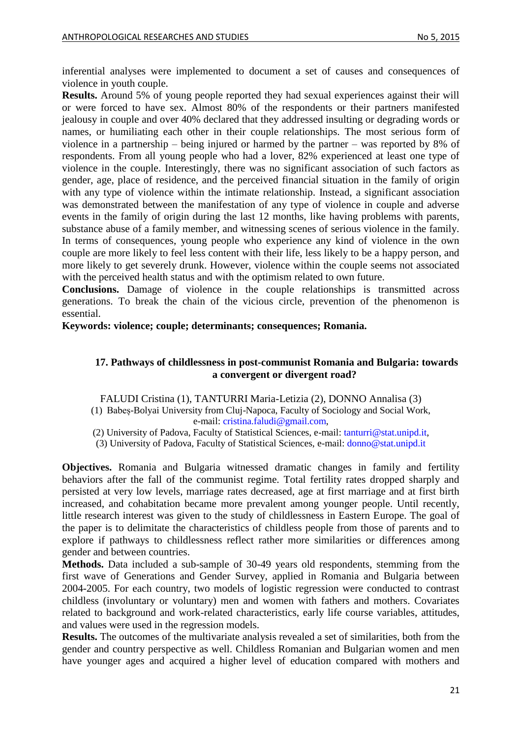inferential analyses were implemented to document a set of causes and consequences of violence in youth couple.

**Results.** Around 5% of young people reported they had sexual experiences against their will or were forced to have sex. Almost 80% of the respondents or their partners manifested jealousy in couple and over 40% declared that they addressed insulting or degrading words or names, or humiliating each other in their couple relationships. The most serious form of violence in a partnership – being injured or harmed by the partner – was reported by 8% of respondents. From all young people who had a lover, 82% experienced at least one type of violence in the couple. Interestingly, there was no significant association of such factors as gender, age, place of residence, and the perceived financial situation in the family of origin with any type of violence within the intimate relationship. Instead, a significant association was demonstrated between the manifestation of any type of violence in couple and adverse events in the family of origin during the last 12 months, like having problems with parents, substance abuse of a family member, and witnessing scenes of serious violence in the family. In terms of consequences, young people who experience any kind of violence in the own couple are more likely to feel less content with their life, less likely to be a happy person, and more likely to get severely drunk. However, violence within the couple seems not associated with the perceived health status and with the optimism related to own future.

**Conclusions.** Damage of violence in the couple relationships is transmitted across generations. To break the chain of the vicious circle, prevention of the phenomenon is essential.

**Keywords: violence; couple; determinants; consequences; Romania.**

### 17. Pathways of childlessness in post-communist Romania and Bulgaria: towards a convergent or divergent road?

FALUDI Cristina (1), TANTURRI Maria-Letizia (2), DONNO Annalisa (3)

(1) Babeș-Bolyai University from Cluj-Napoca, Faculty of Sociology and Social Work, e-mail: cristina.faludi@gmail.com,

(2) University of Padova, Faculty of Statistical Sciences, e-mail: tanturri@stat.unipd.it,

(3) University of Padova, Faculty of Statistical Sciences, e-mail: donno@stat.unipd.it

**Objectives.** Romania and Bulgaria witnessed dramatic changes in family and fertility behaviors after the fall of the communist regime. Total fertility rates dropped sharply and persisted at very low levels, marriage rates decreased, age at first marriage and at first birth increased, and cohabitation became more prevalent among younger people. Until recently, little research interest was given to the study of childlessness in Eastern Europe. The goal of the paper is to delimitate the characteristics of childless people from those of parents and to explore if pathways to childlessness reflect rather more similarities or differences among gender and between countries.

**Methods.** Data included a sub-sample of 30-49 years old respondents, stemming from the first wave of Generations and Gender Survey, applied in Romania and Bulgaria between 2004-2005. For each country, two models of logistic regression were conducted to contrast childless (involuntary or voluntary) men and women with fathers and mothers. Covariates related to background and work-related characteristics, early life course variables, attitudes, and values were used in the regression models.

**Results.** The outcomes of the multivariate analysis revealed a set of similarities, both from the gender and country perspective as well. Childless Romanian and Bulgarian women and men have younger ages and acquired a higher level of education compared with mothers and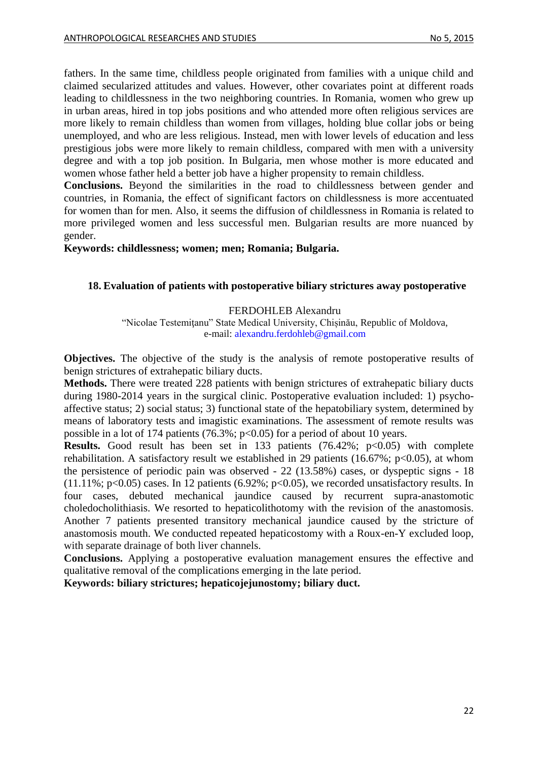fathers. In the same time, childless people originated from families with a unique child and claimed secularized attitudes and values. However, other covariates point at different roads leading to childlessness in the two neighboring countries. In Romania, women who grew up in urban areas, hired in top jobs positions and who attended more often religious services are more likely to remain childless than women from villages, holding blue collar jobs or being unemployed, and who are less religious. Instead, men with lower levels of education and less prestigious jobs were more likely to remain childless, compared with men with a university degree and with a top job position. In Bulgaria, men whose mother is more educated and women whose father held a better job have a higher propensity to remain childless.

**Conclusions.** Beyond the similarities in the road to childlessness between gender and countries, in Romania, the effect of significant factors on childlessness is more accentuated for women than for men. Also, it seems the diffusion of childlessness in Romania is related to more privileged women and less successful men. Bulgarian results are more nuanced by gender.

**Keywords: childlessness; women; men; Romania; Bulgaria.**

## 18. Evaluation of patients with postoperative biliary strictures away postoperative

FERDOHLEB Alexandru

"Nicolae Testemițanu" State Medical University, Chișinău, Republic of Moldova,
e-mail: alexandru.ferdohleb@gmail.com

**Objectives.** The objective of the study is the analysis of remote postoperative results of benign strictures of extrahepatic biliary ducts.

**Methods.** There were treated 228 patients with benign strictures of extrahepatic biliary ducts during 1980-2014 years in the surgical clinic. Postoperative evaluation included: 1) psycho-affective status; 2) social status; 3) functional state of the hepatobiliary system, determined by means of laboratory tests and imagistic examinations. The assessment of remote results was possible in a lot of 174 patients (76.3%; $p<0.05$) for a period of about 10 years.

**Results.** Good result has been set in 133 patients (76.42%; $p<0.05$) with complete rehabilitation. A satisfactory result we established in 29 patients (16.67%; $p<0.05$), at whom the persistence of periodic pain was observed - 22 (13.58%) cases, or dyspeptic signs - 18 (11.11%; $p<0.05$) cases. In 12 patients (6.92%; $p<0.05$), we recorded unsatisfactory results. In four cases, debuted mechanical jaundice caused by recurrent supra-anastomotic choledocholithiasis. We resorted to hepaticolithotomy with the revision of the anastomosis. Another 7 patients presented transitory mechanical jaundice caused by the stricture of anastomosis mouth. We conducted repeated hepaticostomy with a Roux-en-Y excluded loop, with separate drainage of both liver channels.

**Conclusions.** Applying a postoperative evaluation management ensures the effective and qualitative removal of the complications emerging in the late period.

**Keywords: biliary strictures; hepaticojejunostomy; biliary duct.**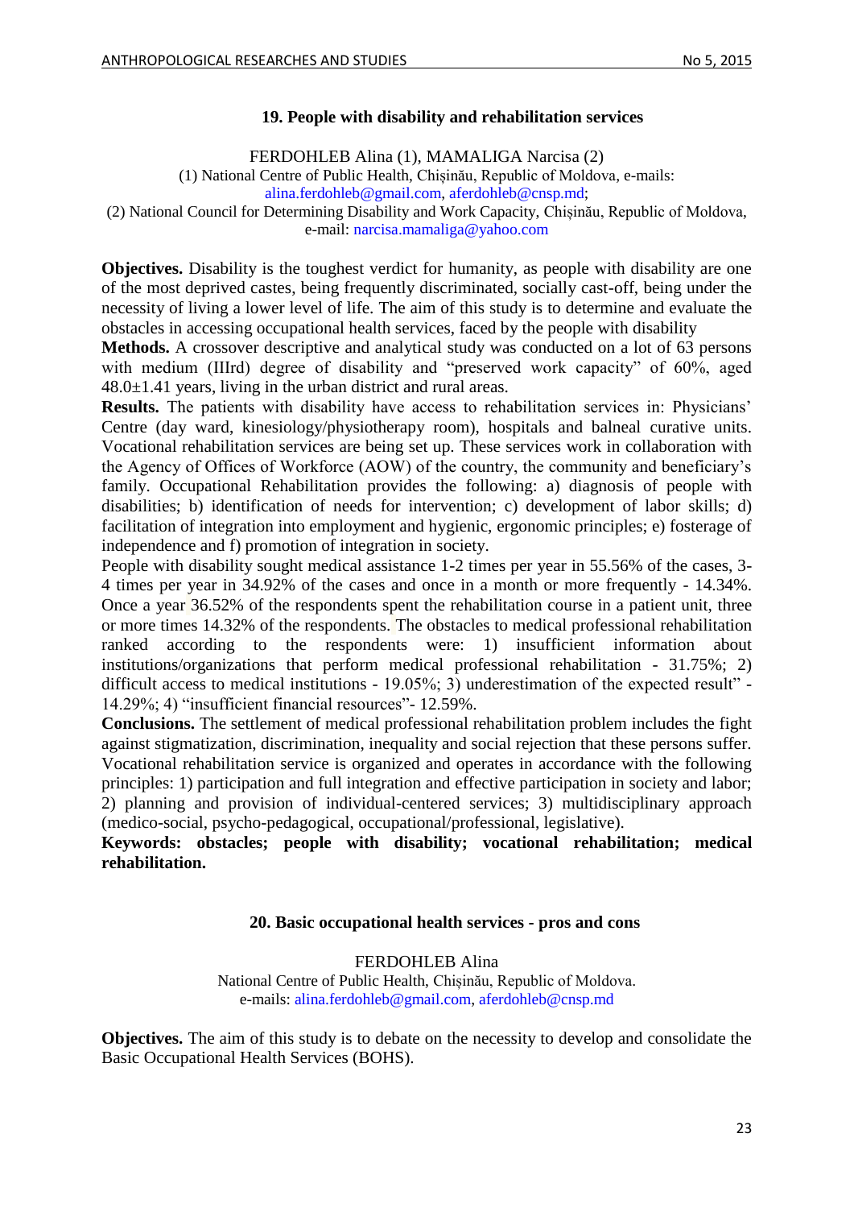## 19. People with disability and rehabilitation services

FERDOHLEB Alina (1), MAMALIGA Narcisa (2)

(1) National Centre of Public Health, Chișinău, Republic of Moldova, e-mails: alina.ferdohleb@gmail.com, aferdohleb@cnsp.md;

(2) National Council for Determining Disability and Work Capacity, Chișinău, Republic of Moldova, e-mail: narcisa.mamaliga@yahoo.com

**Objectives.** Disability is the toughest verdict for humanity, as people with disability are one of the most deprived castes, being frequently discriminated, socially cast-off, being under the necessity of living a lower level of life. The aim of this study is to determine and evaluate the obstacles in accessing occupational health services, faced by the people with disability

**Methods.** A crossover descriptive and analytical study was conducted on a lot of 63 persons with medium (IIIrd) degree of disability and "preserved work capacity" of 60%, aged 48.0±1.41 years, living in the urban district and rural areas.

**Results.** The patients with disability have access to rehabilitation services in: Physicians' Centre (day ward, kinesiology/physiotherapy room), hospitals and balneal curative units. Vocational rehabilitation services are being set up. These services work in collaboration with the Agency of Offices of Workforce (AOW) of the country, the community and beneficiary's family. Occupational Rehabilitation provides the following: a) diagnosis of people with disabilities; b) identification of needs for intervention; c) development of labor skills; d) facilitation of integration into employment and hygienic, ergonomic principles; e) fosterage of independence and f) promotion of integration in society.

People with disability sought medical assistance 1-2 times per year in 55.56% of the cases, 3-4 times per year in 34.92% of the cases and once in a month or more frequently - 14.34%. Once a year 36.52% of the respondents spent the rehabilitation course in a patient unit, three or more times 14.32% of the respondents. The obstacles to medical professional rehabilitation ranked according to the respondents were: 1) insufficient information about institutions/organizations that perform medical professional rehabilitation - 31.75%; 2) difficult access to medical institutions - 19.05%; 3) underestimation of the expected result" - 14.29%; 4) "insufficient financial resources"- 12.59%.

**Conclusions.** The settlement of medical professional rehabilitation problem includes the fight against stigmatization, discrimination, inequality and social rejection that these persons suffer. Vocational rehabilitation service is organized and operates in accordance with the following principles: 1) participation and full integration and effective participation in society and labor; 2) planning and provision of individual-centered services; 3) multidisciplinary approach (medico-social, psycho-pedagogical, occupational/professional, legislative).

**Keywords: obstacles; people with disability; vocational rehabilitation; medical rehabilitation.**

## 20. Basic occupational health services - pros and cons

FERDOHLEB Alina

National Centre of Public Health, Chișinău, Republic of Moldova.
e-mails: alina.ferdohleb@gmail.com, aferdohleb@cnsp.md

**Objectives.** The aim of this study is to debate on the necessity to develop and consolidate the Basic Occupational Health Services (BOHS).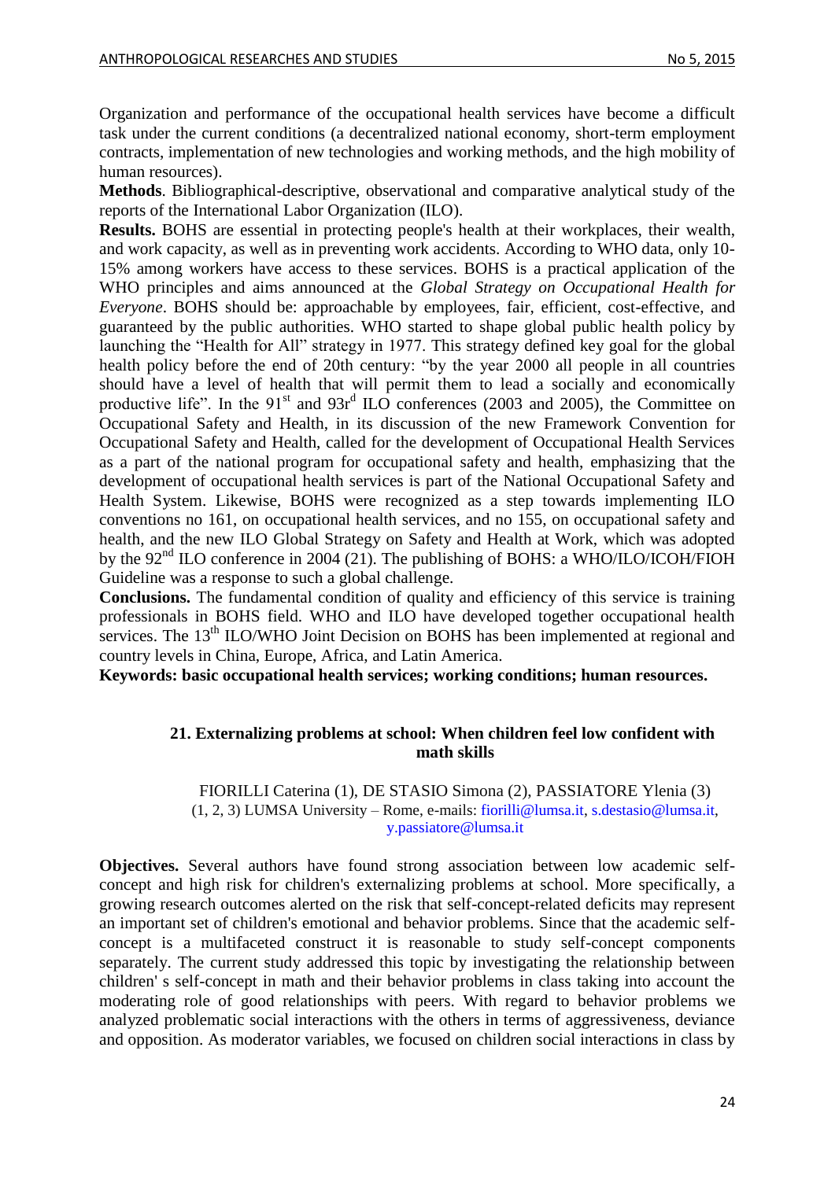Organization and performance of the occupational health services have become a difficult task under the current conditions (a decentralized national economy, short-term employment contracts, implementation of new technologies and working methods, and the high mobility of human resources).

**Methods**. Bibliographical-descriptive, observational and comparative analytical study of the reports of the International Labor Organization (ILO).

**Results.** BOHS are essential in protecting people's health at their workplaces, their wealth, and work capacity, as well as in preventing work accidents. According to WHO data, only 10-15% among workers have access to these services. BOHS is a practical application of the WHO principles and aims announced at the *Global Strategy on Occupational Health for Everyone*. BOHS should be: approachable by employees, fair, efficient, cost-effective, and guaranteed by the public authorities. WHO started to shape global public health policy by launching the "Health for All" strategy in 1977. This strategy defined key goal for the global health policy before the end of 20th century: "by the year 2000 all people in all countries should have a level of health that will permit them to lead a socially and economically productive life". In the 91st and 93rd ILO conferences (2003 and 2005), the Committee on Occupational Safety and Health, in its discussion of the new Framework Convention for Occupational Safety and Health, called for the development of Occupational Health Services as a part of the national program for occupational safety and health, emphasizing that the development of occupational health services is part of the National Occupational Safety and Health System. Likewise, BOHS were recognized as a step towards implementing ILO conventions no 161, on occupational health services, and no 155, on occupational safety and health, and the new ILO Global Strategy on Safety and Health at Work, which was adopted by the 92nd ILO conference in 2004 (21). The publishing of BOHS: a WHO/ILO/ICOH/FIOH Guideline was a response to such a global challenge.

**Conclusions.** The fundamental condition of quality and efficiency of this service is training professionals in BOHS field. WHO and ILO have developed together occupational health services. The 13th ILO/WHO Joint Decision on BOHS has been implemented at regional and country levels in China, Europe, Africa, and Latin America.

**Keywords: basic occupational health services; working conditions; human resources.**

## 21. Externalizing problems at school: When children feel low confident with math skills

FIORILLI Caterina (1), DE STASIO Simona (2), PASSIATORE Ylenia (3)
(1, 2, 3) LUMSA University – Rome, e-mails: fiorilli@lumsa.it, s.destasio@lumsa.it, y.passiatore@lumsa.it

**Objectives.** Several authors have found strong association between low academic self-concept and high risk for children's externalizing problems at school. More specifically, a growing research outcomes alerted on the risk that self-concept-related deficits may represent an important set of children's emotional and behavior problems. Since that the academic self-concept is a multifaceted construct it is reasonable to study self-concept components separately. The current study addressed this topic by investigating the relationship between children' s self-concept in math and their behavior problems in class taking into account the moderating role of good relationships with peers. With regard to behavior problems we analyzed problematic social interactions with the others in terms of aggressiveness, deviance and opposition. As moderator variables, we focused on children social interactions in class by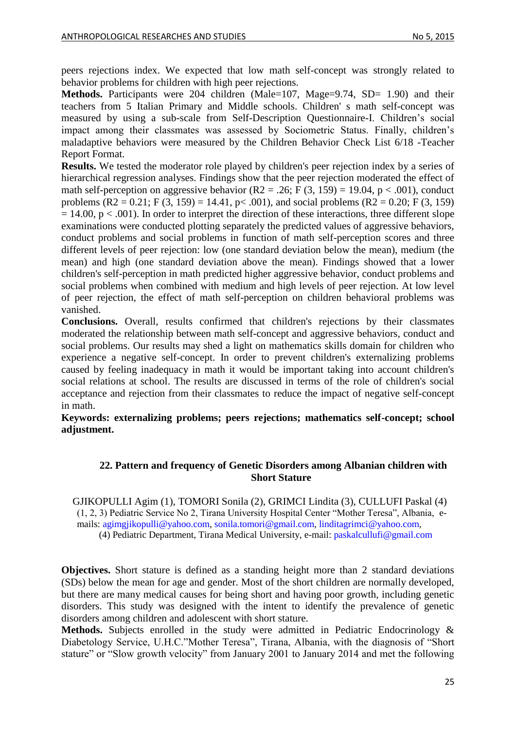peers rejections index. We expected that low math self-concept was strongly related to behavior problems for children with high peer rejections.

**Methods.** Participants were 204 children (Male=107, Mage=9.74, SD= 1.90) and their teachers from 5 Italian Primary and Middle schools. Children' s math self-concept was measured by using a sub-scale from Self-Description Questionnaire-I. Children's social impact among their classmates was assessed by Sociometric Status. Finally, children's maladaptive behaviors were measured by the Children Behavior Check List 6/18 -Teacher Report Format.

**Results.** We tested the moderator role played by children's peer rejection index by a series of hierarchical regression analyses. Findings show that the peer rejection moderated the effect of math self-perception on aggressive behavior ($R2 = .26$; $F (3, 159) = 19.04$, $p < .001$), conduct problems ($R2 = 0.21$; $F (3, 159) = 14.41$, $p < .001$), and social problems ($R2 = 0.20$; $F (3, 159) = 14.00$, $p < .001$). In order to interpret the direction of these interactions, three different slope examinations were conducted plotting separately the predicted values of aggressive behaviors, conduct problems and social problems in function of math self-perception scores and three different levels of peer rejection: low (one standard deviation below the mean), medium (the mean) and high (one standard deviation above the mean). Findings showed that a lower children's self-perception in math predicted higher aggressive behavior, conduct problems and social problems when combined with medium and high levels of peer rejection. At low level of peer rejection, the effect of math self-perception on children behavioral problems was vanished.

**Conclusions.** Overall, results confirmed that children's rejections by their classmates moderated the relationship between math self-concept and aggressive behaviors, conduct and social problems. Our results may shed a light on mathematics skills domain for children who experience a negative self-concept. In order to prevent children's externalizing problems caused by feeling inadequacy in math it would be important taking into account children's social relations at school. The results are discussed in terms of the role of children's social acceptance and rejection from their classmates to reduce the impact of negative self-concept in math.

**Keywords: externalizing problems; peers rejections; mathematics self-concept; school adjustment.**

## 22. Pattern and frequency of Genetic Disorders among Albanian children with Short Stature

GJIKOPULLI Agim (1), TOMORI Sonila (2), GRIMCI Lindita (3), CULLUFI Paskal (4)

(1, 2, 3) Pediatric Service No 2, Tirana University Hospital Center "Mother Teresa", Albania, e-mails: agimgjikopulli@yahoo.com, sonila.tomori@gmail.com, linditagrimci@yahoo.com,

(4) Pediatric Department, Tirana Medical University, e-mail: paskalcullufi@gmail.com

**Objectives.** Short stature is defined as a standing height more than 2 standard deviations (SDs) below the mean for age and gender. Most of the short children are normally developed, but there are many medical causes for being short and having poor growth, including genetic disorders. This study was designed with the intent to identify the prevalence of genetic disorders among children and adolescent with short stature.

**Methods.** Subjects enrolled in the study were admitted in Pediatric Endocrinology & Diabetology Service, U.H.C."Mother Teresa", Tirana, Albania, with the diagnosis of "Short stature" or "Slow growth velocity" from January 2001 to January 2014 and met the following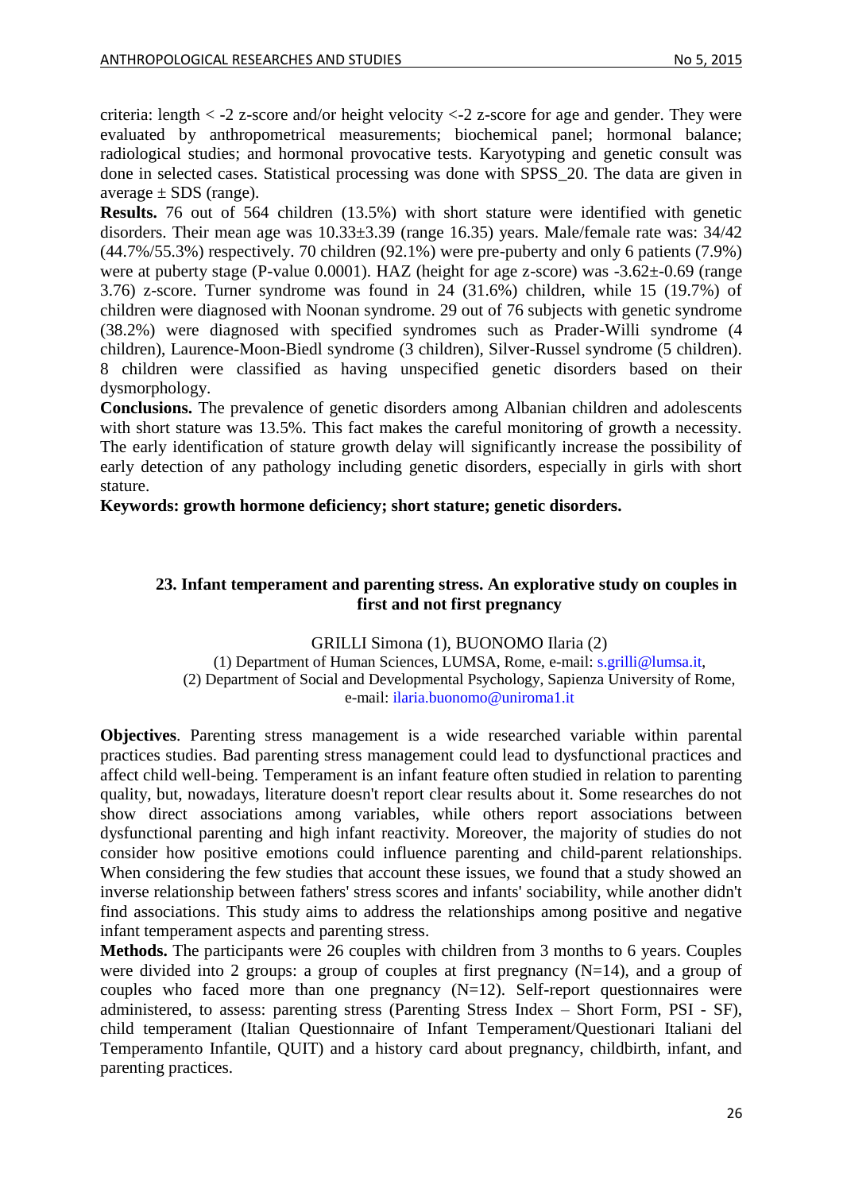criteria: length < -2 z-score and/or height velocity <-2 z-score for age and gender. They were evaluated by anthropometrical measurements; biochemical panel; hormonal balance; radiological studies; and hormonal provocative tests. Karyotyping and genetic consult was done in selected cases. Statistical processing was done with SPSS_20. The data are given in average ± SDS (range).

**Results.** 76 out of 564 children (13.5%) with short stature were identified with genetic disorders. Their mean age was 10.33±3.39 (range 16.35) years. Male/female rate was: 34/42 (44.7%/55.3%) respectively. 70 children (92.1%) were pre-puberty and only 6 patients (7.9%) were at puberty stage (P-value 0.0001). HAZ (height for age z-score) was -3.62±-0.69 (range 3.76) z-score. Turner syndrome was found in 24 (31.6%) children, while 15 (19.7%) of children were diagnosed with Noonan syndrome. 29 out of 76 subjects with genetic syndrome (38.2%) were diagnosed with specified syndromes such as Prader-Willi syndrome (4 children), Laurence-Moon-Biedl syndrome (3 children), Silver-Russel syndrome (5 children). 8 children were classified as having unspecified genetic disorders based on their dysmorphology.

**Conclusions.** The prevalence of genetic disorders among Albanian children and adolescents with short stature was 13.5%. This fact makes the careful monitoring of growth a necessity. The early identification of stature growth delay will significantly increase the possibility of early detection of any pathology including genetic disorders, especially in girls with short stature.

**Keywords: growth hormone deficiency; short stature; genetic disorders.**

## 23. Infant temperament and parenting stress. An explorative study on couples in first and not first pregnancy

GRILLI Simona (1), BUONOMO Ilaria (2)

(1) Department of Human Sciences, LUMSA, Rome, e-mail: s.grilli@lumsa.it,
(2) Department of Social and Developmental Psychology, Sapienza University of Rome, e-mail: ilaria.buonomo@uniroma1.it

**Objectives**. Parenting stress management is a wide researched variable within parental practices studies. Bad parenting stress management could lead to dysfunctional practices and affect child well-being. Temperament is an infant feature often studied in relation to parenting quality, but, nowadays, literature doesn't report clear results about it. Some researches do not show direct associations among variables, while others report associations between dysfunctional parenting and high infant reactivity. Moreover, the majority of studies do not consider how positive emotions could influence parenting and child-parent relationships. When considering the few studies that account these issues, we found that a study showed an inverse relationship between fathers' stress scores and infants' sociability, while another didn't find associations. This study aims to address the relationships among positive and negative infant temperament aspects and parenting stress.

**Methods.** The participants were 26 couples with children from 3 months to 6 years. Couples were divided into 2 groups: a group of couples at first pregnancy (N=14), and a group of couples who faced more than one pregnancy (N=12). Self-report questionnaires were administered, to assess: parenting stress (Parenting Stress Index – Short Form, PSI - SF), child temperament (Italian Questionnaire of Infant Temperament/Questionari Italiani del Temperamento Infantile, QUIT) and a history card about pregnancy, childbirth, infant, and parenting practices.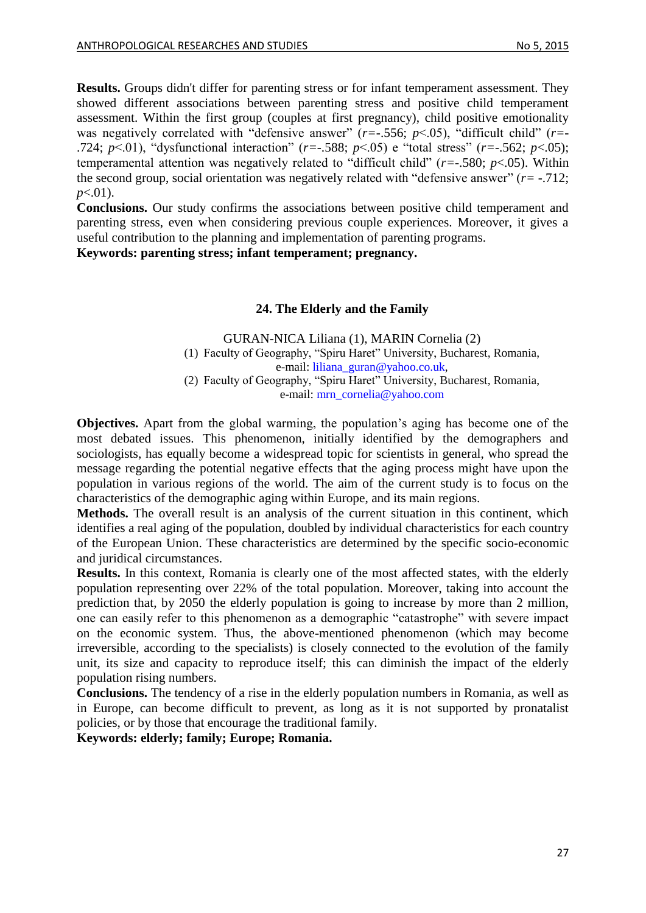**Results.** Groups didn't differ for parenting stress or for infant temperament assessment. They showed different associations between parenting stress and positive child temperament assessment. Within the first group (couples at first pregnancy), child positive emotionality was negatively correlated with "defensive answer" ($r$=-.556; $p$<.05), "difficult child" ($r$=-.724; $p$<.01), "dysfunctional interaction" ($r$=-.588; $p$<.05) e "total stress" ($r$=-.562; $p$<.05); temperamental attention was negatively related to "difficult child" ($r$=-.580; $p$<.05). Within the second group, social orientation was negatively related with "defensive answer" ($r$= -.712; $p$<.01).

**Conclusions.** Our study confirms the associations between positive child temperament and parenting stress, even when considering previous couple experiences. Moreover, it gives a useful contribution to the planning and implementation of parenting programs.

**Keywords: parenting stress; infant temperament; pregnancy.**

## 24. The Elderly and the Family

GURAN-NICA Liliana (1), MARIN Cornelia (2)

(1) Faculty of Geography, "Spiru Haret" University, Bucharest, Romania, e-mail: liliana_guran@yahoo.co.uk,

(2) Faculty of Geography, "Spiru Haret" University, Bucharest, Romania, e-mail: mrn_cornelia@yahoo.com

**Objectives.** Apart from the global warming, the population's aging has become one of the most debated issues. This phenomenon, initially identified by the demographers and sociologists, has equally become a widespread topic for scientists in general, who spread the message regarding the potential negative effects that the aging process might have upon the population in various regions of the world. The aim of the current study is to focus on the characteristics of the demographic aging within Europe, and its main regions.

**Methods.** The overall result is an analysis of the current situation in this continent, which identifies a real aging of the population, doubled by individual characteristics for each country of the European Union. These characteristics are determined by the specific socio-economic and juridical circumstances.

**Results.** In this context, Romania is clearly one of the most affected states, with the elderly population representing over 22% of the total population. Moreover, taking into account the prediction that, by 2050 the elderly population is going to increase by more than 2 million, one can easily refer to this phenomenon as a demographic "catastrophe" with severe impact on the economic system. Thus, the above-mentioned phenomenon (which may become irreversible, according to the specialists) is closely connected to the evolution of the family unit, its size and capacity to reproduce itself; this can diminish the impact of the elderly population rising numbers.

**Conclusions.** The tendency of a rise in the elderly population numbers in Romania, as well as in Europe, can become difficult to prevent, as long as it is not supported by pronatalist policies, or by those that encourage the traditional family.

**Keywords: elderly; family; Europe; Romania.**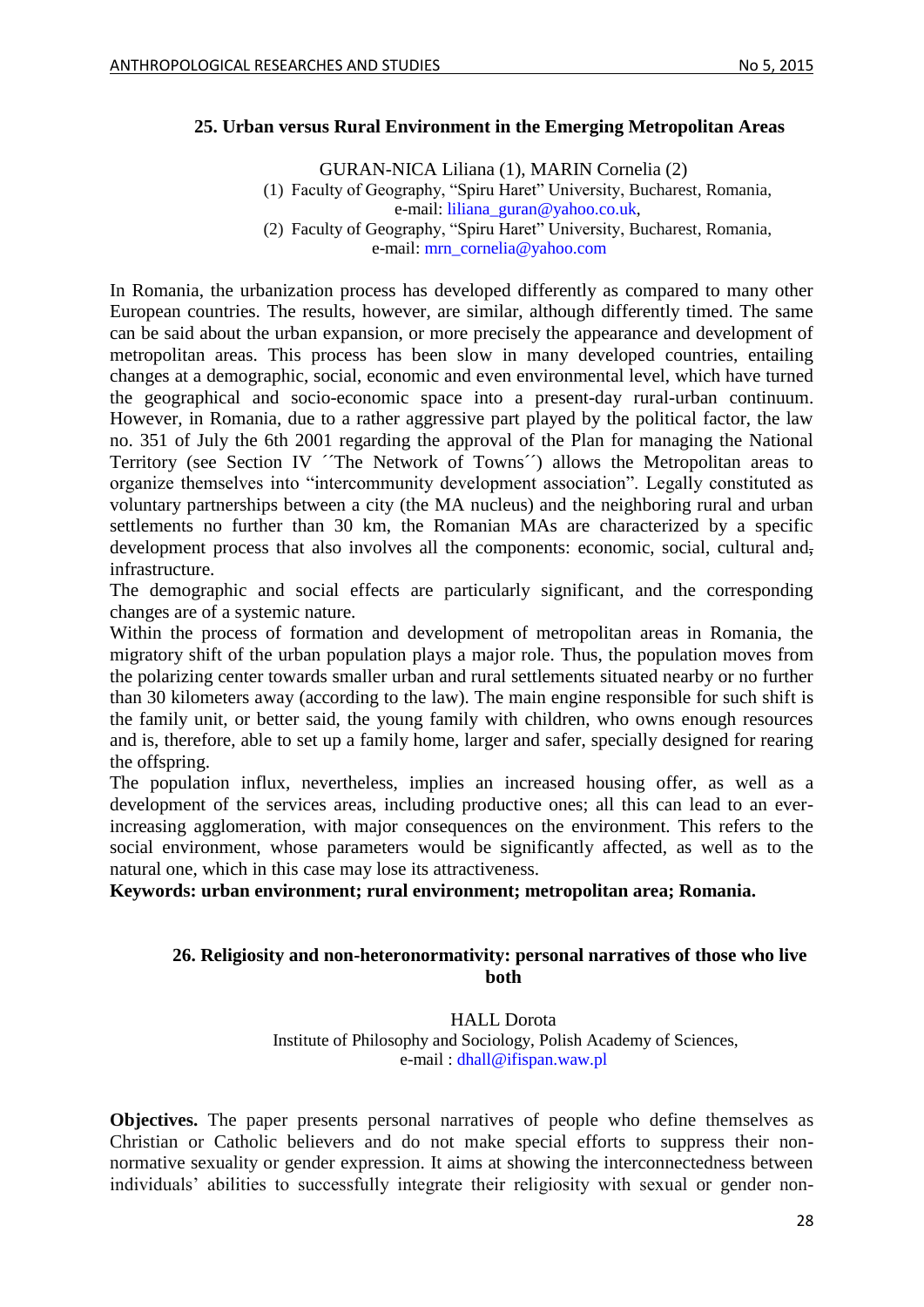## 25. Urban versus Rural Environment in the Emerging Metropolitan Areas

GURAN-NICA Liliana (1), MARIN Cornelia (2)

(1) Faculty of Geography, "Spiru Haret" University, Bucharest, Romania, e-mail: liliana_guran@yahoo.co.uk,

(2) Faculty of Geography, "Spiru Haret" University, Bucharest, Romania, e-mail: mrn_cornelia@yahoo.com

In Romania, the urbanization process has developed differently as compared to many other European countries. The results, however, are similar, although differently timed. The same can be said about the urban expansion, or more precisely the appearance and development of metropolitan areas. This process has been slow in many developed countries, entailing changes at a demographic, social, economic and even environmental level, which have turned the geographical and socio-economic space into a present-day rural-urban continuum. However, in Romania, due to a rather aggressive part played by the political factor, the law no. 351 of July the 6th 2001 regarding the approval of the Plan for managing the National Territory (see Section IV ´´The Network of Towns´´) allows the Metropolitan areas to organize themselves into "intercommunity development association". Legally constituted as voluntary partnerships between a city (the MA nucleus) and the neighboring rural and urban settlements no further than 30 km, the Romanian MAs are characterized by a specific development process that also involves all the components: economic, social, cultural and, infrastructure.

The demographic and social effects are particularly significant, and the corresponding changes are of a systemic nature.

Within the process of formation and development of metropolitan areas in Romania, the migratory shift of the urban population plays a major role. Thus, the population moves from the polarizing center towards smaller urban and rural settlements situated nearby or no further than 30 kilometers away (according to the law). The main engine responsible for such shift is the family unit, or better said, the young family with children, who owns enough resources and is, therefore, able to set up a family home, larger and safer, specially designed for rearing the offspring.

The population influx, nevertheless, implies an increased housing offer, as well as a development of the services areas, including productive ones; all this can lead to an ever-increasing agglomeration, with major consequences on the environment. This refers to the social environment, whose parameters would be significantly affected, as well as to the natural one, which in this case may lose its attractiveness.

**Keywords: urban environment; rural environment; metropolitan area; Romania.**

## 26. Religiosity and non-heteronormativity: personal narratives of those who live both

HALL Dorota

Institute of Philosophy and Sociology, Polish Academy of Sciences, e-mail : dhall@ifispan.waw.pl

**Objectives.** The paper presents personal narratives of people who define themselves as Christian or Catholic believers and do not make special efforts to suppress their non-normative sexuality or gender expression. It aims at showing the interconnectedness between individuals' abilities to successfully integrate their religiosity with sexual or gender non-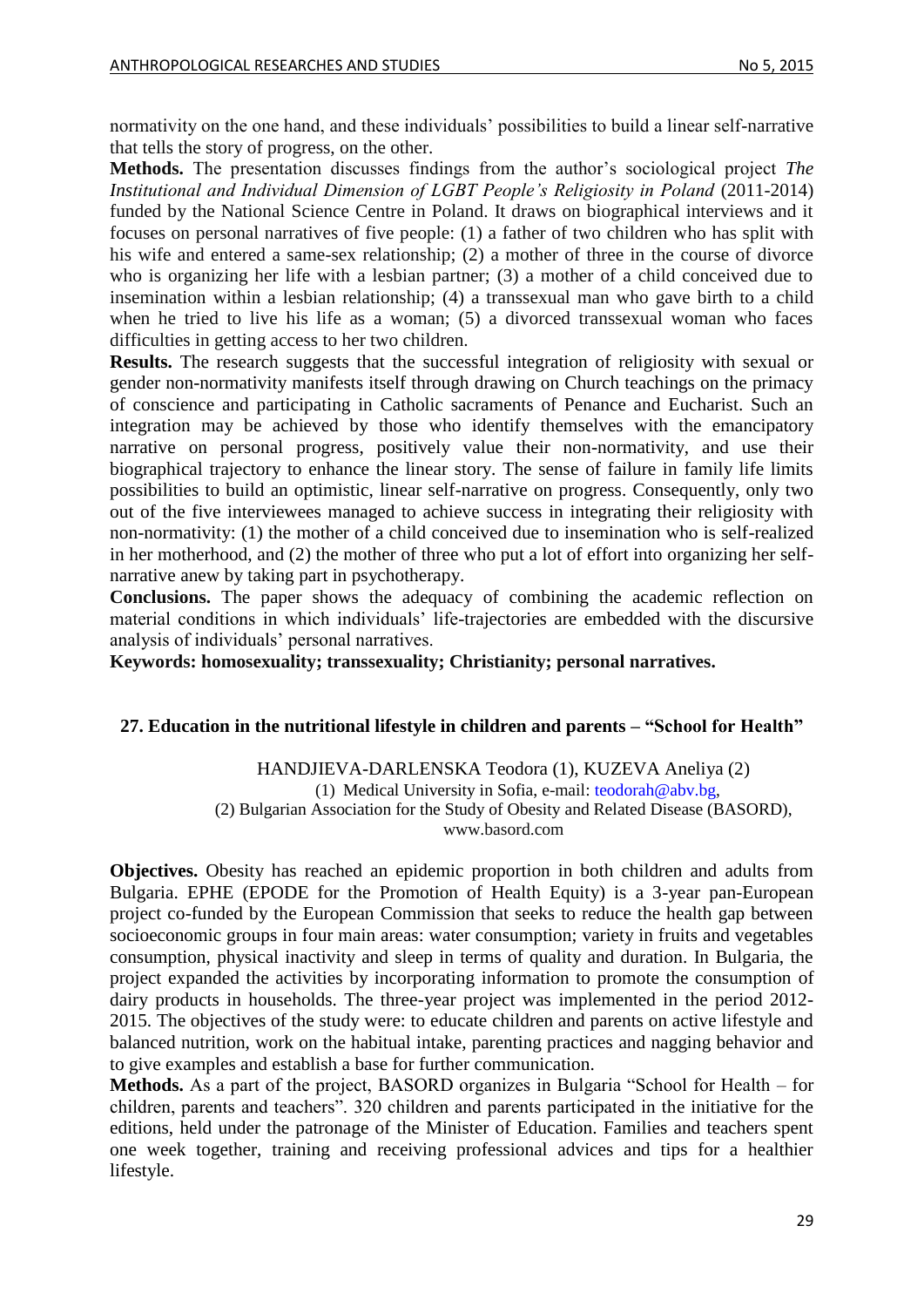normativity on the one hand, and these individuals' possibilities to build a linear self-narrative that tells the story of progress, on the other.

**Methods.** The presentation discusses findings from the author's sociological project *The Institutional and Individual Dimension of LGBT People's Religiosity in Poland* (2011-2014) funded by the National Science Centre in Poland. It draws on biographical interviews and it focuses on personal narratives of five people: (1) a father of two children who has split with his wife and entered a same-sex relationship; (2) a mother of three in the course of divorce who is organizing her life with a lesbian partner; (3) a mother of a child conceived due to insemination within a lesbian relationship; (4) a transsexual man who gave birth to a child when he tried to live his life as a woman; (5) a divorced transsexual woman who faces difficulties in getting access to her two children.

**Results.** The research suggests that the successful integration of religiosity with sexual or gender non-normativity manifests itself through drawing on Church teachings on the primacy of conscience and participating in Catholic sacraments of Penance and Eucharist. Such an integration may be achieved by those who identify themselves with the emancipatory narrative on personal progress, positively value their non-normativity, and use their biographical trajectory to enhance the linear story. The sense of failure in family life limits possibilities to build an optimistic, linear self-narrative on progress. Consequently, only two out of the five interviewees managed to achieve success in integrating their religiosity with non-normativity: (1) the mother of a child conceived due to insemination who is self-realized in her motherhood, and (2) the mother of three who put a lot of effort into organizing her self-narrative anew by taking part in psychotherapy.

**Conclusions.** The paper shows the adequacy of combining the academic reflection on material conditions in which individuals' life-trajectories are embedded with the discursive analysis of individuals' personal narratives.

**Keywords: homosexuality; transsexuality; Christianity; personal narratives.**

## 27. Education in the nutritional lifestyle in children and parents – "School for Health"

HANDJIEVA-DARLENSKA Teodora (1), KUZEVA Aneliya (2)

(1) Medical University in Sofia, e-mail: teodorah@abv.bg,

(2) Bulgarian Association for the Study of Obesity and Related Disease (BASORD), www.basord.com

**Objectives.** Obesity has reached an epidemic proportion in both children and adults from Bulgaria. EPHE (EPODE for the Promotion of Health Equity) is a 3-year pan-European project co-funded by the European Commission that seeks to reduce the health gap between socioeconomic groups in four main areas: water consumption; variety in fruits and vegetables consumption, physical inactivity and sleep in terms of quality and duration. In Bulgaria, the project expanded the activities by incorporating information to promote the consumption of dairy products in households. The three-year project was implemented in the period 2012-2015. The objectives of the study were: to educate children and parents on active lifestyle and balanced nutrition, work on the habitual intake, parenting practices and nagging behavior and to give examples and establish a base for further communication.

**Methods.** As a part of the project, BASORD organizes in Bulgaria "School for Health – for children, parents and teachers". 320 children and parents participated in the initiative for the editions, held under the patronage of the Minister of Education. Families and teachers spent one week together, training and receiving professional advices and tips for a healthier lifestyle.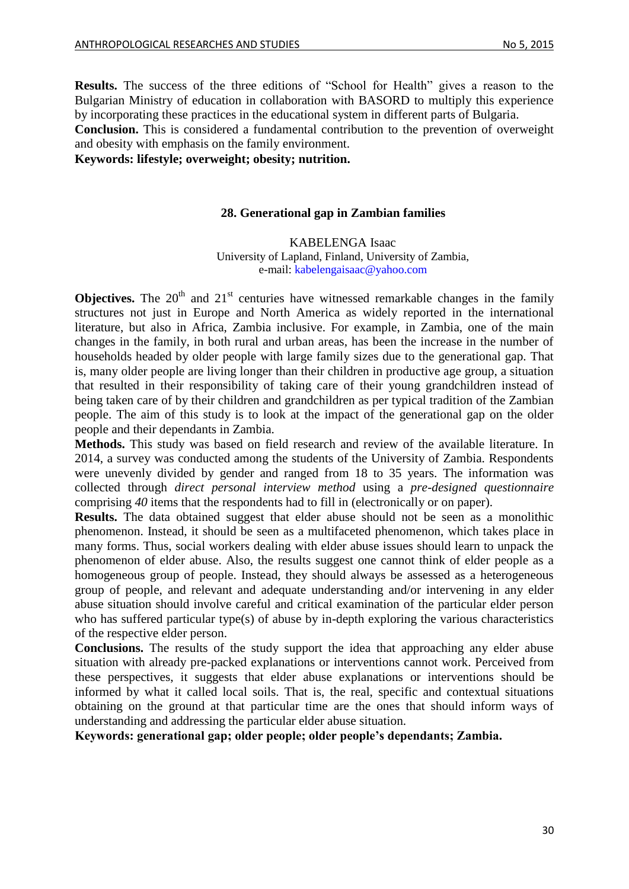**Results.** The success of the three editions of "School for Health" gives a reason to the Bulgarian Ministry of education in collaboration with BASORD to multiply this experience by incorporating these practices in the educational system in different parts of Bulgaria.
**Conclusion.** This is considered a fundamental contribution to the prevention of overweight and obesity with emphasis on the family environment.
**Keywords: lifestyle; overweight; obesity; nutrition.**

## 28. Generational gap in Zambian families

KABELENGA Isaac
University of Lapland, Finland, University of Zambia,
e-mail: kabelengaisaac@yahoo.com

**Objectives.** The 20th and 21st centuries have witnessed remarkable changes in the family structures not just in Europe and North America as widely reported in the international literature, but also in Africa, Zambia inclusive. For example, in Zambia, one of the main changes in the family, in both rural and urban areas, has been the increase in the number of households headed by older people with large family sizes due to the generational gap. That is, many older people are living longer than their children in productive age group, a situation that resulted in their responsibility of taking care of their young grandchildren instead of being taken care of by their children and grandchildren as per typical tradition of the Zambian people. The aim of this study is to look at the impact of the generational gap on the older people and their dependants in Zambia.
**Methods.** This study was based on field research and review of the available literature. In 2014, a survey was conducted among the students of the University of Zambia. Respondents were unevenly divided by gender and ranged from 18 to 35 years. The information was collected through *direct personal interview method* using a *pre-designed questionnaire* comprising *40* items that the respondents had to fill in (electronically or on paper).
**Results.** The data obtained suggest that elder abuse should not be seen as a monolithic phenomenon. Instead, it should be seen as a multifaceted phenomenon, which takes place in many forms. Thus, social workers dealing with elder abuse issues should learn to unpack the phenomenon of elder abuse. Also, the results suggest one cannot think of elder people as a homogeneous group of people. Instead, they should always be assessed as a heterogeneous group of people, and relevant and adequate understanding and/or intervening in any elder abuse situation should involve careful and critical examination of the particular elder person who has suffered particular type(s) of abuse by in-depth exploring the various characteristics of the respective elder person.
**Conclusions.** The results of the study support the idea that approaching any elder abuse situation with already pre-packed explanations or interventions cannot work. Perceived from these perspectives, it suggests that elder abuse explanations or interventions should be informed by what it called local soils. That is, the real, specific and contextual situations obtaining on the ground at that particular time are the ones that should inform ways of understanding and addressing the particular elder abuse situation.
**Keywords: generational gap; older people; older people's dependants; Zambia.**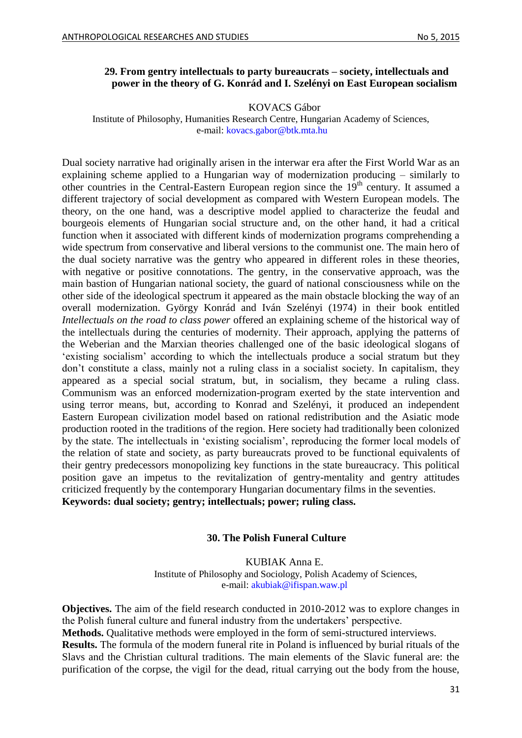## 29. From gentry intellectuals to party bureaucrats – society, intellectuals and power in the theory of G. Konrád and I. Szelényi on East European socialism

KOVACS Gábor

Institute of Philosophy, Humanities Research Centre, Hungarian Academy of Sciences, e-mail: kovacs.gabor@btk.mta.hu

Dual society narrative had originally arisen in the interwar era after the First World War as an explaining scheme applied to a Hungarian way of modernization producing – similarly to other countries in the Central-Eastern European region since the 19th century. It assumed a different trajectory of social development as compared with Western European models. The theory, on the one hand, was a descriptive model applied to characterize the feudal and bourgeois elements of Hungarian social structure and, on the other hand, it had a critical function when it associated with different kinds of modernization programs comprehending a wide spectrum from conservative and liberal versions to the communist one. The main hero of the dual society narrative was the gentry who appeared in different roles in these theories, with negative or positive connotations. The gentry, in the conservative approach, was the main bastion of Hungarian national society, the guard of national consciousness while on the other side of the ideological spectrum it appeared as the main obstacle blocking the way of an overall modernization. György Konrád and Iván Szelényi (1974) in their book entitled *Intellectuals on the road to class power* offered an explaining scheme of the historical way of the intellectuals during the centuries of modernity. Their approach, applying the patterns of the Weberian and the Marxian theories challenged one of the basic ideological slogans of 'existing socialism' according to which the intellectuals produce a social stratum but they don't constitute a class, mainly not a ruling class in a socialist society. In capitalism, they appeared as a special social stratum, but, in socialism, they became a ruling class. Communism was an enforced modernization-program exerted by the state intervention and using terror means, but, according to Konrad and Szelényi, it produced an independent Eastern European civilization model based on rational redistribution and the Asiatic mode production rooted in the traditions of the region. Here society had traditionally been colonized by the state. The intellectuals in 'existing socialism', reproducing the former local models of the relation of state and society, as party bureaucrats proved to be functional equivalents of their gentry predecessors monopolizing key functions in the state bureaucracy. This political position gave an impetus to the revitalization of gentry-mentality and gentry attitudes criticized frequently by the contemporary Hungarian documentary films in the seventies.

**Keywords: dual society; gentry; intellectuals; power; ruling class.**

## 30. The Polish Funeral Culture

KUBIAK Anna E.

Institute of Philosophy and Sociology, Polish Academy of Sciences, e-mail: akubiak@ifispan.waw.pl

**Objectives.** The aim of the field research conducted in 2010-2012 was to explore changes in the Polish funeral culture and funeral industry from the undertakers' perspective.

**Methods.** Qualitative methods were employed in the form of semi-structured interviews.

**Results.** The formula of the modern funeral rite in Poland is influenced by burial rituals of the Slavs and the Christian cultural traditions. The main elements of the Slavic funeral are: the purification of the corpse, the vigil for the dead, ritual carrying out the body from the house,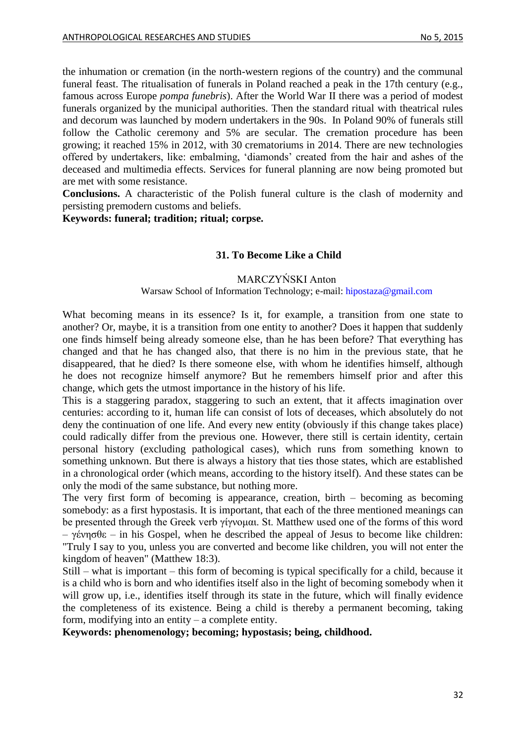the inhumation or cremation (in the north-western regions of the country) and the communal funeral feast. The ritualisation of funerals in Poland reached a peak in the 17th century (e.g., famous across Europe *pompa funebris*). After the World War II there was a period of modest funerals organized by the municipal authorities. Then the standard ritual with theatrical rules and decorum was launched by modern undertakers in the 90s. In Poland 90% of funerals still follow the Catholic ceremony and 5% are secular. The cremation procedure has been growing; it reached 15% in 2012, with 30 crematoriums in 2014. There are new technologies offered by undertakers, like: embalming, 'diamonds' created from the hair and ashes of the deceased and multimedia effects. Services for funeral planning are now being promoted but are met with some resistance.

**Conclusions.** A characteristic of the Polish funeral culture is the clash of modernity and persisting premodern customs and beliefs.

**Keywords: funeral; tradition; ritual; corpse.**

### 31. To Become Like a Child

MARCZYŃSKI Anton

Warsaw School of Information Technology; e-mail: hipostaza@gmail.com

What becoming means in its essence? Is it, for example, a transition from one state to another? Or, maybe, it is a transition from one entity to another? Does it happen that suddenly one finds himself being already someone else, than he has been before? That everything has changed and that he has changed also, that there is no him in the previous state, that he disappeared, that he died? Is there someone else, with whom he identifies himself, although he does not recognize himself anymore? But he remembers himself prior and after this change, which gets the utmost importance in the history of his life.

This is a staggering paradox, staggering to such an extent, that it affects imagination over centuries: according to it, human life can consist of lots of deceases, which absolutely do not deny the continuation of one life. And every new entity (obviously if this change takes place) could radically differ from the previous one. However, there still is certain identity, certain personal history (excluding pathological cases), which runs from something known to something unknown. But there is always a history that ties those states, which are established in a chronological order (which means, according to the history itself). And these states can be only the modi of the same substance, but nothing more.

The very first form of becoming is appearance, creation, birth – becoming as becoming somebody: as a first hypostasis. It is important, that each of the three mentioned meanings can be presented through the Greek verb γίγνομαι. St. Matthew used one of the forms of this word – γένησθε – in his Gospel, when he described the appeal of Jesus to become like children: "Truly I say to you, unless you are converted and become like children, you will not enter the kingdom of heaven" (Matthew 18:3).

Still – what is important – this form of becoming is typical specifically for a child, because it is a child who is born and who identifies itself also in the light of becoming somebody when it will grow up, i.e., identifies itself through its state in the future, which will finally evidence the completeness of its existence. Being a child is thereby a permanent becoming, taking form, modifying into an entity – a complete entity.

**Keywords: phenomenology; becoming; hypostasis; being, childhood.**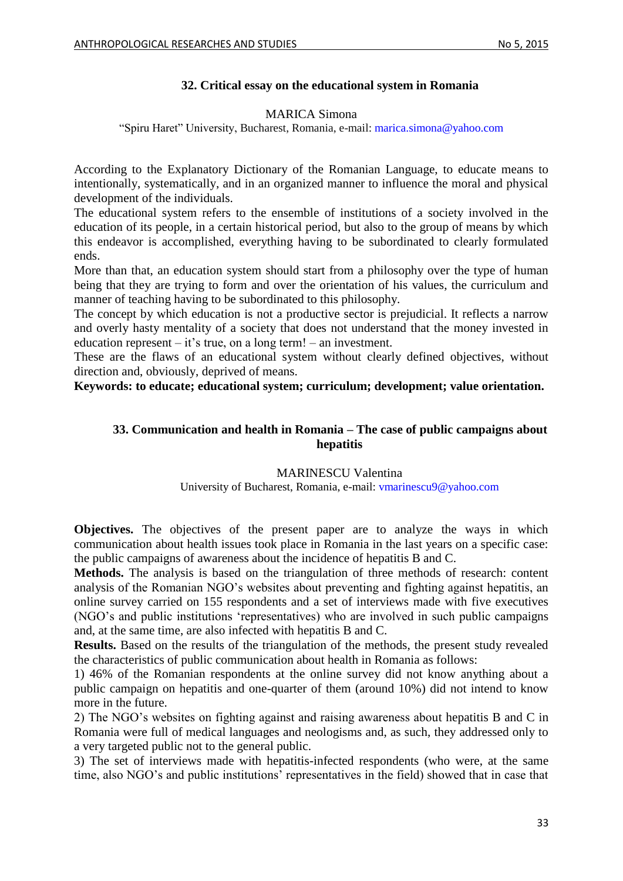## 32. Critical essay on the educational system in Romania

MARICA Simona

"Spiru Haret" University, Bucharest, Romania, e-mail: marica.simona@yahoo.com

According to the Explanatory Dictionary of the Romanian Language, to educate means to intentionally, systematically, and in an organized manner to influence the moral and physical development of the individuals.

The educational system refers to the ensemble of institutions of a society involved in the education of its people, in a certain historical period, but also to the group of means by which this endeavor is accomplished, everything having to be subordinated to clearly formulated ends.

More than that, an education system should start from a philosophy over the type of human being that they are trying to form and over the orientation of his values, the curriculum and manner of teaching having to be subordinated to this philosophy.

The concept by which education is not a productive sector is prejudicial. It reflects a narrow and overly hasty mentality of a society that does not understand that the money invested in education represent – it's true, on a long term! – an investment.

These are the flaws of an educational system without clearly defined objectives, without direction and, obviously, deprived of means.

**Keywords: to educate; educational system; curriculum; development; value orientation.**

## 33. Communication and health in Romania – The case of public campaigns about hepatitis

MARINESCU Valentina

University of Bucharest, Romania, e-mail: vmarinescu9@yahoo.com

**Objectives.** The objectives of the present paper are to analyze the ways in which communication about health issues took place in Romania in the last years on a specific case: the public campaigns of awareness about the incidence of hepatitis B and C.

**Methods.** The analysis is based on the triangulation of three methods of research: content analysis of the Romanian NGO's websites about preventing and fighting against hepatitis, an online survey carried on 155 respondents and a set of interviews made with five executives (NGO's and public institutions 'representatives) who are involved in such public campaigns and, at the same time, are also infected with hepatitis B and C.

**Results.** Based on the results of the triangulation of the methods, the present study revealed the characteristics of public communication about health in Romania as follows:

1) 46% of the Romanian respondents at the online survey did not know anything about a public campaign on hepatitis and one-quarter of them (around 10%) did not intend to know more in the future.

2) The NGO's websites on fighting against and raising awareness about hepatitis B and C in Romania were full of medical languages and neologisms and, as such, they addressed only to a very targeted public not to the general public.

3) The set of interviews made with hepatitis-infected respondents (who were, at the same time, also NGO's and public institutions' representatives in the field) showed that in case that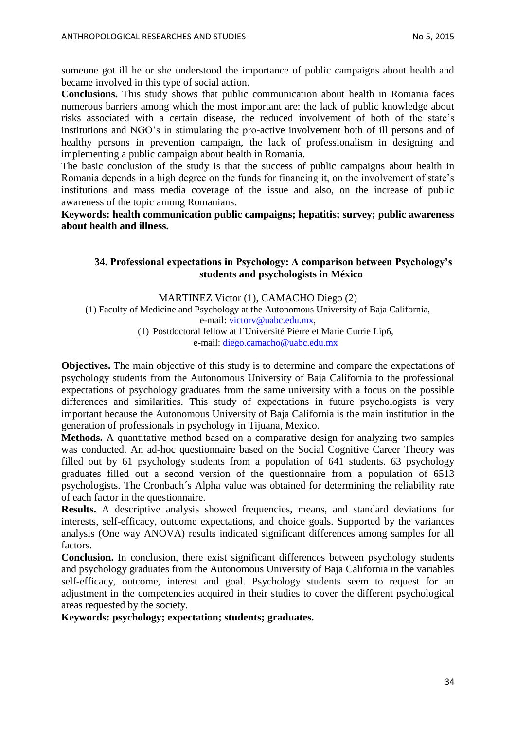someone got ill he or she understood the importance of public campaigns about health and became involved in this type of social action.

**Conclusions.** This study shows that public communication about health in Romania faces numerous barriers among which the most important are: the lack of public knowledge about risks associated with a certain disease, the reduced involvement of both ~~of~~ the state's institutions and NGO's in stimulating the pro-active involvement both of ill persons and of healthy persons in prevention campaign, the lack of professionalism in designing and implementing a public campaign about health in Romania.

The basic conclusion of the study is that the success of public campaigns about health in Romania depends in a high degree on the funds for financing it, on the involvement of state's institutions and mass media coverage of the issue and also, on the increase of public awareness of the topic among Romanians.

**Keywords: health communication public campaigns; hepatitis; survey; public awareness about health and illness.**

### 34. Professional expectations in Psychology: A comparison between Psychology's students and psychologists in México

MARTINEZ Victor (1), CAMACHO Diego (2)

(1) Faculty of Medicine and Psychology at the Autonomous University of Baja California, e-mail: victorv@uabc.edu.mx,

(1) Postdoctoral fellow at l´Université Pierre et Marie Currie Lip6, e-mail: diego.camacho@uabc.edu.mx

**Objectives.** The main objective of this study is to determine and compare the expectations of psychology students from the Autonomous University of Baja California to the professional expectations of psychology graduates from the same university with a focus on the possible differences and similarities. This study of expectations in future psychologists is very important because the Autonomous University of Baja California is the main institution in the generation of professionals in psychology in Tijuana, Mexico.

**Methods.** A quantitative method based on a comparative design for analyzing two samples was conducted. An ad-hoc questionnaire based on the Social Cognitive Career Theory was filled out by 61 psychology students from a population of 641 students. 63 psychology graduates filled out a second version of the questionnaire from a population of 6513 psychologists. The Cronbach´s Alpha value was obtained for determining the reliability rate of each factor in the questionnaire.

**Results.** A descriptive analysis showed frequencies, means, and standard deviations for interests, self-efficacy, outcome expectations, and choice goals. Supported by the variances analysis (One way ANOVA) results indicated significant differences among samples for all factors.

**Conclusion.** In conclusion, there exist significant differences between psychology students and psychology graduates from the Autonomous University of Baja California in the variables self-efficacy, outcome, interest and goal. Psychology students seem to request for an adjustment in the competencies acquired in their studies to cover the different psychological areas requested by the society.

**Keywords: psychology; expectation; students; graduates.**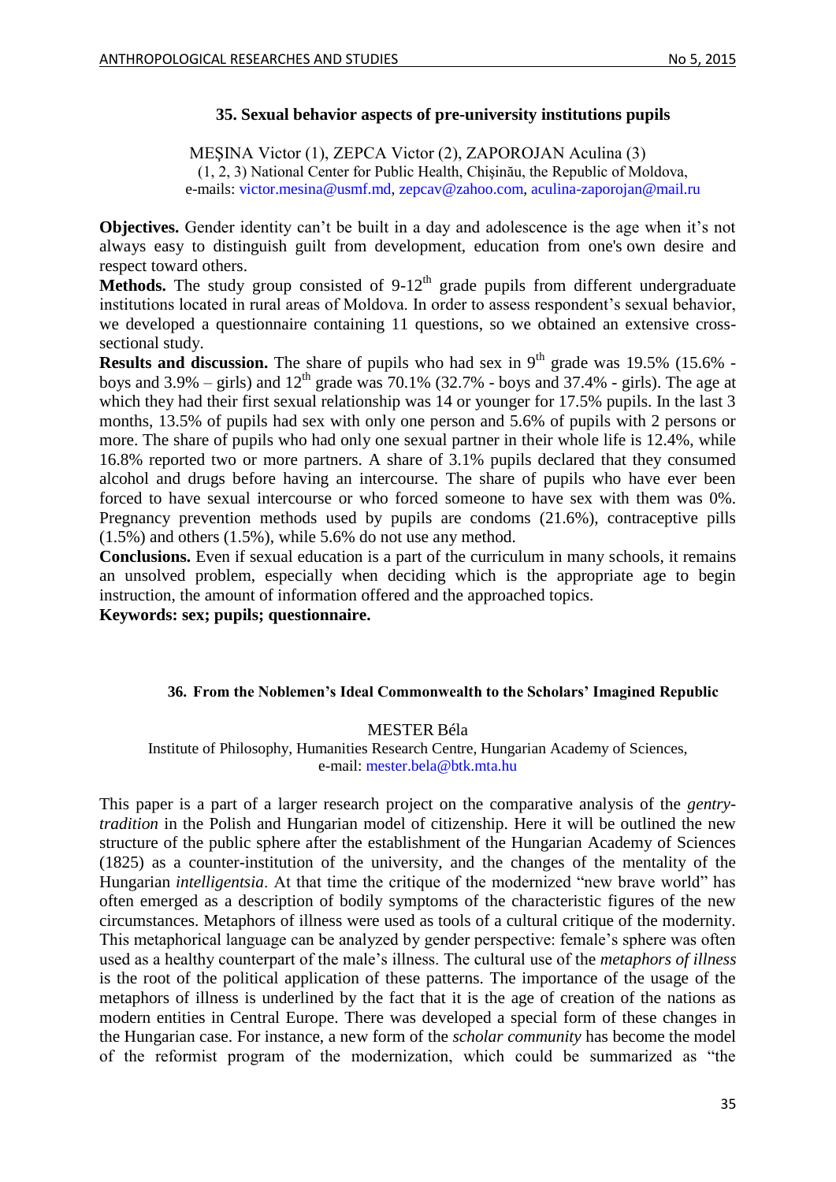## 35. Sexual behavior aspects of pre-university institutions pupils

MEȘINA Victor (1), ZEPCA Victor (2), ZAPOROJAN Aculina (3)
(1, 2, 3) National Center for Public Health, Chișinău, the Republic of Moldova,
e-mails: victor.mesina@usmf.md, zepcav@zahoo.com, aculina-zaporojan@mail.ru

**Objectives.** Gender identity can't be built in a day and adolescence is the age when it's not always easy to distinguish guilt from development, education from one's own desire and respect toward others.

**Methods.** The study group consisted of 9-12th grade pupils from different undergraduate institutions located in rural areas of Moldova. In order to assess respondent's sexual behavior, we developed a questionnaire containing 11 questions, so we obtained an extensive cross-sectional study.

**Results and discussion.** The share of pupils who had sex in 9th grade was 19.5% (15.6% - boys and 3.9% – girls) and 12th grade was 70.1% (32.7% - boys and 37.4% - girls). The age at which they had their first sexual relationship was 14 or younger for 17.5% pupils. In the last 3 months, 13.5% of pupils had sex with only one person and 5.6% of pupils with 2 persons or more. The share of pupils who had only one sexual partner in their whole life is 12.4%, while 16.8% reported two or more partners. A share of 3.1% pupils declared that they consumed alcohol and drugs before having an intercourse. The share of pupils who have ever been forced to have sexual intercourse or who forced someone to have sex with them was 0%. Pregnancy prevention methods used by pupils are condoms (21.6%), contraceptive pills (1.5%) and others (1.5%), while 5.6% do not use any method.

**Conclusions.** Even if sexual education is a part of the curriculum in many schools, it remains an unsolved problem, especially when deciding which is the appropriate age to begin instruction, the amount of information offered and the approached topics.

**Keywords: sex; pupils; questionnaire.**

## 36. From the Noblemen's Ideal Commonwealth to the Scholars' Imagined Republic

MESTER Béla
Institute of Philosophy, Humanities Research Centre, Hungarian Academy of Sciences,
e-mail: mester.bela@btk.mta.hu

This paper is a part of a larger research project on the comparative analysis of the *gentry-tradition* in the Polish and Hungarian model of citizenship. Here it will be outlined the new structure of the public sphere after the establishment of the Hungarian Academy of Sciences (1825) as a counter-institution of the university, and the changes of the mentality of the Hungarian *intelligentsia*. At that time the critique of the modernized "new brave world" has often emerged as a description of bodily symptoms of the characteristic figures of the new circumstances. Metaphors of illness were used as tools of a cultural critique of the modernity. This metaphorical language can be analyzed by gender perspective: female's sphere was often used as a healthy counterpart of the male's illness. The cultural use of the *metaphors of illness* is the root of the political application of these patterns. The importance of the usage of the metaphors of illness is underlined by the fact that it is the age of creation of the nations as modern entities in Central Europe. There was developed a special form of these changes in the Hungarian case. For instance, a new form of the *scholar community* has become the model of the reformist program of the modernization, which could be summarized as "the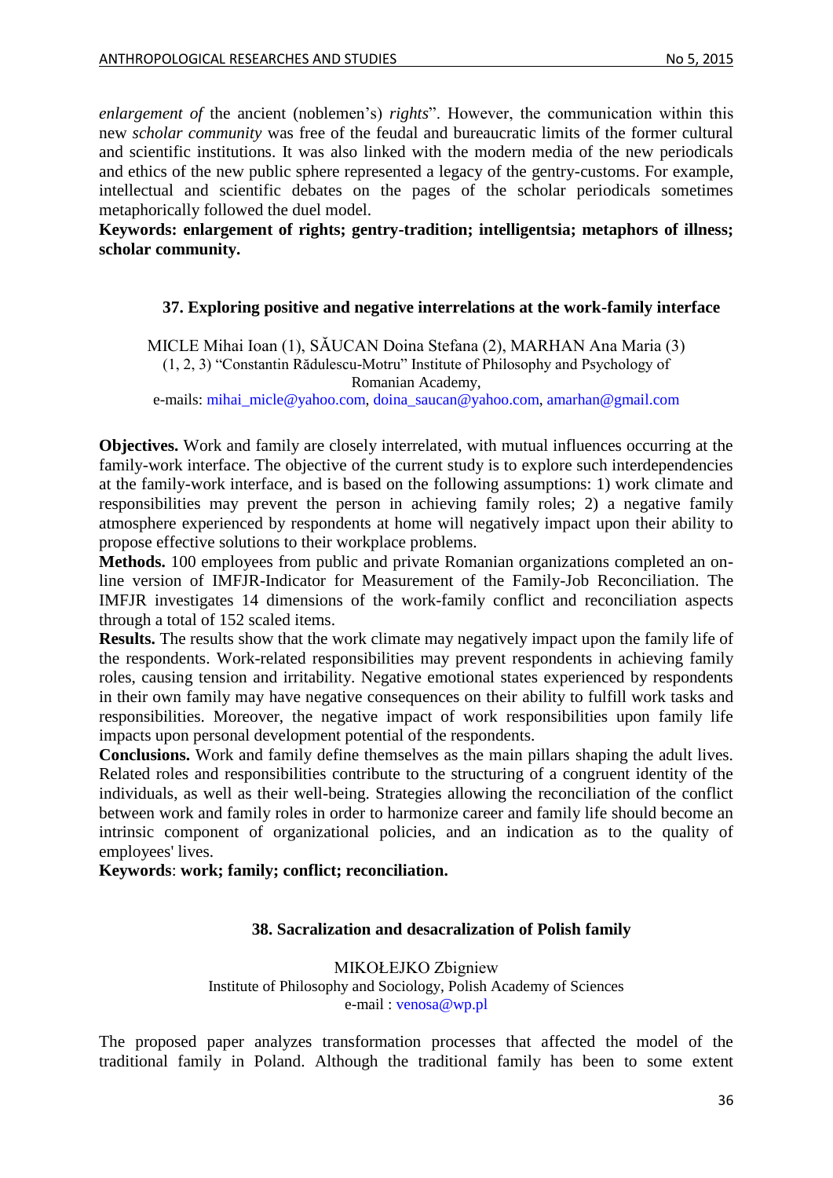*enlargement of* the ancient (noblemen's) *rights*". However, the communication within this new *scholar community* was free of the feudal and bureaucratic limits of the former cultural and scientific institutions. It was also linked with the modern media of the new periodicals and ethics of the new public sphere represented a legacy of the gentry-customs. For example, intellectual and scientific debates on the pages of the scholar periodicals sometimes metaphorically followed the duel model.

**Keywords: enlargement of rights; gentry-tradition; intelligentsia; metaphors of illness; scholar community.**

## 37. Exploring positive and negative interrelations at the work-family interface

MICLE Mihai Ioan (1), SĂUCAN Doina Stefana (2), MARHAN Ana Maria (3)
(1, 2, 3) "Constantin Rădulescu-Motru" Institute of Philosophy and Psychology of Romanian Academy,
e-mails: mihai_micle@yahoo.com, doina_saucan@yahoo.com, amarhan@gmail.com

**Objectives.** Work and family are closely interrelated, with mutual influences occurring at the family-work interface. The objective of the current study is to explore such interdependencies at the family-work interface, and is based on the following assumptions: 1) work climate and responsibilities may prevent the person in achieving family roles; 2) a negative family atmosphere experienced by respondents at home will negatively impact upon their ability to propose effective solutions to their workplace problems.

**Methods.** 100 employees from public and private Romanian organizations completed an on-line version of IMFJR-Indicator for Measurement of the Family-Job Reconciliation. The IMFJR investigates 14 dimensions of the work-family conflict and reconciliation aspects through a total of 152 scaled items.

**Results.** The results show that the work climate may negatively impact upon the family life of the respondents. Work-related responsibilities may prevent respondents in achieving family roles, causing tension and irritability. Negative emotional states experienced by respondents in their own family may have negative consequences on their ability to fulfill work tasks and responsibilities. Moreover, the negative impact of work responsibilities upon family life impacts upon personal development potential of the respondents.

**Conclusions.** Work and family define themselves as the main pillars shaping the adult lives. Related roles and responsibilities contribute to the structuring of a congruent identity of the individuals, as well as their well-being. Strategies allowing the reconciliation of the conflict between work and family roles in order to harmonize career and family life should become an intrinsic component of organizational policies, and an indication as to the quality of employees' lives.

**Keywords**: **work; family; conflict; reconciliation.**

## 38. Sacralization and desacralization of Polish family

MIKOŁEJKO Zbigniew
Institute of Philosophy and Sociology, Polish Academy of Sciences
e-mail : venosa@wp.pl

The proposed paper analyzes transformation processes that affected the model of the traditional family in Poland. Although the traditional family has been to some extent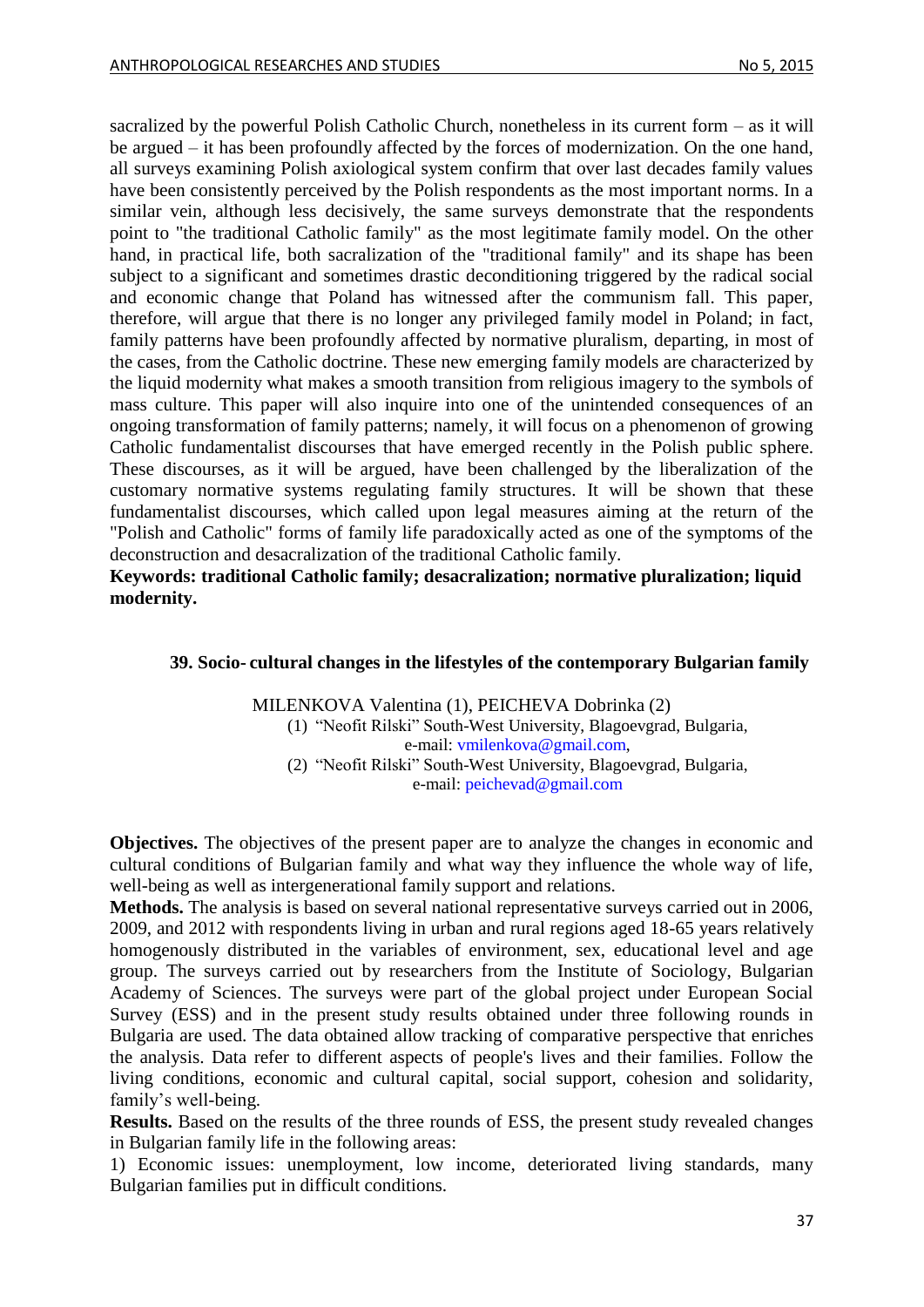sacralized by the powerful Polish Catholic Church, nonetheless in its current form – as it will be argued – it has been profoundly affected by the forces of modernization. On the one hand, all surveys examining Polish axiological system confirm that over last decades family values have been consistently perceived by the Polish respondents as the most important norms. In a similar vein, although less decisively, the same surveys demonstrate that the respondents point to "the traditional Catholic family" as the most legitimate family model. On the other hand, in practical life, both sacralization of the "traditional family" and its shape has been subject to a significant and sometimes drastic deconditioning triggered by the radical social and economic change that Poland has witnessed after the communism fall. This paper, therefore, will argue that there is no longer any privileged family model in Poland; in fact, family patterns have been profoundly affected by normative pluralism, departing, in most of the cases, from the Catholic doctrine. These new emerging family models are characterized by the liquid modernity what makes a smooth transition from religious imagery to the symbols of mass culture. This paper will also inquire into one of the unintended consequences of an ongoing transformation of family patterns; namely, it will focus on a phenomenon of growing Catholic fundamentalist discourses that have emerged recently in the Polish public sphere. These discourses, as it will be argued, have been challenged by the liberalization of the customary normative systems regulating family structures. It will be shown that these fundamentalist discourses, which called upon legal measures aiming at the return of the "Polish and Catholic" forms of family life paradoxically acted as one of the symptoms of the deconstruction and desacralization of the traditional Catholic family.

**Keywords: traditional Catholic family; desacralization; normative pluralization; liquid modernity.**

### 39. Socio- cultural changes in the lifestyles of the contemporary Bulgarian family

MILENKOVA Valentina (1), PEICHEVA Dobrinka (2)

(1) "Neofit Rilski" South-West University, Blagoevgrad, Bulgaria, e-mail: vmilenkova@gmail.com,

(2) "Neofit Rilski" South-West University, Blagoevgrad, Bulgaria, e-mail: peichevad@gmail.com

**Objectives.** The objectives of the present paper are to analyze the changes in economic and cultural conditions of Bulgarian family and what way they influence the whole way of life, well-being as well as intergenerational family support and relations.

**Methods.** The analysis is based on several national representative surveys carried out in 2006, 2009, and 2012 with respondents living in urban and rural regions aged 18-65 years relatively homogenously distributed in the variables of environment, sex, educational level and age group. The surveys carried out by researchers from the Institute of Sociology, Bulgarian Academy of Sciences. The surveys were part of the global project under European Social Survey (ESS) and in the present study results obtained under three following rounds in Bulgaria are used. The data obtained allow tracking of comparative perspective that enriches the analysis. Data refer to different aspects of people's lives and their families. Follow the living conditions, economic and cultural capital, social support, cohesion and solidarity, family's well-being.

**Results.** Based on the results of the three rounds of ESS, the present study revealed changes in Bulgarian family life in the following areas:

1) Economic issues: unemployment, low income, deteriorated living standards, many Bulgarian families put in difficult conditions.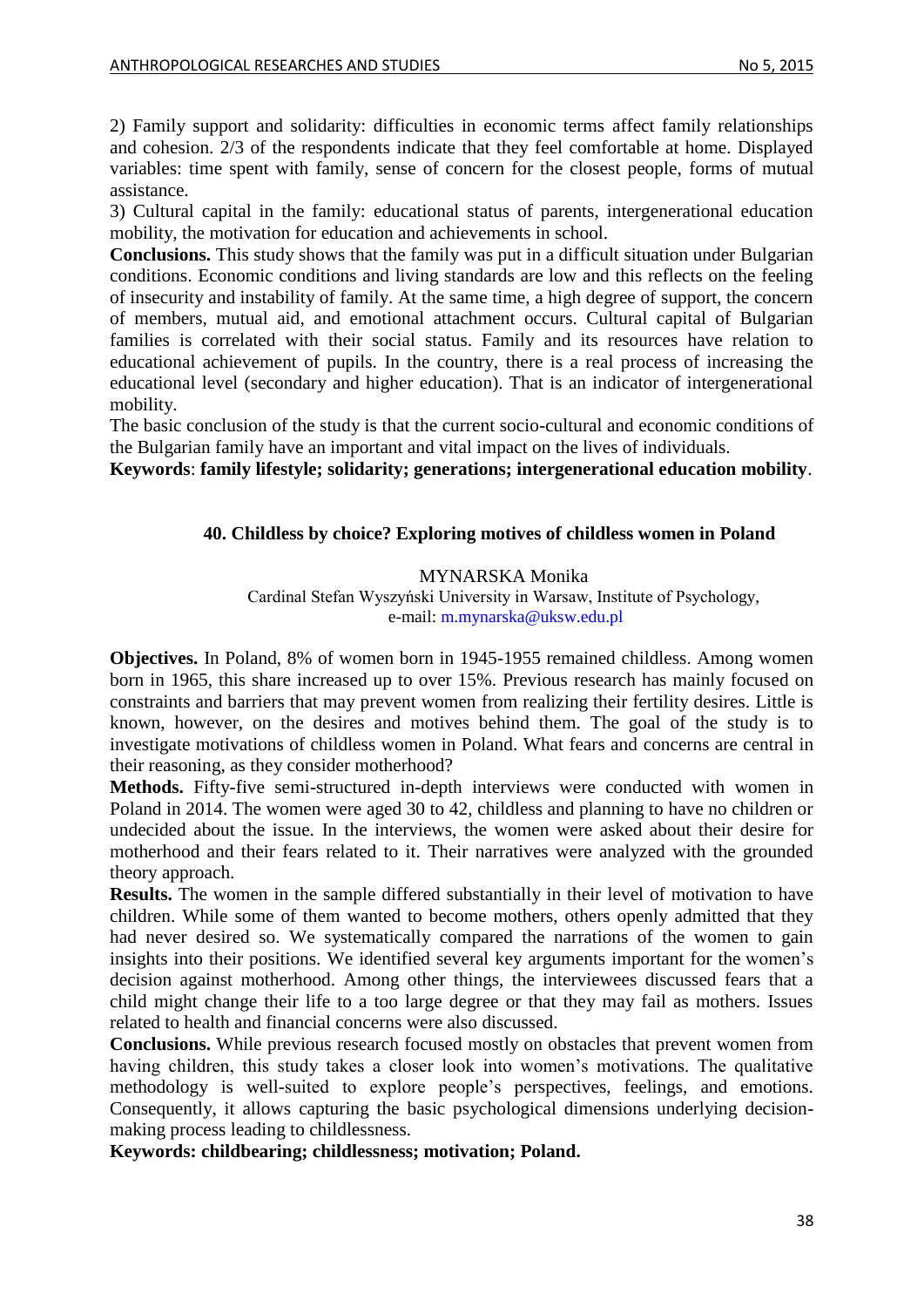2) Family support and solidarity: difficulties in economic terms affect family relationships and cohesion. 2/3 of the respondents indicate that they feel comfortable at home. Displayed variables: time spent with family, sense of concern for the closest people, forms of mutual assistance.

3) Cultural capital in the family: educational status of parents, intergenerational education mobility, the motivation for education and achievements in school.

**Conclusions.** This study shows that the family was put in a difficult situation under Bulgarian conditions. Economic conditions and living standards are low and this reflects on the feeling of insecurity and instability of family. At the same time, a high degree of support, the concern of members, mutual aid, and emotional attachment occurs. Cultural capital of Bulgarian families is correlated with their social status. Family and its resources have relation to educational achievement of pupils. In the country, there is a real process of increasing the educational level (secondary and higher education). That is an indicator of intergenerational mobility.

The basic conclusion of the study is that the current socio-cultural and economic conditions of the Bulgarian family have an important and vital impact on the lives of individuals.

**Keywords**: **family lifestyle; solidarity; generations; intergenerational education mobility**.

## 40. Childless by choice? Exploring motives of childless women in Poland

MYNARSKA Monika

Cardinal Stefan Wyszyński University in Warsaw, Institute of Psychology,
e-mail: m.mynarska@uksw.edu.pl

**Objectives.** In Poland, 8% of women born in 1945-1955 remained childless. Among women born in 1965, this share increased up to over 15%. Previous research has mainly focused on constraints and barriers that may prevent women from realizing their fertility desires. Little is known, however, on the desires and motives behind them. The goal of the study is to investigate motivations of childless women in Poland. What fears and concerns are central in their reasoning, as they consider motherhood?

**Methods.** Fifty-five semi-structured in-depth interviews were conducted with women in Poland in 2014. The women were aged 30 to 42, childless and planning to have no children or undecided about the issue. In the interviews, the women were asked about their desire for motherhood and their fears related to it. Their narratives were analyzed with the grounded theory approach.

**Results.** The women in the sample differed substantially in their level of motivation to have children. While some of them wanted to become mothers, others openly admitted that they had never desired so. We systematically compared the narrations of the women to gain insights into their positions. We identified several key arguments important for the women's decision against motherhood. Among other things, the interviewees discussed fears that a child might change their life to a too large degree or that they may fail as mothers. Issues related to health and financial concerns were also discussed.

**Conclusions.** While previous research focused mostly on obstacles that prevent women from having children, this study takes a closer look into women's motivations. The qualitative methodology is well-suited to explore people's perspectives, feelings, and emotions. Consequently, it allows capturing the basic psychological dimensions underlying decision-making process leading to childlessness.

**Keywords: childbearing; childlessness; motivation; Poland.**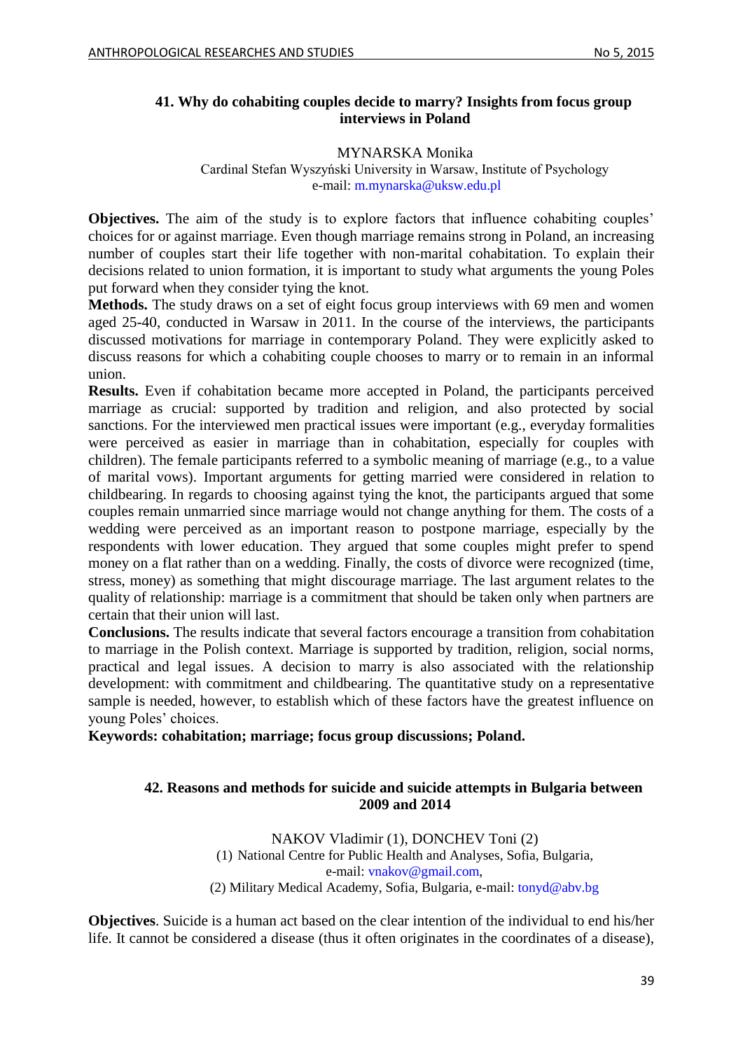### 41. Why do cohabiting couples decide to marry? Insights from focus group interviews in Poland

MYNARSKA Monika
Cardinal Stefan Wyszyński University in Warsaw, Institute of Psychology
e-mail: m.mynarska@uksw.edu.pl

**Objectives.** The aim of the study is to explore factors that influence cohabiting couples' choices for or against marriage. Even though marriage remains strong in Poland, an increasing number of couples start their life together with non-marital cohabitation. To explain their decisions related to union formation, it is important to study what arguments the young Poles put forward when they consider tying the knot.

**Methods.** The study draws on a set of eight focus group interviews with 69 men and women aged 25-40, conducted in Warsaw in 2011. In the course of the interviews, the participants discussed motivations for marriage in contemporary Poland. They were explicitly asked to discuss reasons for which a cohabiting couple chooses to marry or to remain in an informal union.

**Results.** Even if cohabitation became more accepted in Poland, the participants perceived marriage as crucial: supported by tradition and religion, and also protected by social sanctions. For the interviewed men practical issues were important (e.g., everyday formalities were perceived as easier in marriage than in cohabitation, especially for couples with children). The female participants referred to a symbolic meaning of marriage (e.g., to a value of marital vows). Important arguments for getting married were considered in relation to childbearing. In regards to choosing against tying the knot, the participants argued that some couples remain unmarried since marriage would not change anything for them. The costs of a wedding were perceived as an important reason to postpone marriage, especially by the respondents with lower education. They argued that some couples might prefer to spend money on a flat rather than on a wedding. Finally, the costs of divorce were recognized (time, stress, money) as something that might discourage marriage. The last argument relates to the quality of relationship: marriage is a commitment that should be taken only when partners are certain that their union will last.

**Conclusions.** The results indicate that several factors encourage a transition from cohabitation to marriage in the Polish context. Marriage is supported by tradition, religion, social norms, practical and legal issues. A decision to marry is also associated with the relationship development: with commitment and childbearing. The quantitative study on a representative sample is needed, however, to establish which of these factors have the greatest influence on young Poles' choices.

**Keywords: cohabitation; marriage; focus group discussions; Poland.**

### 42. Reasons and methods for suicide and suicide attempts in Bulgaria between 2009 and 2014

NAKOV Vladimir (1), DONCHEV Toni (2)
(1) National Centre for Public Health and Analyses, Sofia, Bulgaria,
e-mail: vnakov@gmail.com,
(2) Military Medical Academy, Sofia, Bulgaria, e-mail: tonyd@abv.bg

**Objectives**. Suicide is a human act based on the clear intention of the individual to end his/her life. It cannot be considered a disease (thus it often originates in the coordinates of a disease),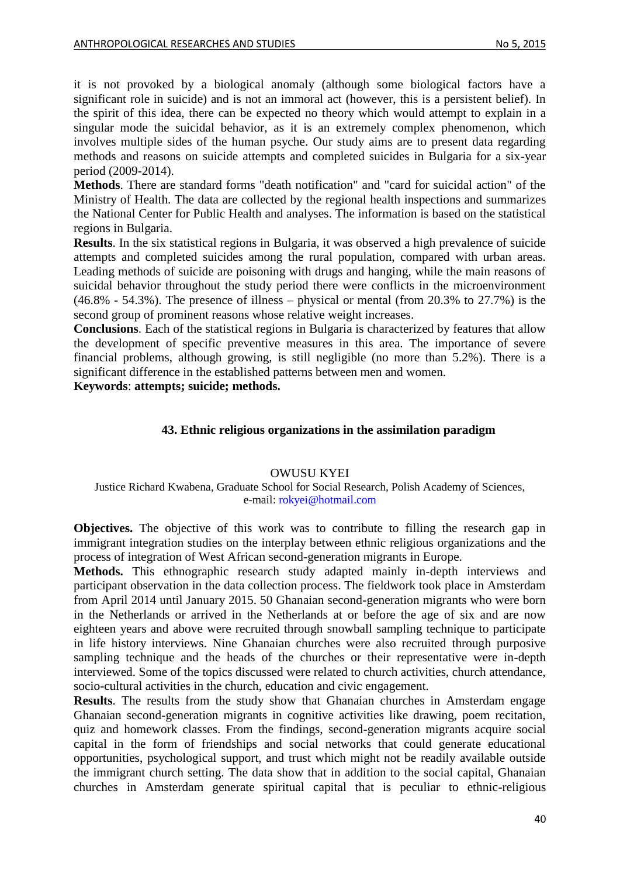it is not provoked by a biological anomaly (although some biological factors have a significant role in suicide) and is not an immoral act (however, this is a persistent belief). In the spirit of this idea, there can be expected no theory which would attempt to explain in a singular mode the suicidal behavior, as it is an extremely complex phenomenon, which involves multiple sides of the human psyche. Our study aims are to present data regarding methods and reasons on suicide attempts and completed suicides in Bulgaria for a six-year period (2009-2014).

**Methods**. There are standard forms "death notification" and "card for suicidal action" of the Ministry of Health. The data are collected by the regional health inspections and summarizes the National Center for Public Health and analyses. The information is based on the statistical regions in Bulgaria.

**Results**. In the six statistical regions in Bulgaria, it was observed a high prevalence of suicide attempts and completed suicides among the rural population, compared with urban areas. Leading methods of suicide are poisoning with drugs and hanging, while the main reasons of suicidal behavior throughout the study period there were conflicts in the microenvironment (46.8% - 54.3%). The presence of illness – physical or mental (from 20.3% to 27.7%) is the second group of prominent reasons whose relative weight increases.

**Conclusions**. Each of the statistical regions in Bulgaria is characterized by features that allow the development of specific preventive measures in this area. The importance of severe financial problems, although growing, is still negligible (no more than 5.2%). There is a significant difference in the established patterns between men and women.

**Keywords**: **attempts; suicide; methods.**

## 43. Ethnic religious organizations in the assimilation paradigm

OWUSU KYEI

Justice Richard Kwabena, Graduate School for Social Research, Polish Academy of Sciences, e-mail: rokyei@hotmail.com

**Objectives.** The objective of this work was to contribute to filling the research gap in immigrant integration studies on the interplay between ethnic religious organizations and the process of integration of West African second-generation migrants in Europe.

**Methods.** This ethnographic research study adapted mainly in-depth interviews and participant observation in the data collection process. The fieldwork took place in Amsterdam from April 2014 until January 2015. 50 Ghanaian second-generation migrants who were born in the Netherlands or arrived in the Netherlands at or before the age of six and are now eighteen years and above were recruited through snowball sampling technique to participate in life history interviews. Nine Ghanaian churches were also recruited through purposive sampling technique and the heads of the churches or their representative were in-depth interviewed. Some of the topics discussed were related to church activities, church attendance, socio-cultural activities in the church, education and civic engagement.

**Results**. The results from the study show that Ghanaian churches in Amsterdam engage Ghanaian second-generation migrants in cognitive activities like drawing, poem recitation, quiz and homework classes. From the findings, second-generation migrants acquire social capital in the form of friendships and social networks that could generate educational opportunities, psychological support, and trust which might not be readily available outside the immigrant church setting. The data show that in addition to the social capital, Ghanaian churches in Amsterdam generate spiritual capital that is peculiar to ethnic-religious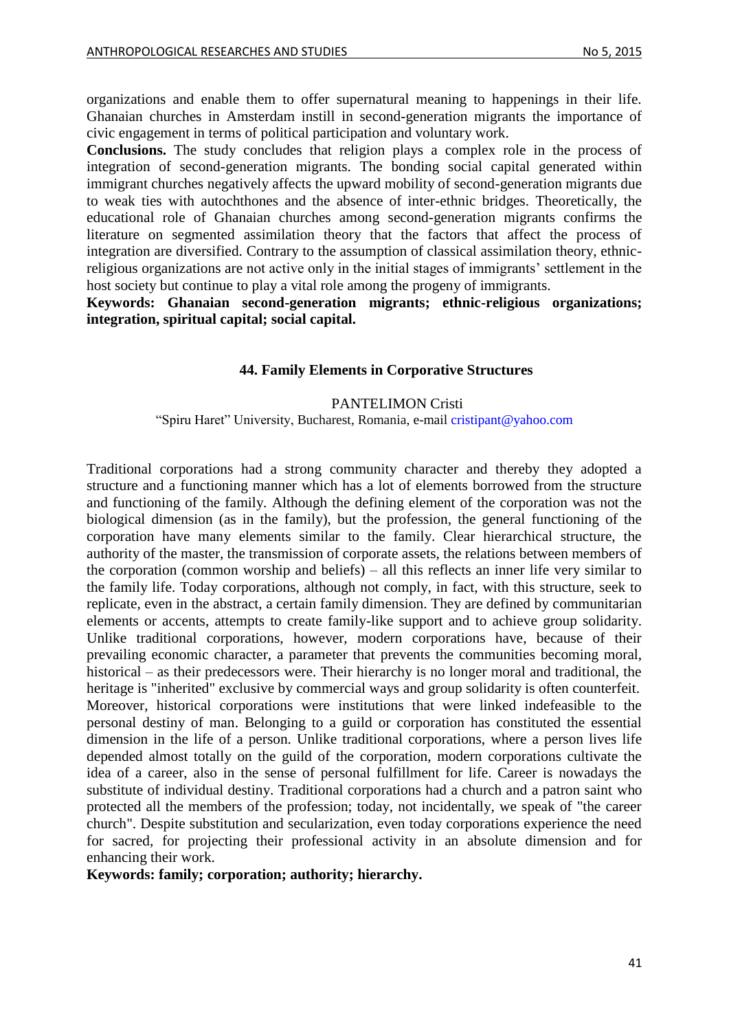organizations and enable them to offer supernatural meaning to happenings in their life. Ghanaian churches in Amsterdam instill in second-generation migrants the importance of civic engagement in terms of political participation and voluntary work.

**Conclusions.** The study concludes that religion plays a complex role in the process of integration of second-generation migrants. The bonding social capital generated within immigrant churches negatively affects the upward mobility of second-generation migrants due to weak ties with autochthones and the absence of inter-ethnic bridges. Theoretically, the educational role of Ghanaian churches among second-generation migrants confirms the literature on segmented assimilation theory that the factors that affect the process of integration are diversified. Contrary to the assumption of classical assimilation theory, ethnic-religious organizations are not active only in the initial stages of immigrants' settlement in the host society but continue to play a vital role among the progeny of immigrants.

**Keywords: Ghanaian second-generation migrants; ethnic-religious organizations; integration, spiritual capital; social capital.**

### 44. Family Elements in Corporative Structures

PANTELIMON Cristi

"Spiru Haret" University, Bucharest, Romania, e-mail cristipant@yahoo.com

Traditional corporations had a strong community character and thereby they adopted a structure and a functioning manner which has a lot of elements borrowed from the structure and functioning of the family. Although the defining element of the corporation was not the biological dimension (as in the family), but the profession, the general functioning of the corporation have many elements similar to the family. Clear hierarchical structure, the authority of the master, the transmission of corporate assets, the relations between members of the corporation (common worship and beliefs) – all this reflects an inner life very similar to the family life. Today corporations, although not comply, in fact, with this structure, seek to replicate, even in the abstract, a certain family dimension. They are defined by communitarian elements or accents, attempts to create family-like support and to achieve group solidarity. Unlike traditional corporations, however, modern corporations have, because of their prevailing economic character, a parameter that prevents the communities becoming moral, historical – as their predecessors were. Their hierarchy is no longer moral and traditional, the heritage is "inherited" exclusive by commercial ways and group solidarity is often counterfeit. Moreover, historical corporations were institutions that were linked indefeasible to the personal destiny of man. Belonging to a guild or corporation has constituted the essential dimension in the life of a person. Unlike traditional corporations, where a person lives life depended almost totally on the guild of the corporation, modern corporations cultivate the idea of a career, also in the sense of personal fulfillment for life. Career is nowadays the substitute of individual destiny. Traditional corporations had a church and a patron saint who protected all the members of the profession; today, not incidentally, we speak of "the career church". Despite substitution and secularization, even today corporations experience the need for sacred, for projecting their professional activity in an absolute dimension and for enhancing their work.

**Keywords: family; corporation; authority; hierarchy.**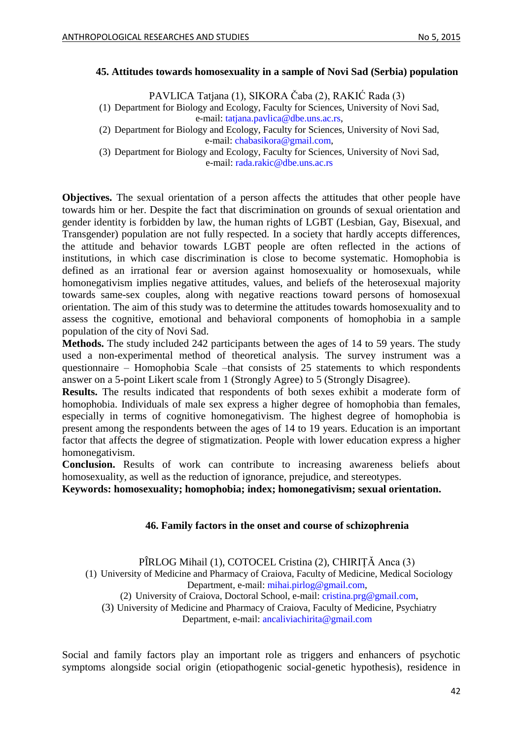### 45. Attitudes towards homosexuality in a sample of Novi Sad (Serbia) population

PAVLICA Tatjana (1), SIKORA Čaba (2), RAKIĆ Rada (3)

(1) Department for Biology and Ecology, Faculty for Sciences, University of Novi Sad, e-mail: tatjana.pavlica@dbe.uns.ac.rs,

(2) Department for Biology and Ecology, Faculty for Sciences, University of Novi Sad, e-mail: chabasikora@gmail.com,

(3) Department for Biology and Ecology, Faculty for Sciences, University of Novi Sad, e-mail: rada.rakic@dbe.uns.ac.rs

**Objectives.** The sexual orientation of a person affects the attitudes that other people have towards him or her. Despite the fact that discrimination on grounds of sexual orientation and gender identity is forbidden by law, the human rights of LGBT (Lesbian, Gay, Bisexual, and Transgender) population are not fully respected. In a society that hardly accepts differences, the attitude and behavior towards LGBT people are often reflected in the actions of institutions, in which case discrimination is close to become systematic. Homophobia is defined as an irrational fear or aversion against homosexuality or homosexuals, while homonegativism implies negative attitudes, values, and beliefs of the heterosexual majority towards same-sex couples, along with negative reactions toward persons of homosexual orientation. The aim of this study was to determine the attitudes towards homosexuality and to assess the cognitive, emotional and behavioral components of homophobia in a sample population of the city of Novi Sad.

**Methods.** The study included 242 participants between the ages of 14 to 59 years. The study used a non-experimental method of theoretical analysis. The survey instrument was a questionnaire – Homophobia Scale –that consists of 25 statements to which respondents answer on a 5-point Likert scale from 1 (Strongly Agree) to 5 (Strongly Disagree).

**Results.** The results indicated that respondents of both sexes exhibit a moderate form of homophobia. Individuals of male sex express a higher degree of homophobia than females, especially in terms of cognitive homonegativism. The highest degree of homophobia is present among the respondents between the ages of 14 to 19 years. Education is an important factor that affects the degree of stigmatization. People with lower education express a higher homonegativism.

**Conclusion.** Results of work can contribute to increasing awareness beliefs about homosexuality, as well as the reduction of ignorance, prejudice, and stereotypes.

**Keywords: homosexuality; homophobia; index; homonegativism; sexual orientation.**

### 46. Family factors in the onset and course of schizophrenia

PÎRLOG Mihail (1), COTOCEL Cristina (2), CHIRIȚĂ Anca (3)

(1) University of Medicine and Pharmacy of Craiova, Faculty of Medicine, Medical Sociology Department, e-mail: mihai.pirlog@gmail.com,

(2) University of Craiova, Doctoral School, e-mail: cristina.prg@gmail.com,

(3) University of Medicine and Pharmacy of Craiova, Faculty of Medicine, Psychiatry Department, e-mail: ancaliviachirita@gmail.com

Social and family factors play an important role as triggers and enhancers of psychotic symptoms alongside social origin (etiopathogenic social-genetic hypothesis), residence in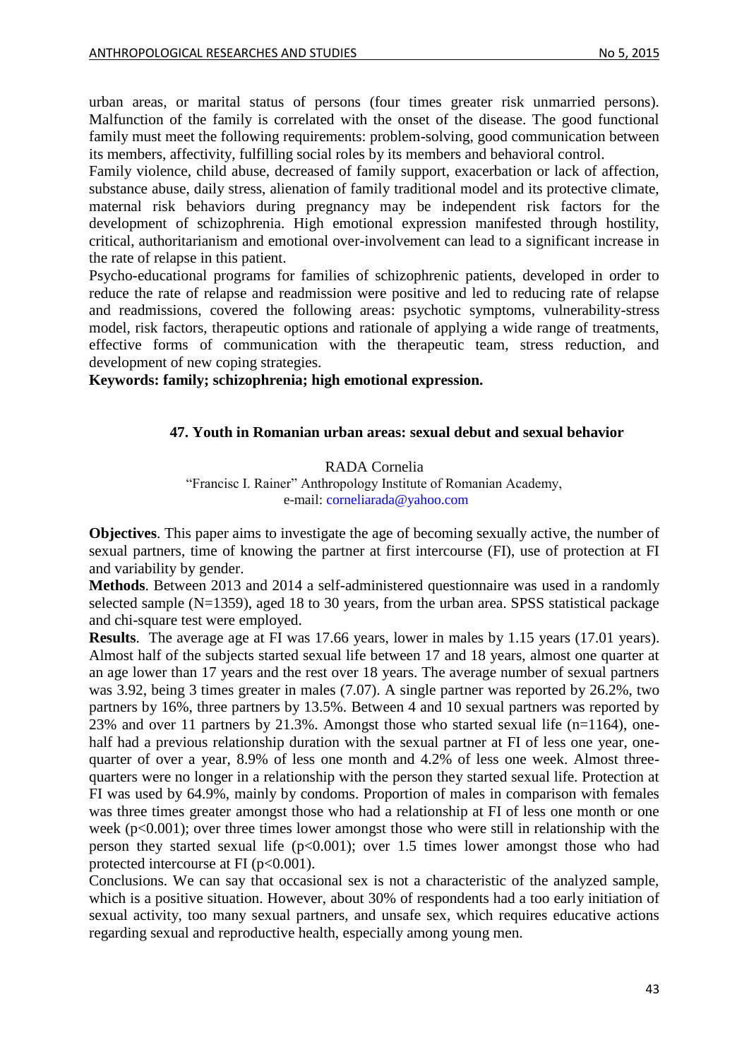urban areas, or marital status of persons (four times greater risk unmarried persons). Malfunction of the family is correlated with the onset of the disease. The good functional family must meet the following requirements: problem-solving, good communication between its members, affectivity, fulfilling social roles by its members and behavioral control.

Family violence, child abuse, decreased of family support, exacerbation or lack of affection, substance abuse, daily stress, alienation of family traditional model and its protective climate, maternal risk behaviors during pregnancy may be independent risk factors for the development of schizophrenia. High emotional expression manifested through hostility, critical, authoritarianism and emotional over-involvement can lead to a significant increase in the rate of relapse in this patient.

Psycho-educational programs for families of schizophrenic patients, developed in order to reduce the rate of relapse and readmission were positive and led to reducing rate of relapse and readmissions, covered the following areas: psychotic symptoms, vulnerability-stress model, risk factors, therapeutic options and rationale of applying a wide range of treatments, effective forms of communication with the therapeutic team, stress reduction, and development of new coping strategies.

**Keywords: family; schizophrenia; high emotional expression.**

## 47. Youth in Romanian urban areas: sexual debut and sexual behavior

RADA Cornelia

"Francisc I. Rainer" Anthropology Institute of Romanian Academy,
e-mail: corneliarada@yahoo.com

**Objectives**. This paper aims to investigate the age of becoming sexually active, the number of sexual partners, time of knowing the partner at first intercourse (FI), use of protection at FI and variability by gender.

**Methods**. Between 2013 and 2014 a self-administered questionnaire was used in a randomly selected sample (N=1359), aged 18 to 30 years, from the urban area. SPSS statistical package and chi-square test were employed.

**Results**. The average age at FI was 17.66 years, lower in males by 1.15 years (17.01 years). Almost half of the subjects started sexual life between 17 and 18 years, almost one quarter at an age lower than 17 years and the rest over 18 years. The average number of sexual partners was 3.92, being 3 times greater in males (7.07). A single partner was reported by 26.2%, two partners by 16%, three partners by 13.5%. Between 4 and 10 sexual partners was reported by 23% and over 11 partners by 21.3%. Amongst those who started sexual life (n=1164), one-half had a previous relationship duration with the sexual partner at FI of less one year, one-quarter of over a year, 8.9% of less one month and 4.2% of less one week. Almost three-quarters were no longer in a relationship with the person they started sexual life. Protection at FI was used by 64.9%, mainly by condoms. Proportion of males in comparison with females was three times greater amongst those who had a relationship at FI of less one month or one week ($p<0.001$); over three times lower amongst those who were still in relationship with the person they started sexual life ($p<0.001$); over 1.5 times lower amongst those who had protected intercourse at FI ($p<0.001$).

Conclusions. We can say that occasional sex is not a characteristic of the analyzed sample, which is a positive situation. However, about 30% of respondents had a too early initiation of sexual activity, too many sexual partners, and unsafe sex, which requires educative actions regarding sexual and reproductive health, especially among young men.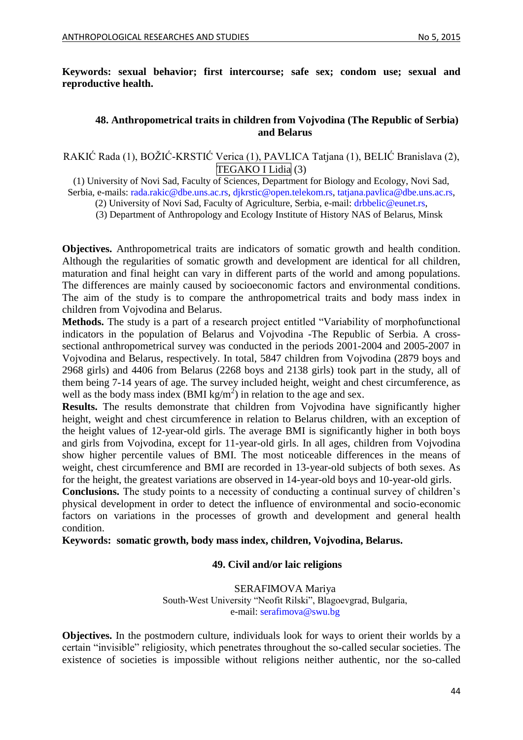**Keywords: sexual behavior; first intercourse; safe sex; condom use; sexual and reproductive health.**

### 48. Anthropometrical traits in children from Vojvodina (The Republic of Serbia) and Belarus

RAKIĆ Rada (1), BOŽIĆ-KRSTIĆ Verica (1), PAVLICA Tatjana (1), BELIĆ Branislava (2), TEGAKO I Lidia (3)

(1) University of Novi Sad, Faculty of Sciences, Department for Biology and Ecology, Novi Sad, Serbia, e-mails: rada.rakic@dbe.uns.ac.rs, djkrstic@open.telekom.rs, tatjana.pavlica@dbe.uns.ac.rs,
(2) University of Novi Sad, Faculty of Agriculture, Serbia, e-mail: drbbelic@eunet.rs,
(3) Department of Anthropology and Ecology Institute of History NAS of Belarus, Minsk

**Objectives.** Anthropometrical traits are indicators of somatic growth and health condition. Although the regularities of somatic growth and development are identical for all children, maturation and final height can vary in different parts of the world and among populations. The differences are mainly caused by socioeconomic factors and environmental conditions. The aim of the study is to compare the anthropometrical traits and body mass index in children from Vojvodina and Belarus.
**Methods.** The study is a part of a research project entitled "Variability of morphofunctional indicators in the population of Belarus and Vojvodina -The Republic of Serbia. A cross-sectional anthropometrical survey was conducted in the periods 2001-2004 and 2005-2007 in Vojvodina and Belarus, respectively. In total, 5847 children from Vojvodina (2879 boys and 2968 girls) and 4406 from Belarus (2268 boys and 2138 girls) took part in the study, all of them being 7-14 years of age. The survey included height, weight and chest circumference, as well as the body mass index (BMI $kg/m^2$) in relation to the age and sex.
**Results.** The results demonstrate that children from Vojvodina have significantly higher height, weight and chest circumference in relation to Belarus children, with an exception of the height values of 12-year-old girls. The average BMI is significantly higher in both boys and girls from Vojvodina, except for 11-year-old girls. In all ages, children from Vojvodina show higher percentile values of BMI. The most noticeable differences in the means of weight, chest circumference and BMI are recorded in 13-year-old subjects of both sexes. As for the height, the greatest variations are observed in 14-year-old boys and 10-year-old girls.
**Conclusions.** The study points to a necessity of conducting a continual survey of children's physical development in order to detect the influence of environmental and socio-economic factors on variations in the processes of growth and development and general health condition.
**Keywords: somatic growth, body mass index, children, Vojvodina, Belarus.**

### 49. Civil and/or laic religions

SERAFIMOVA Mariya
South-West University "Neofit Rilski", Blagoevgrad, Bulgaria,
e-mail: serafimova@swu.bg

**Objectives.** In the postmodern culture, individuals look for ways to orient their worlds by a certain "invisible" religiosity, which penetrates throughout the so-called secular societies. The existence of societies is impossible without religions neither authentic, nor the so-called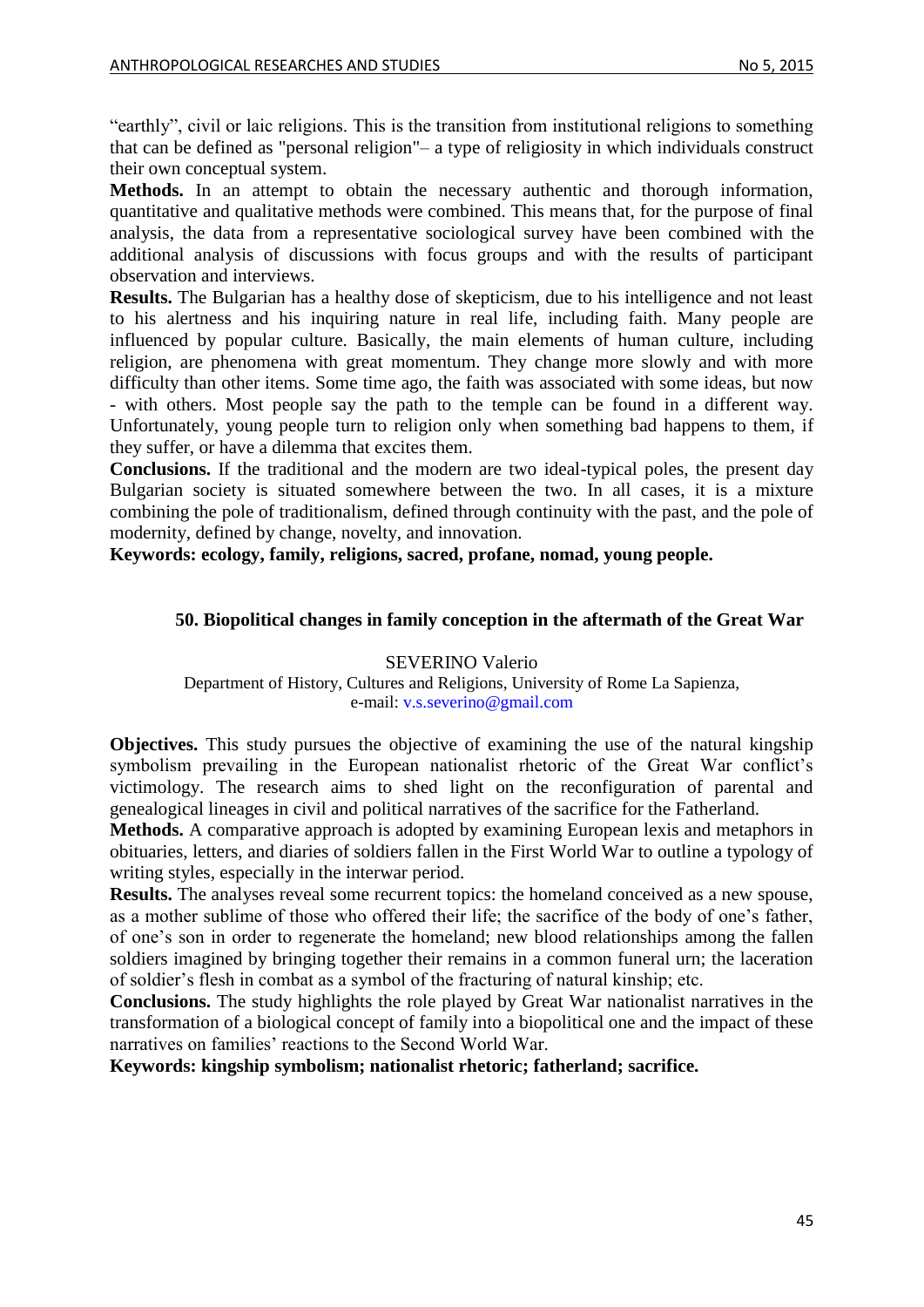“earthly”, civil or laic religions. This is the transition from institutional religions to something that can be defined as "personal religion"– a type of religiosity in which individuals construct their own conceptual system.

**Methods.** In an attempt to obtain the necessary authentic and thorough information, quantitative and qualitative methods were combined. This means that, for the purpose of final analysis, the data from a representative sociological survey have been combined with the additional analysis of discussions with focus groups and with the results of participant observation and interviews.

**Results.** The Bulgarian has a healthy dose of skepticism, due to his intelligence and not least to his alertness and his inquiring nature in real life, including faith. Many people are influenced by popular culture. Basically, the main elements of human culture, including religion, are phenomena with great momentum. They change more slowly and with more difficulty than other items. Some time ago, the faith was associated with some ideas, but now - with others. Most people say the path to the temple can be found in a different way. Unfortunately, young people turn to religion only when something bad happens to them, if they suffer, or have a dilemma that excites them.

**Conclusions.** If the traditional and the modern are two ideal-typical poles, the present day Bulgarian society is situated somewhere between the two. In all cases, it is a mixture combining the pole of traditionalism, defined through continuity with the past, and the pole of modernity, defined by change, novelty, and innovation.

**Keywords: ecology, family, religions, sacred, profane, nomad, young people.**

## 50. Biopolitical changes in family conception in the aftermath of the Great War

SEVERINO Valerio

Department of History, Cultures and Religions, University of Rome La Sapienza,
e-mail: v.s.severino@gmail.com

**Objectives.** This study pursues the objective of examining the use of the natural kingship symbolism prevailing in the European nationalist rhetoric of the Great War conflict’s victimology. The research aims to shed light on the reconfiguration of parental and genealogical lineages in civil and political narratives of the sacrifice for the Fatherland.

**Methods.** A comparative approach is adopted by examining European lexis and metaphors in obituaries, letters, and diaries of soldiers fallen in the First World War to outline a typology of writing styles, especially in the interwar period.

**Results.** The analyses reveal some recurrent topics: the homeland conceived as a new spouse, as a mother sublime of those who offered their life; the sacrifice of the body of one’s father, of one’s son in order to regenerate the homeland; new blood relationships among the fallen soldiers imagined by bringing together their remains in a common funeral urn; the laceration of soldier’s flesh in combat as a symbol of the fracturing of natural kinship; etc.

**Conclusions.** The study highlights the role played by Great War nationalist narratives in the transformation of a biological concept of family into a biopolitical one and the impact of these narratives on families’ reactions to the Second World War.

**Keywords: kingship symbolism; nationalist rhetoric; fatherland; sacrifice.**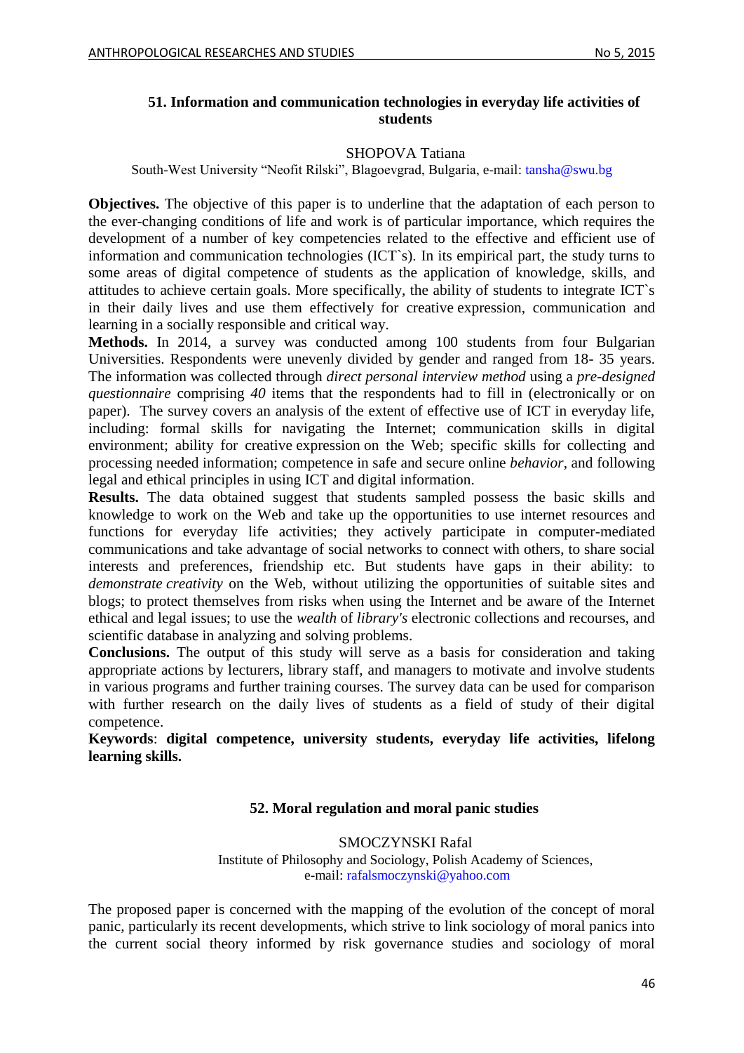### 51. Information and communication technologies in everyday life activities of students

SHOPOVA Tatiana

South-West University "Neofit Rilski", Blagoevgrad, Bulgaria, e-mail: tansha@swu.bg

**Objectives.** The objective of this paper is to underline that the adaptation of each person to the ever-changing conditions of life and work is of particular importance, which requires the development of a number of key competencies related to the effective and efficient use of information and communication technologies (ICT`s). In its empirical part, the study turns to some areas of digital competence of students as the application of knowledge, skills, and attitudes to achieve certain goals. More specifically, the ability of students to integrate ICT`s in their daily lives and use them effectively for creative expression, communication and learning in a socially responsible and critical way.

**Methods.** In 2014, a survey was conducted among 100 students from four Bulgarian Universities. Respondents were unevenly divided by gender and ranged from 18- 35 years. The information was collected through *direct personal interview method* using a *pre-designed questionnaire* comprising *40* items that the respondents had to fill in (electronically or on paper). The survey covers an analysis of the extent of effective use of ICT in everyday life, including: formal skills for navigating the Internet; communication skills in digital environment; ability for creative expression on the Web; specific skills for collecting and processing needed information; competence in safe and secure online *behavior*, and following legal and ethical principles in using ICT and digital information.

**Results.** The data obtained suggest that students sampled possess the basic skills and knowledge to work on the Web and take up the opportunities to use internet resources and functions for everyday life activities; they actively participate in computer-mediated communications and take advantage of social networks to connect with others, to share social interests and preferences, friendship etc. But students have gaps in their ability: to *demonstrate creativity* on the Web, without utilizing the opportunities of suitable sites and blogs; to protect themselves from risks when using the Internet and be aware of the Internet ethical and legal issues; to use the *wealth* of *library's* electronic collections and recourses, and scientific database in analyzing and solving problems.

**Conclusions.** The output of this study will serve as a basis for consideration and taking appropriate actions by lecturers, library staff, and managers to motivate and involve students in various programs and further training courses. The survey data can be used for comparison with further research on the daily lives of students as a field of study of their digital competence.

**Keywords**: **digital competence, university students, everyday life activities, lifelong learning skills.**

### 52. Moral regulation and moral panic studies

SMOCZYNSKI Rafal

Institute of Philosophy and Sociology, Polish Academy of Sciences,
e-mail: rafalsmoczynski@yahoo.com

The proposed paper is concerned with the mapping of the evolution of the concept of moral panic, particularly its recent developments, which strive to link sociology of moral panics into the current social theory informed by risk governance studies and sociology of moral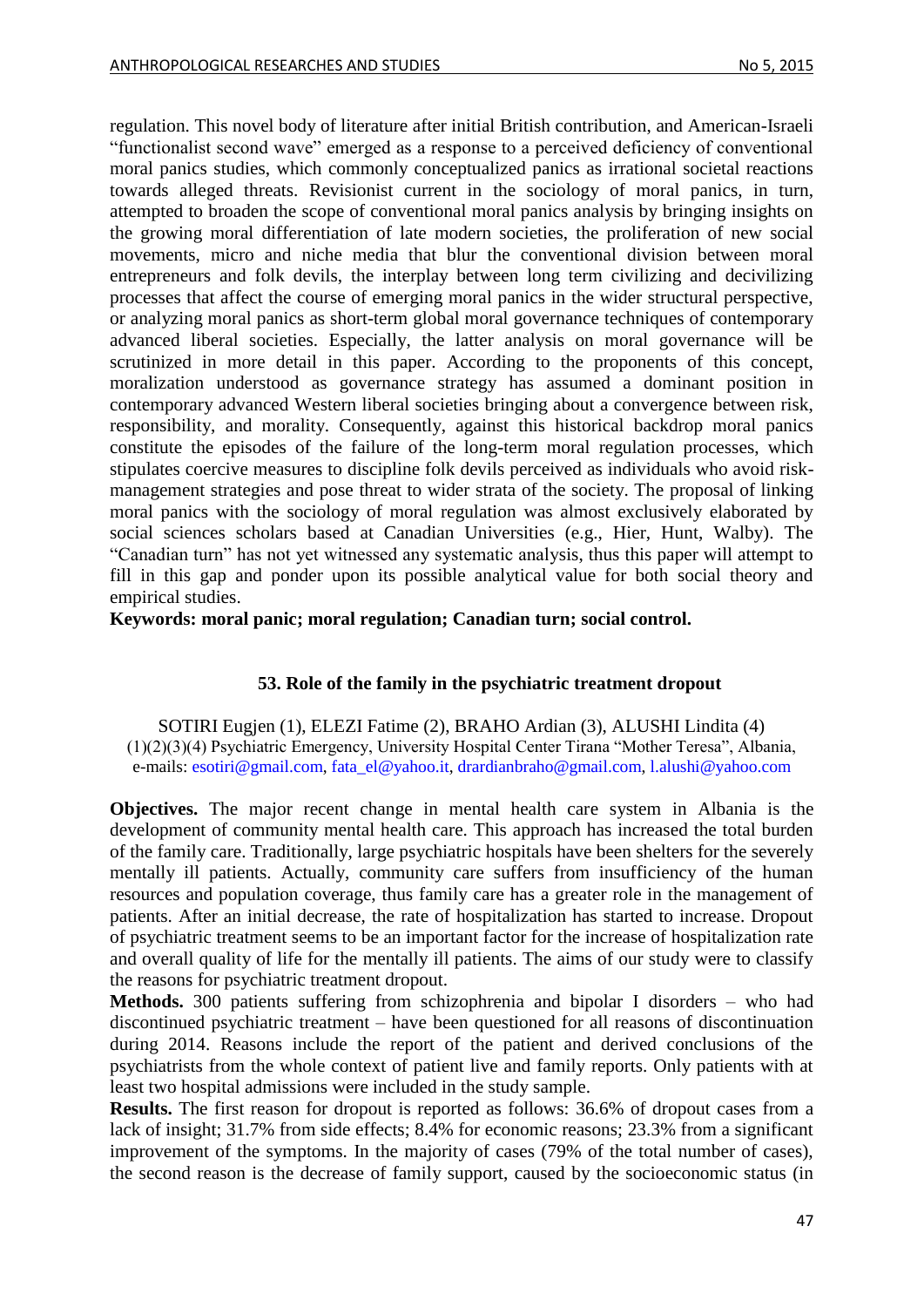regulation. This novel body of literature after initial British contribution, and American-Israeli "functionalist second wave" emerged as a response to a perceived deficiency of conventional moral panics studies, which commonly conceptualized panics as irrational societal reactions towards alleged threats. Revisionist current in the sociology of moral panics, in turn, attempted to broaden the scope of conventional moral panics analysis by bringing insights on the growing moral differentiation of late modern societies, the proliferation of new social movements, micro and niche media that blur the conventional division between moral entrepreneurs and folk devils, the interplay between long term civilizing and decivilizing processes that affect the course of emerging moral panics in the wider structural perspective, or analyzing moral panics as short-term global moral governance techniques of contemporary advanced liberal societies. Especially, the latter analysis on moral governance will be scrutinized in more detail in this paper. According to the proponents of this concept, moralization understood as governance strategy has assumed a dominant position in contemporary advanced Western liberal societies bringing about a convergence between risk, responsibility, and morality. Consequently, against this historical backdrop moral panics constitute the episodes of the failure of the long-term moral regulation processes, which stipulates coercive measures to discipline folk devils perceived as individuals who avoid risk-management strategies and pose threat to wider strata of the society. The proposal of linking moral panics with the sociology of moral regulation was almost exclusively elaborated by social sciences scholars based at Canadian Universities (e.g., Hier, Hunt, Walby). The "Canadian turn" has not yet witnessed any systematic analysis, thus this paper will attempt to fill in this gap and ponder upon its possible analytical value for both social theory and empirical studies.

**Keywords: moral panic; moral regulation; Canadian turn; social control.**

## 53. Role of the family in the psychiatric treatment dropout

SOTIRI Eugjen (1), ELEZI Fatime (2), BRAHO Ardian (3), ALUSHI Lindita (4)
(1)(2)(3)(4) Psychiatric Emergency, University Hospital Center Tirana "Mother Teresa", Albania,
e-mails: esotiri@gmail.com, fata_el@yahoo.it, drardianbraho@gmail.com, l.alushi@yahoo.com

**Objectives.** The major recent change in mental health care system in Albania is the development of community mental health care. This approach has increased the total burden of the family care. Traditionally, large psychiatric hospitals have been shelters for the severely mentally ill patients. Actually, community care suffers from insufficiency of the human resources and population coverage, thus family care has a greater role in the management of patients. After an initial decrease, the rate of hospitalization has started to increase. Dropout of psychiatric treatment seems to be an important factor for the increase of hospitalization rate and overall quality of life for the mentally ill patients. The aims of our study were to classify the reasons for psychiatric treatment dropout.

**Methods.** 300 patients suffering from schizophrenia and bipolar I disorders – who had discontinued psychiatric treatment – have been questioned for all reasons of discontinuation during 2014. Reasons include the report of the patient and derived conclusions of the psychiatrists from the whole context of patient live and family reports. Only patients with at least two hospital admissions were included in the study sample.

**Results.** The first reason for dropout is reported as follows: 36.6% of dropout cases from a lack of insight; 31.7% from side effects; 8.4% for economic reasons; 23.3% from a significant improvement of the symptoms. In the majority of cases (79% of the total number of cases), the second reason is the decrease of family support, caused by the socioeconomic status (in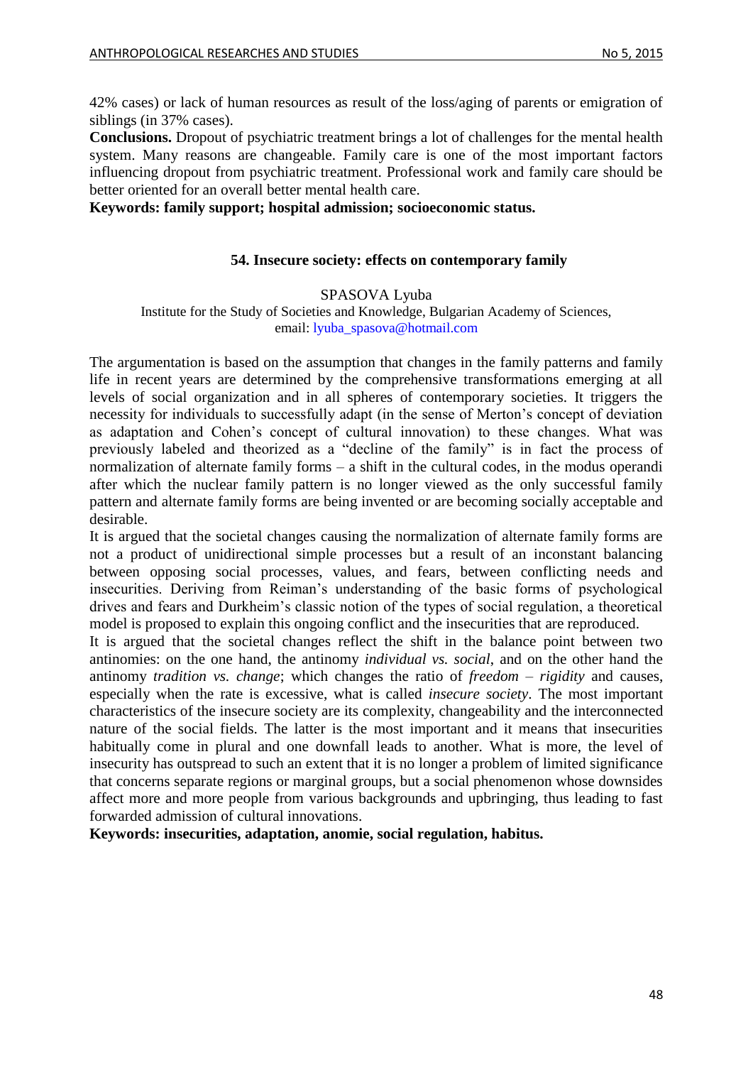42% cases) or lack of human resources as result of the loss/aging of parents or emigration of siblings (in 37% cases).

**Conclusions.** Dropout of psychiatric treatment brings a lot of challenges for the mental health system. Many reasons are changeable. Family care is one of the most important factors influencing dropout from psychiatric treatment. Professional work and family care should be better oriented for an overall better mental health care.

**Keywords: family support; hospital admission; socioeconomic status.**

## 54. Insecure society: effects on contemporary family

SPASOVA Lyuba

Institute for the Study of Societies and Knowledge, Bulgarian Academy of Sciences, email: lyuba_spasova@hotmail.com

The argumentation is based on the assumption that changes in the family patterns and family life in recent years are determined by the comprehensive transformations emerging at all levels of social organization and in all spheres of contemporary societies. It triggers the necessity for individuals to successfully adapt (in the sense of Merton's concept of deviation as adaptation and Cohen's concept of cultural innovation) to these changes. What was previously labeled and theorized as a "decline of the family" is in fact the process of normalization of alternate family forms – a shift in the cultural codes, in the modus operandi after which the nuclear family pattern is no longer viewed as the only successful family pattern and alternate family forms are being invented or are becoming socially acceptable and desirable.

It is argued that the societal changes causing the normalization of alternate family forms are not a product of unidirectional simple processes but a result of an inconstant balancing between opposing social processes, values, and fears, between conflicting needs and insecurities. Deriving from Reiman's understanding of the basic forms of psychological drives and fears and Durkheim's classic notion of the types of social regulation, a theoretical model is proposed to explain this ongoing conflict and the insecurities that are reproduced.

It is argued that the societal changes reflect the shift in the balance point between two antinomies: on the one hand, the antinomy *individual vs. social*, and on the other hand the antinomy *tradition vs. change*; which changes the ratio of *freedom – rigidity* and causes, especially when the rate is excessive, what is called *insecure society*. The most important characteristics of the insecure society are its complexity, changeability and the interconnected nature of the social fields. The latter is the most important and it means that insecurities habitually come in plural and one downfall leads to another. What is more, the level of insecurity has outspread to such an extent that it is no longer a problem of limited significance that concerns separate regions or marginal groups, but a social phenomenon whose downsides affect more and more people from various backgrounds and upbringing, thus leading to fast forwarded admission of cultural innovations.

**Keywords: insecurities, adaptation, anomie, social regulation, habitus.**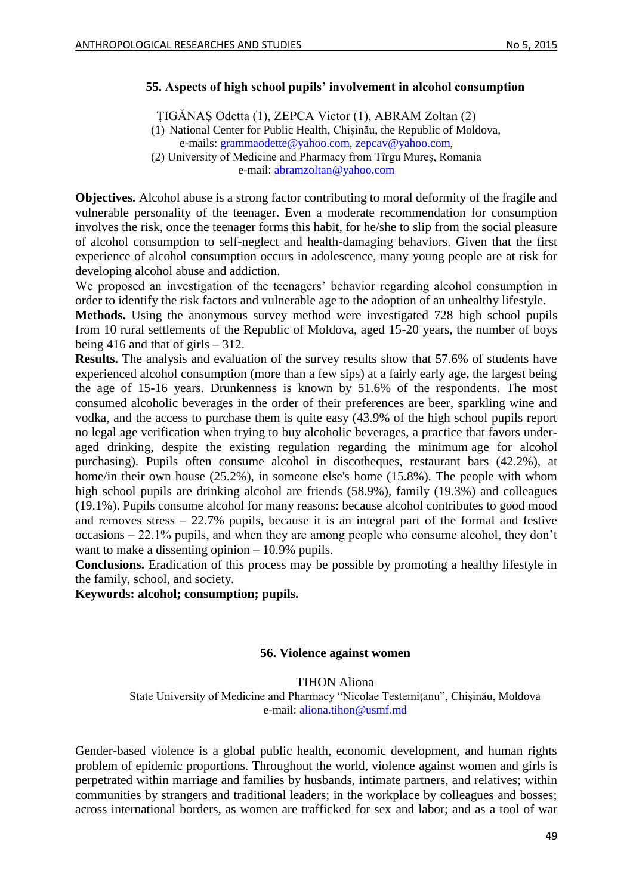## 55. Aspects of high school pupils' involvement in alcohol consumption

ŢIGĂNAŞ Odetta (1), ZEPCA Victor (1), ABRAM Zoltan (2)

(1) National Center for Public Health, Chișinău, the Republic of Moldova,
e-mails: grammaodette@yahoo.com, zepcav@yahoo.com,

(2) University of Medicine and Pharmacy from Tîrgu Mureş, Romania
e-mail: abramzoltan@yahoo.com

**Objectives.** Alcohol abuse is a strong factor contributing to moral deformity of the fragile and vulnerable personality of the teenager. Even a moderate recommendation for consumption involves the risk, once the teenager forms this habit, for he/she to slip from the social pleasure of alcohol consumption to self-neglect and health-damaging behaviors. Given that the first experience of alcohol consumption occurs in adolescence, many young people are at risk for developing alcohol abuse and addiction.

We proposed an investigation of the teenagers' behavior regarding alcohol consumption in order to identify the risk factors and vulnerable age to the adoption of an unhealthy lifestyle.

**Methods.** Using the anonymous survey method were investigated 728 high school pupils from 10 rural settlements of the Republic of Moldova, aged 15-20 years, the number of boys being 416 and that of girls – 312.

**Results.** The analysis and evaluation of the survey results show that 57.6% of students have experienced alcohol consumption (more than a few sips) at a fairly early age, the largest being the age of 15-16 years. Drunkenness is known by 51.6% of the respondents. The most consumed alcoholic beverages in the order of their preferences are beer, sparkling wine and vodka, and the access to purchase them is quite easy (43.9% of the high school pupils report no legal age verification when trying to buy alcoholic beverages, a practice that favors under-aged drinking, despite the existing regulation regarding the minimum age for alcohol purchasing). Pupils often consume alcohol in discotheques, restaurant bars (42.2%), at home/in their own house (25.2%), in someone else's home (15.8%). The people with whom high school pupils are drinking alcohol are friends (58.9%), family (19.3%) and colleagues (19.1%). Pupils consume alcohol for many reasons: because alcohol contributes to good mood and removes stress – 22.7% pupils, because it is an integral part of the formal and festive occasions – 22.1% pupils, and when they are among people who consume alcohol, they don't want to make a dissenting opinion – 10.9% pupils.

**Conclusions.** Eradication of this process may be possible by promoting a healthy lifestyle in the family, school, and society.

**Keywords: alcohol; consumption; pupils.**

## 56. Violence against women

TIHON Aliona

State University of Medicine and Pharmacy "Nicolae Testemiţanu", Chișinău, Moldova
e-mail: aliona.tihon@usmf.md

Gender-based violence is a global public health, economic development, and human rights problem of epidemic proportions. Throughout the world, violence against women and girls is perpetrated within marriage and families by husbands, intimate partners, and relatives; within communities by strangers and traditional leaders; in the workplace by colleagues and bosses; across international borders, as women are trafficked for sex and labor; and as a tool of war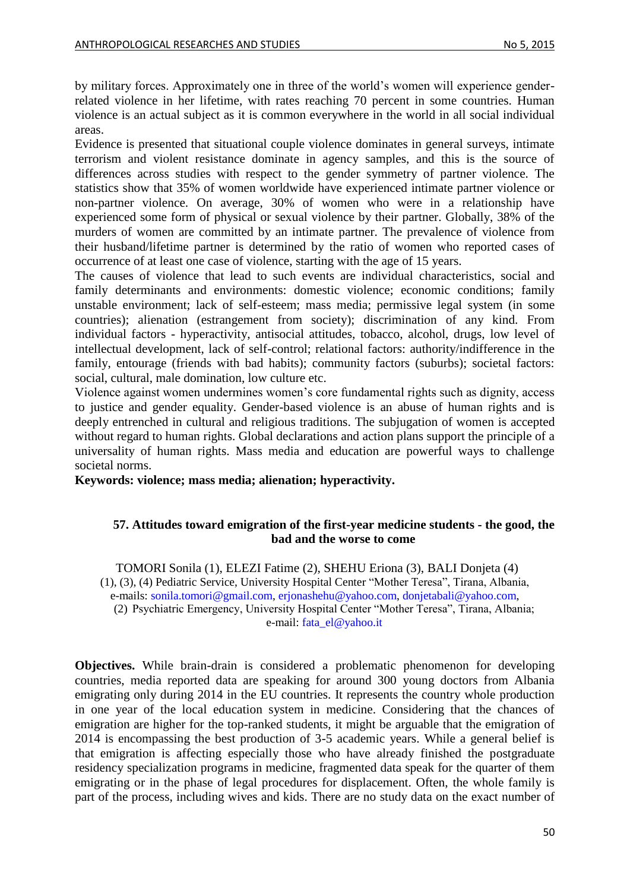by military forces. Approximately one in three of the world's women will experience gender-related violence in her lifetime, with rates reaching 70 percent in some countries. Human violence is an actual subject as it is common everywhere in the world in all social individual areas.

Evidence is presented that situational couple violence dominates in general surveys, intimate terrorism and violent resistance dominate in agency samples, and this is the source of differences across studies with respect to the gender symmetry of partner violence. The statistics show that 35% of women worldwide have experienced intimate partner violence or non-partner violence. On average, 30% of women who were in a relationship have experienced some form of physical or sexual violence by their partner. Globally, 38% of the murders of women are committed by an intimate partner. The prevalence of violence from their husband/lifetime partner is determined by the ratio of women who reported cases of occurrence of at least one case of violence, starting with the age of 15 years.

The causes of violence that lead to such events are individual characteristics, social and family determinants and environments: domestic violence; economic conditions; family unstable environment; lack of self-esteem; mass media; permissive legal system (in some countries); alienation (estrangement from society); discrimination of any kind. From individual factors - hyperactivity, antisocial attitudes, tobacco, alcohol, drugs, low level of intellectual development, lack of self-control; relational factors: authority/indifference in the family, entourage (friends with bad habits); community factors (suburbs); societal factors: social, cultural, male domination, low culture etc.

Violence against women undermines women's core fundamental rights such as dignity, access to justice and gender equality. Gender-based violence is an abuse of human rights and is deeply entrenched in cultural and religious traditions. The subjugation of women is accepted without regard to human rights. Global declarations and action plans support the principle of a universality of human rights. Mass media and education are powerful ways to challenge societal norms.

**Keywords: violence; mass media; alienation; hyperactivity.**

## 57. Attitudes toward emigration of the first-year medicine students - the good, the bad and the worse to come

TOMORI Sonila (1), ELEZI Fatime (2), SHEHU Eriona (3), BALI Donjeta (4)

(1), (3), (4) Pediatric Service, University Hospital Center "Mother Teresa", Tirana, Albania, e-mails: sonila.tomori@gmail.com, erjonashehu@yahoo.com, donjetabali@yahoo.com,

(2) Psychiatric Emergency, University Hospital Center "Mother Teresa", Tirana, Albania; e-mail: fata_el@yahoo.it

**Objectives.** While brain-drain is considered a problematic phenomenon for developing countries, media reported data are speaking for around 300 young doctors from Albania emigrating only during 2014 in the EU countries. It represents the country whole production in one year of the local education system in medicine. Considering that the chances of emigration are higher for the top-ranked students, it might be arguable that the emigration of 2014 is encompassing the best production of 3-5 academic years. While a general belief is that emigration is affecting especially those who have already finished the postgraduate residency specialization programs in medicine, fragmented data speak for the quarter of them emigrating or in the phase of legal procedures for displacement. Often, the whole family is part of the process, including wives and kids. There are no study data on the exact number of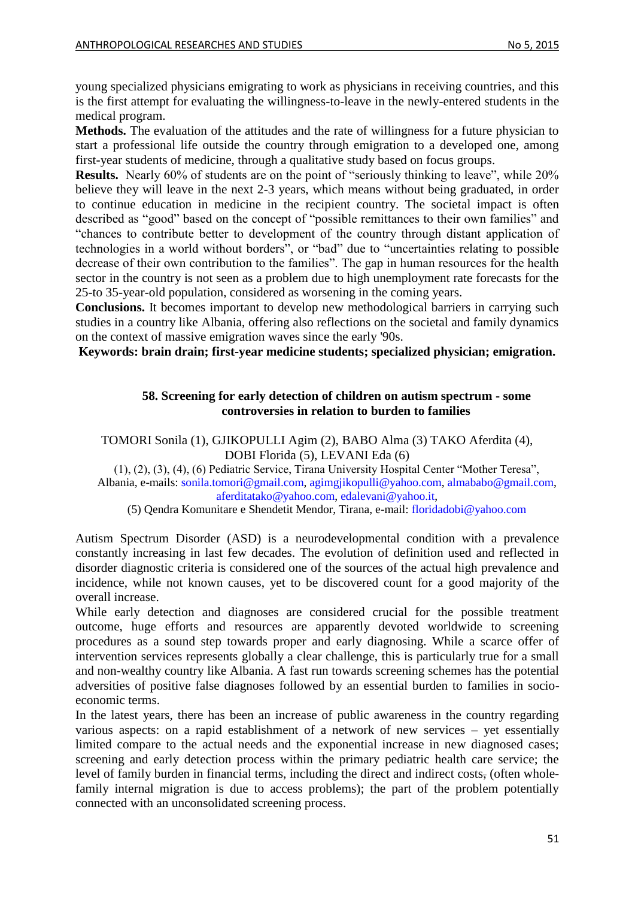young specialized physicians emigrating to work as physicians in receiving countries, and this is the first attempt for evaluating the willingness-to-leave in the newly-entered students in the medical program.

**Methods.** The evaluation of the attitudes and the rate of willingness for a future physician to start a professional life outside the country through emigration to a developed one, among first-year students of medicine, through a qualitative study based on focus groups.

**Results.** Nearly 60% of students are on the point of "seriously thinking to leave", while 20% believe they will leave in the next 2-3 years, which means without being graduated, in order to continue education in medicine in the recipient country. The societal impact is often described as "good" based on the concept of "possible remittances to their own families" and "chances to contribute better to development of the country through distant application of technologies in a world without borders", or "bad" due to "uncertainties relating to possible decrease of their own contribution to the families". The gap in human resources for the health sector in the country is not seen as a problem due to high unemployment rate forecasts for the 25-to 35-year-old population, considered as worsening in the coming years.

**Conclusions.** It becomes important to develop new methodological barriers in carrying such studies in a country like Albania, offering also reflections on the societal and family dynamics on the context of massive emigration waves since the early '90s.

**Keywords: brain drain; first-year medicine students; specialized physician; emigration.**

### 58. Screening for early detection of children on autism spectrum - some controversies in relation to burden to families

TOMORI Sonila (1), GJIKOPULLI Agim (2), BABO Alma (3) TAKO Aferdita (4), DOBI Florida (5), LEVANI Eda (6)

(1), (2), (3), (4), (6) Pediatric Service, Tirana University Hospital Center "Mother Teresa", Albania, e-mails: sonila.tomori@gmail.com, agimgjikopulli@yahoo.com, almababo@gmail.com, aferditatako@yahoo.com, edalevani@yahoo.it,

(5) Qendra Komunitare e Shendetit Mendor, Tirana, e-mail: floridadobi@yahoo.com

Autism Spectrum Disorder (ASD) is a neurodevelopmental condition with a prevalence constantly increasing in last few decades. The evolution of definition used and reflected in disorder diagnostic criteria is considered one of the sources of the actual high prevalence and incidence, while not known causes, yet to be discovered count for a good majority of the overall increase.

While early detection and diagnoses are considered crucial for the possible treatment outcome, huge efforts and resources are apparently devoted worldwide to screening procedures as a sound step towards proper and early diagnosing. While a scarce offer of intervention services represents globally a clear challenge, this is particularly true for a small and non-wealthy country like Albania. A fast run towards screening schemes has the potential adversities of positive false diagnoses followed by an essential burden to families in socio-economic terms.

In the latest years, there has been an increase of public awareness in the country regarding various aspects: on a rapid establishment of a network of new services – yet essentially limited compare to the actual needs and the exponential increase in new diagnosed cases; screening and early detection process within the primary pediatric health care service; the level of family burden in financial terms, including the direct and indirect costs, (often whole-family internal migration is due to access problems); the part of the problem potentially connected with an unconsolidated screening process.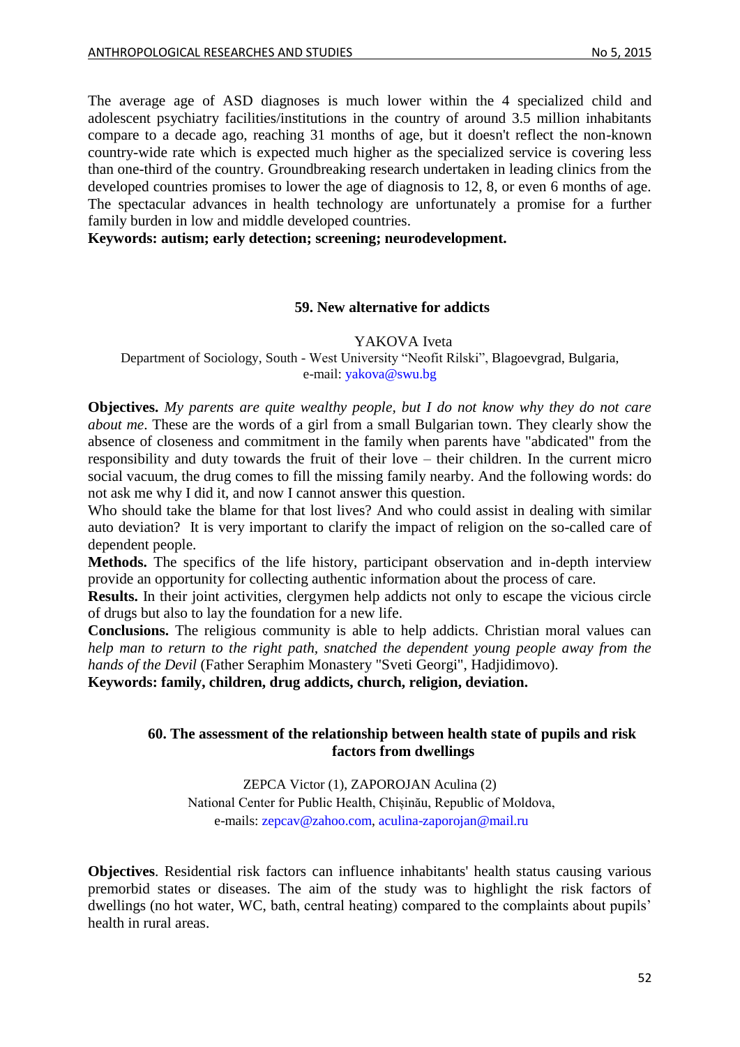The average age of ASD diagnoses is much lower within the 4 specialized child and adolescent psychiatry facilities/institutions in the country of around 3.5 million inhabitants compare to a decade ago, reaching 31 months of age, but it doesn't reflect the non-known country-wide rate which is expected much higher as the specialized service is covering less than one-third of the country. Groundbreaking research undertaken in leading clinics from the developed countries promises to lower the age of diagnosis to 12, 8, or even 6 months of age. The spectacular advances in health technology are unfortunately a promise for a further family burden in low and middle developed countries.

**Keywords: autism; early detection; screening; neurodevelopment.**

## 59. New alternative for addicts

YAKOVA Iveta

Department of Sociology, South - West University "Neofit Rilski", Blagoevgrad, Bulgaria, e-mail: yakova@swu.bg

**Objectives.** *My parents are quite wealthy people, but I do not know why they do not care about me*. These are the words of a girl from a small Bulgarian town. They clearly show the absence of closeness and commitment in the family when parents have "abdicated" from the responsibility and duty towards the fruit of their love – their children. In the current micro social vacuum, the drug comes to fill the missing family nearby. And the following words: do not ask me why I did it, and now I cannot answer this question.

Who should take the blame for that lost lives? And who could assist in dealing with similar auto deviation? It is very important to clarify the impact of religion on the so-called care of dependent people.

**Methods.** The specifics of the life history, participant observation and in-depth interview provide an opportunity for collecting authentic information about the process of care.

**Results.** In their joint activities, clergymen help addicts not only to escape the vicious circle of drugs but also to lay the foundation for a new life.

**Conclusions.** The religious community is able to help addicts. Christian moral values can *help man to return to the right path, snatched the dependent young people away from the hands of the Devil* (Father Seraphim Monastery "Sveti Georgi", Hadjidimovo).

**Keywords: family, children, drug addicts, church, religion, deviation.**

## 60. The assessment of the relationship between health state of pupils and risk factors from dwellings

ZEPCA Victor (1), ZAPOROJAN Aculina (2)

National Center for Public Health, Chișinău, Republic of Moldova, e-mails: zepcav@zahoo.com, aculina-zaporojan@mail.ru

**Objectives**. Residential risk factors can influence inhabitants' health status causing various premorbid states or diseases. The aim of the study was to highlight the risk factors of dwellings (no hot water, WC, bath, central heating) compared to the complaints about pupils' health in rural areas.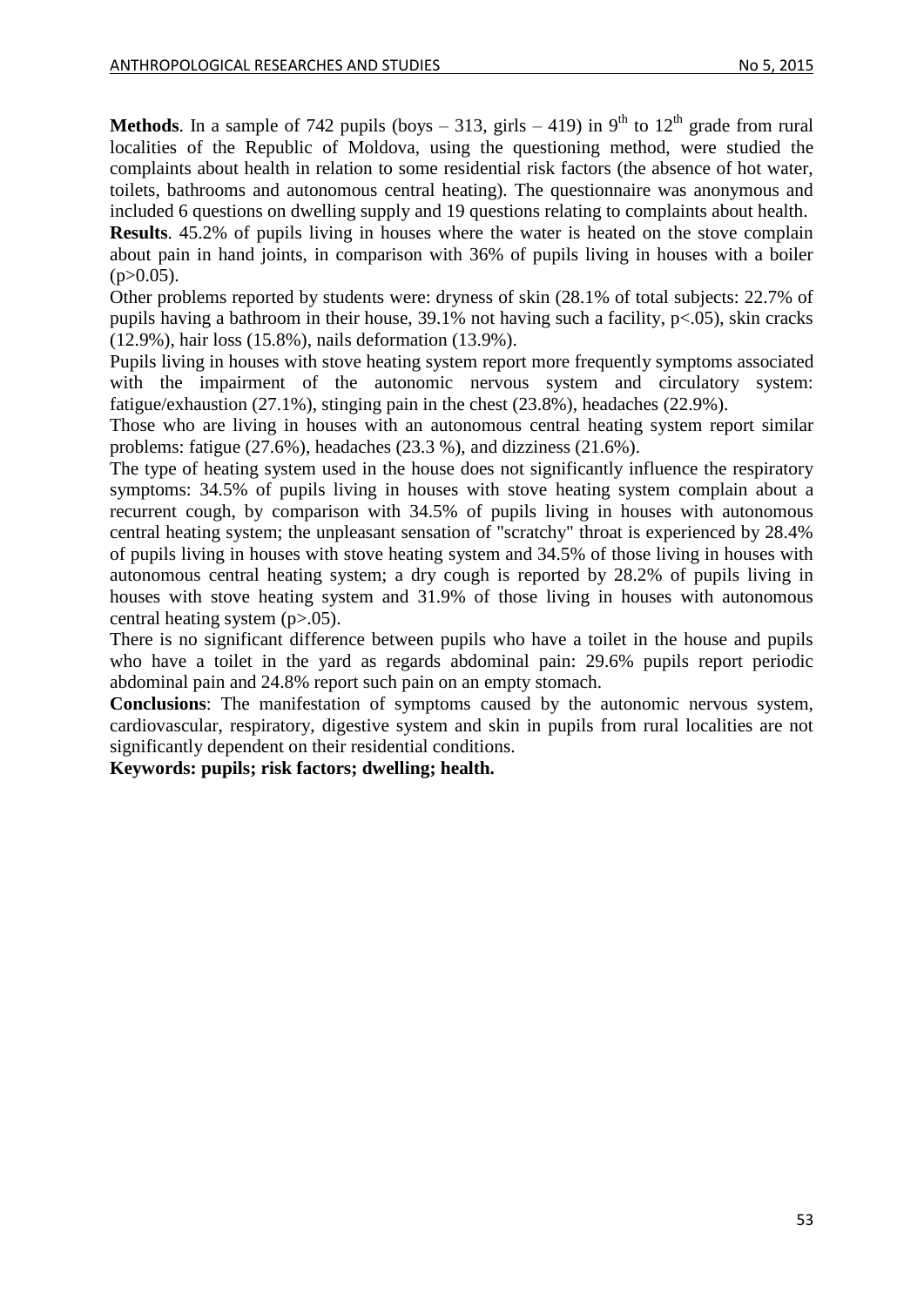**Methods**. In a sample of 742 pupils (boys – 313, girls – 419) in 9th to 12th grade from rural localities of the Republic of Moldova, using the questioning method, were studied the complaints about health in relation to some residential risk factors (the absence of hot water, toilets, bathrooms and autonomous central heating). The questionnaire was anonymous and included 6 questions on dwelling supply and 19 questions relating to complaints about health.

**Results**. 45.2% of pupils living in houses where the water is heated on the stove complain about pain in hand joints, in comparison with 36% of pupils living in houses with a boiler ($p>0.05$).

Other problems reported by students were: dryness of skin (28.1% of total subjects: 22.7% of pupils having a bathroom in their house, 39.1% not having such a facility, $p<.05$), skin cracks (12.9%), hair loss (15.8%), nails deformation (13.9%).

Pupils living in houses with stove heating system report more frequently symptoms associated with the impairment of the autonomic nervous system and circulatory system: fatigue/exhaustion (27.1%), stinging pain in the chest (23.8%), headaches (22.9%).

Those who are living in houses with an autonomous central heating system report similar problems: fatigue (27.6%), headaches (23.3 %), and dizziness (21.6%).

The type of heating system used in the house does not significantly influence the respiratory symptoms: 34.5% of pupils living in houses with stove heating system complain about a recurrent cough, by comparison with 34.5% of pupils living in houses with autonomous central heating system; the unpleasant sensation of "scratchy" throat is experienced by 28.4% of pupils living in houses with stove heating system and 34.5% of those living in houses with autonomous central heating system; a dry cough is reported by 28.2% of pupils living in houses with stove heating system and 31.9% of those living in houses with autonomous central heating system ($p>.05$).

There is no significant difference between pupils who have a toilet in the house and pupils who have a toilet in the yard as regards abdominal pain: 29.6% pupils report periodic abdominal pain and 24.8% report such pain on an empty stomach.

**Conclusions**: The manifestation of symptoms caused by the autonomic nervous system, cardiovascular, respiratory, digestive system and skin in pupils from rural localities are not significantly dependent on their residential conditions.

**Keywords: pupils; risk factors; dwelling; health.**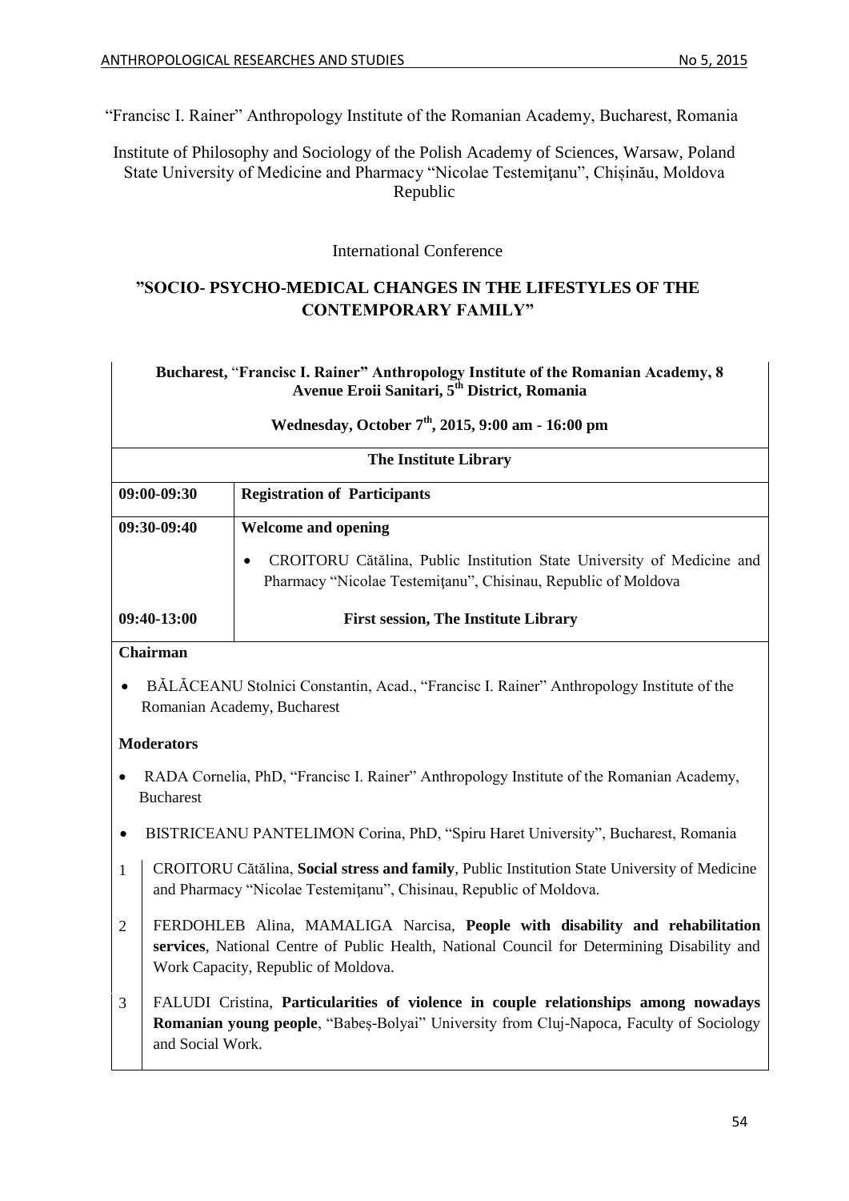“Francisc I. Rainer” Anthropology Institute of the Romanian Academy, Bucharest, Romania

Institute of Philosophy and Sociology of the Polish Academy of Sciences, Warsaw, Poland
State University of Medicine and Pharmacy “Nicolae Testemiţanu”, Chișinău, Moldova Republic

International Conference

## ”SOCIO- PSYCHO-MEDICAL CHANGES IN THE LIFESTYLES OF THE CONTEMPORARY FAMILY”

**Bucharest, “Francisc I. Rainer” Anthropology Institute of the Romanian Academy, 8 Avenue Eroii Sanitari, 5th District, Romania**

**Wednesday, October 7th, 2015, 9:00 am - 16:00 pm**

**The Institute Library**

| | |
|---|---|
| **09:00-09:30** | **Registration of Participants** |
| **09:30-09:40** | **Welcome and opening**<br>• CROITORU Cătălina, Public Institution State University of Medicine and Pharmacy “Nicolae Testemiţanu”, Chisinau, Republic of Moldova |
| **09:40-13:00** | **First session, The Institute Library** |

**Chairman**

- BĂLĂCEANU Stolnici Constantin, Acad., “Francisc I. Rainer” Anthropology Institute of the Romanian Academy, Bucharest

**Moderators**

- RADA Cornelia, PhD, “Francisc I. Rainer” Anthropology Institute of the Romanian Academy, Bucharest
- BISTRICEANU PANTELIMON Corina, PhD, “Spiru Haret University”, Bucharest, Romania

| | |
|---|---|
| 1 | CROITORU Cătălina, **Social stress and family**, Public Institution State University of Medicine and Pharmacy “Nicolae Testemiţanu”, Chisinau, Republic of Moldova. |
| 2 | FERDOHLEB Alina, MAMALIGA Narcisa, **People with disability and rehabilitation services**, National Centre of Public Health, National Council for Determining Disability and Work Capacity, Republic of Moldova. |
| 3 | FALUDI Cristina, **Particularities of violence in couple relationships among nowadays Romanian young people**, “Babeș-Bolyai” University from Cluj-Napoca, Faculty of Sociology and Social Work. |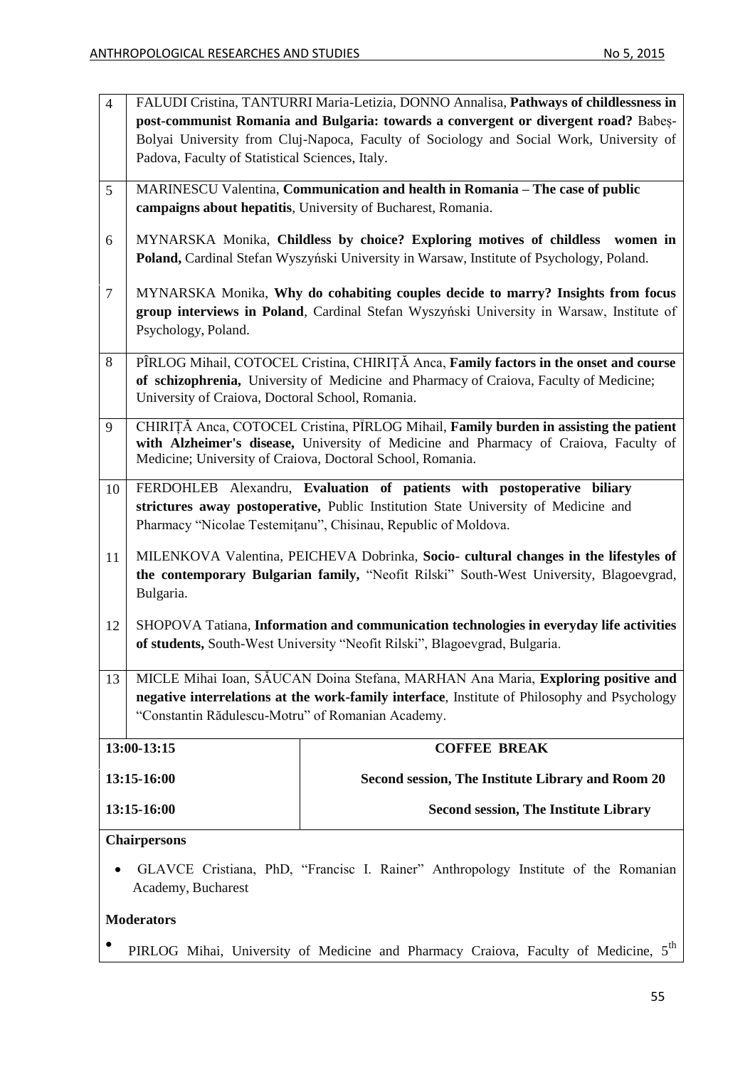| | |
|---|---|
| 4 | FALUDI Cristina, TANTURRI Maria-Letizia, DONNO Annalisa, **Pathways of childlessness in post-communist Romania and Bulgaria: towards a convergent or divergent road?** Babeș-Bolyai University from Cluj-Napoca, Faculty of Sociology and Social Work, University of Padova, Faculty of Statistical Sciences, Italy. |
| 5 | MARINESCU Valentina, **Communication and health in Romania – The case of public campaigns about hepatitis**, University of Bucharest, Romania. |
| 6 | MYNARSKA Monika, **Childless by choice? Exploring motives of childless women in Poland,** Cardinal Stefan Wyszyński University in Warsaw, Institute of Psychology, Poland. |
| 7 | MYNARSKA Monika, **Why do cohabiting couples decide to marry? Insights from focus group interviews in Poland**, Cardinal Stefan Wyszyński University in Warsaw, Institute of Psychology, Poland. |
| 8 | PÎRLOG Mihail, COTOCEL Cristina, CHIRIȚĂ Anca, **Family factors in the onset and course of schizophrenia,** University of Medicine and Pharmacy of Craiova, Faculty of Medicine; University of Craiova, Doctoral School, Romania. |
| 9 | CHIRIȚĂ Anca, COTOCEL Cristina, PÎRLOG Mihail, **Family burden in assisting the patient with Alzheimer's disease,** University of Medicine and Pharmacy of Craiova, Faculty of Medicine; University of Craiova, Doctoral School, Romania. |
| 10 | FERDOHLEB Alexandru, **Evaluation of patients with postoperative biliary strictures away postoperative,** Public Institution State University of Medicine and Pharmacy "Nicolae Testemiţanu", Chisinau, Republic of Moldova. |
| 11 | MILENKOVA Valentina, PEICHEVA Dobrinka, **Socio- cultural changes in the lifestyles of the contemporary Bulgarian family,** "Neofit Rilski" South-West University, Blagoevgrad, Bulgaria. |
| 12 | SHOPOVA Tatiana, **Information and communication technologies in everyday life activities of students,** South-West University "Neofit Rilski", Blagoevgrad, Bulgaria. |
| 13 | MICLE Mihai Ioan, SĂUCAN Doina Stefana, MARHAN Ana Maria, **Exploring positive and negative interrelations at the work-family interface**, Institute of Philosophy and Psychology "Constantin Rădulescu-Motru" of Romanian Academy. |

| | |
|---|---|
| **13:00-13:15** | **COFFEE BREAK** |
| **13:15-16:00** | **Second session, The Institute Library and Room 20** |
| **13:15-16:00** | **Second session, The Institute Library** |

**Chairpersons**

- GLAVCE Cristiana, PhD, "Francisc I. Rainer" Anthropology Institute of the Romanian Academy, Bucharest

**Moderators**

- PIRLOG Mihai, University of Medicine and Pharmacy Craiova, Faculty of Medicine, 5th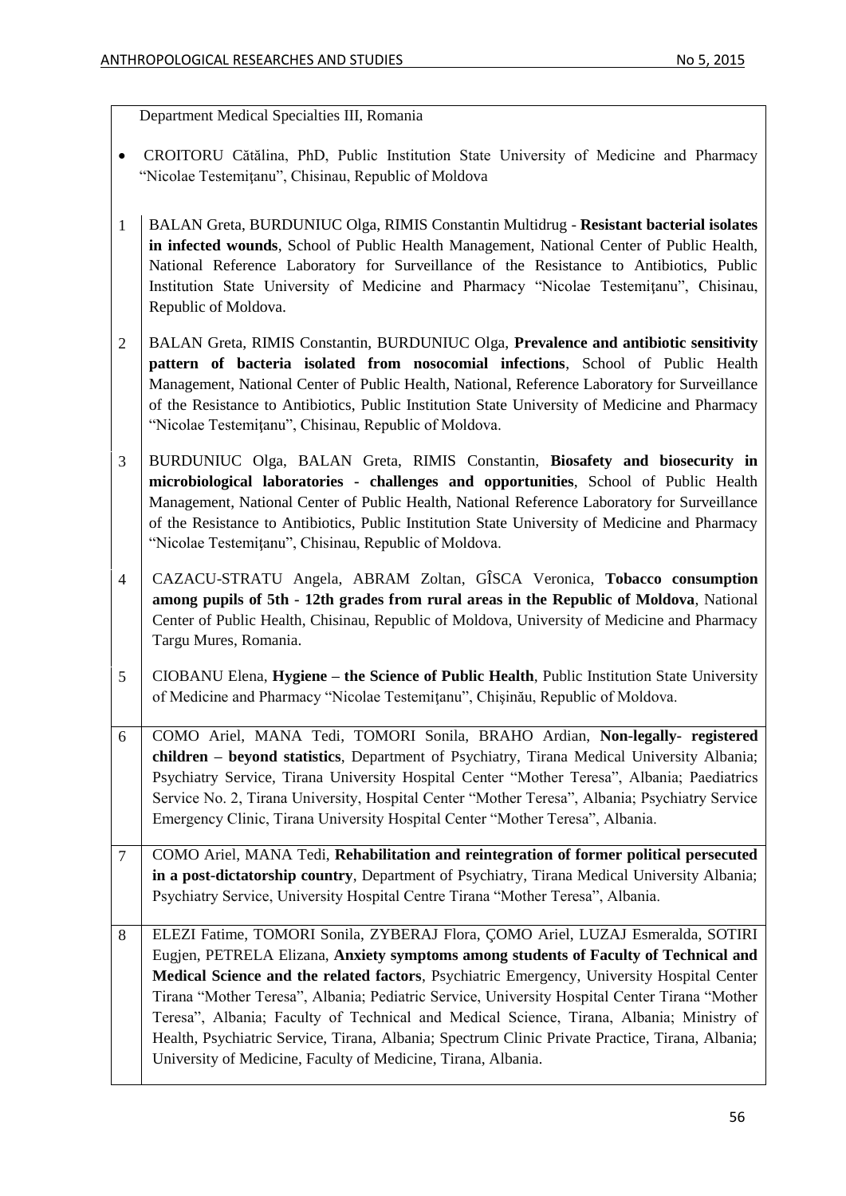Department Medical Specialties III, Romania

- CROITORU Cătălina, PhD, Public Institution State University of Medicine and Pharmacy "Nicolae Testemiţanu", Chisinau, Republic of Moldova

| | |
|---|---|
| 1 | BALAN Greta, BURDUNIUC Olga, RIMIS Constantin Multidrug - **Resistant bacterial isolates in infected wounds**, School of Public Health Management, National Center of Public Health, National Reference Laboratory for Surveillance of the Resistance to Antibiotics, Public Institution State University of Medicine and Pharmacy "Nicolae Testemiţanu", Chisinau, Republic of Moldova. |
| 2 | BALAN Greta, RIMIS Constantin, BURDUNIUC Olga, **Prevalence and antibiotic sensitivity pattern of bacteria isolated from nosocomial infections**, School of Public Health Management, National Center of Public Health, National, Reference Laboratory for Surveillance of the Resistance to Antibiotics, Public Institution State University of Medicine and Pharmacy "Nicolae Testemiţanu", Chisinau, Republic of Moldova. |
| 3 | BURDUNIUC Olga, BALAN Greta, RIMIS Constantin, **Biosafety and biosecurity in microbiological laboratories - challenges and opportunities**, School of Public Health Management, National Center of Public Health, National Reference Laboratory for Surveillance of the Resistance to Antibiotics, Public Institution State University of Medicine and Pharmacy "Nicolae Testemiţanu", Chisinau, Republic of Moldova. |
| 4 | CAZACU-STRATU Angela, ABRAM Zoltan, GÎSCA Veronica, **Tobacco consumption among pupils of 5th - 12th grades from rural areas in the Republic of Moldova**, National Center of Public Health, Chisinau, Republic of Moldova, University of Medicine and Pharmacy Targu Mures, Romania. |
| 5 | CIOBANU Elena, **Hygiene – the Science of Public Health**, Public Institution State University of Medicine and Pharmacy "Nicolae Testemiţanu", Chişinău, Republic of Moldova. |
| 6 | COMO Ariel, MANA Tedi, TOMORI Sonila, BRAHO Ardian, **Non-legally- registered children – beyond statistics**, Department of Psychiatry, Tirana Medical University Albania; Psychiatry Service, Tirana University Hospital Center "Mother Teresa", Albania; Paediatrics Service No. 2, Tirana University, Hospital Center "Mother Teresa", Albania; Psychiatry Service Emergency Clinic, Tirana University Hospital Center "Mother Teresa", Albania. |
| 7 | COMO Ariel, MANA Tedi, **Rehabilitation and reintegration of former political persecuted in a post-dictatorship country**, Department of Psychiatry, Tirana Medical University Albania; Psychiatry Service, University Hospital Centre Tirana "Mother Teresa", Albania. |
| 8 | ELEZI Fatime, TOMORI Sonila, ZYBERAJ Flora, ÇOMO Ariel, LUZAJ Esmeralda, SOTIRI Eugjen, PETRELA Elizana, **Anxiety symptoms among students of Faculty of Technical and Medical Science and the related factors**, Psychiatric Emergency, University Hospital Center Tirana "Mother Teresa", Albania; Pediatric Service, University Hospital Center Tirana "Mother Teresa", Albania; Faculty of Technical and Medical Science, Tirana, Albania; Ministry of Health, Psychiatric Service, Tirana, Albania; Spectrum Clinic Private Practice, Tirana, Albania; University of Medicine, Faculty of Medicine, Tirana, Albania. |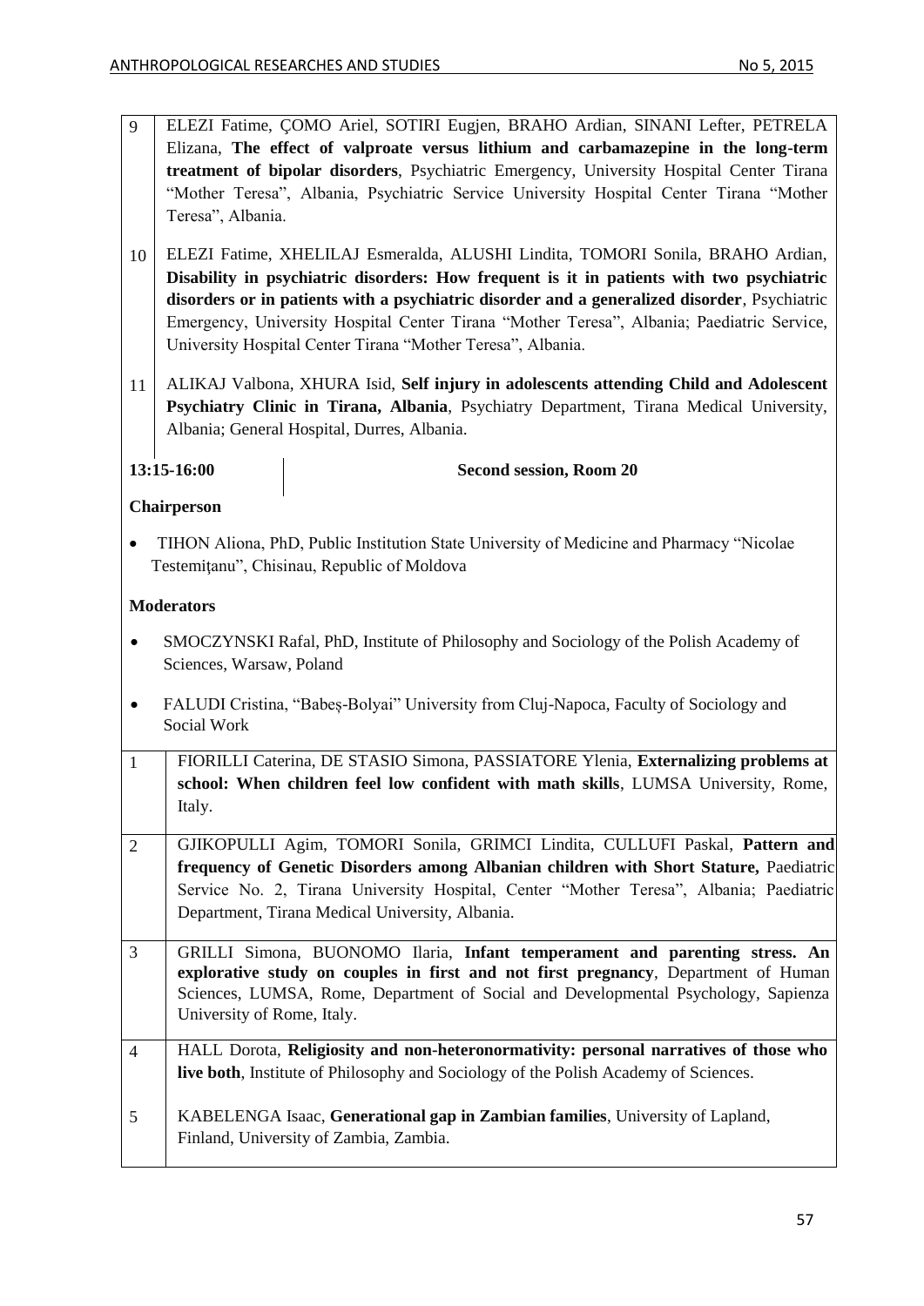9. ELEZI Fatime, ÇOMO Ariel, SOTIRI Eugjen, BRAHO Ardian, SINANI Lefter, PETRELA Elizana, **The effect of valproate versus lithium and carbamazepine in the long-term treatment of bipolar disorders**, Psychiatric Emergency, University Hospital Center Tirana "Mother Teresa", Albania, Psychiatric Service University Hospital Center Tirana "Mother Teresa", Albania.

10. ELEZI Fatime, XHELILAJ Esmeralda, ALUSHI Lindita, TOMORI Sonila, BRAHO Ardian, **Disability in psychiatric disorders: How frequent is it in patients with two psychiatric disorders or in patients with a psychiatric disorder and a generalized disorder**, Psychiatric Emergency, University Hospital Center Tirana "Mother Teresa", Albania; Paediatric Service, University Hospital Center Tirana "Mother Teresa", Albania.

11. ALIKAJ Valbona, XHURA Isid, **Self injury in adolescents attending Child and Adolescent Psychiatry Clinic in Tirana, Albania**, Psychiatry Department, Tirana Medical University, Albania; General Hospital, Durres, Albania.

**13:15-16:00** | **Second session, Room 20**

**Chairperson**

- TIHON Aliona, PhD, Public Institution State University of Medicine and Pharmacy "Nicolae Testemiţanu", Chisinau, Republic of Moldova

**Moderators**

- SMOCZYNSKI Rafal, PhD, Institute of Philosophy and Sociology of the Polish Academy of Sciences, Warsaw, Poland
- FALUDI Cristina, "Babeș-Bolyai" University from Cluj-Napoca, Faculty of Sociology and Social Work

1. FIORILLI Caterina, DE STASIO Simona, PASSIATORE Ylenia, **Externalizing problems at school: When children feel low confident with math skills**, LUMSA University, Rome, Italy.

2. GJIKOPULLI Agim, TOMORI Sonila, GRIMCI Lindita, CULLUFI Paskal, **Pattern and frequency of Genetic Disorders among Albanian children with Short Stature,** Paediatric Service No. 2, Tirana University Hospital, Center "Mother Teresa", Albania; Paediatric Department, Tirana Medical University, Albania.

3. GRILLI Simona, BUONOMO Ilaria, **Infant temperament and parenting stress. An explorative study on couples in first and not first pregnancy**, Department of Human Sciences, LUMSA, Rome, Department of Social and Developmental Psychology, Sapienza University of Rome, Italy.

4. HALL Dorota, **Religiosity and non-heteronormativity: personal narratives of those who live both**, Institute of Philosophy and Sociology of the Polish Academy of Sciences.

5. KABELENGA Isaac, **Generational gap in Zambian families**, University of Lapland, Finland, University of Zambia, Zambia.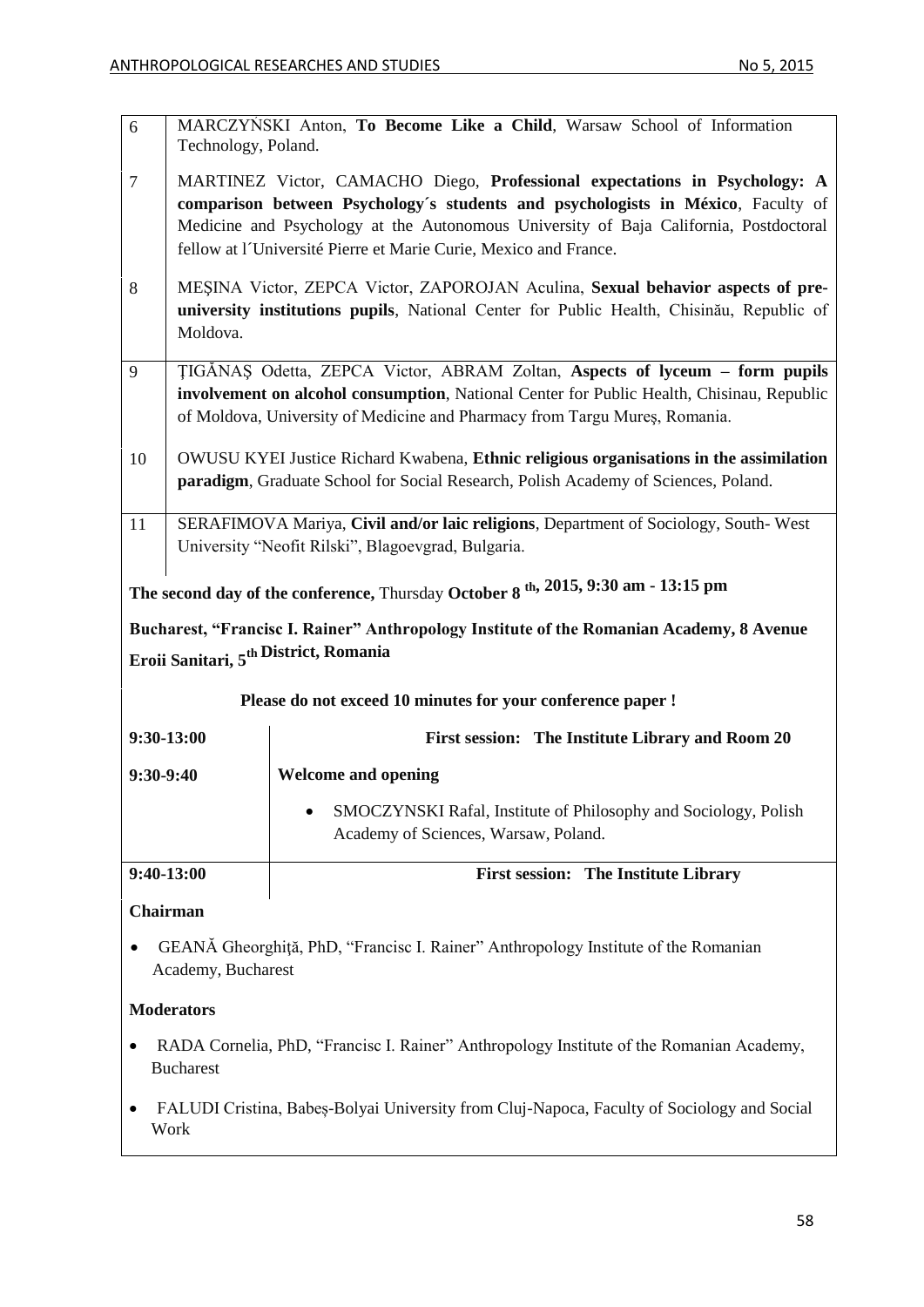| | |
|---|---|
| 6 | MARCZYŃSKI Anton, **To Become Like a Child**, Warsaw School of Information Technology, Poland. |
| 7 | MARTINEZ Victor, CAMACHO Diego, **Professional expectations in Psychology: A comparison between Psychology´s students and psychologists in México**, Faculty of Medicine and Psychology at the Autonomous University of Baja California, Postdoctoral fellow at l´Université Pierre et Marie Curie, Mexico and France. |
| 8 | MEŞINA Victor, ZEPCA Victor, ZAPOROJAN Aculina, **Sexual behavior aspects of pre-university institutions pupils**, National Center for Public Health, Chisinău, Republic of Moldova. |
| 9 | ŢIGĂNAŞ Odetta, ZEPCA Victor, ABRAM Zoltan, **Aspects of lyceum – form pupils involvement on alcohol consumption**, National Center for Public Health, Chisinau, Republic of Moldova, University of Medicine and Pharmacy from Targu Mureş, Romania. |
| 10 | OWUSU KYEI Justice Richard Kwabena, **Ethnic religious organisations in the assimilation paradigm**, Graduate School for Social Research, Polish Academy of Sciences, Poland. |
| 11 | SERAFIMOVA Mariya, **Civil and/or laic religions**, Department of Sociology, South- West University "Neofit Rilski", Blagoevgrad, Bulgaria. |

**The second day of the conference,** Thursday **October 8 th, 2015, 9:30 am - 13:15 pm**

**Bucharest, "Francisc I. Rainer" Anthropology Institute of the Romanian Academy, 8 Avenue Eroii Sanitari, 5th District, Romania**

**Please do not exceed 10 minutes for your conference paper !**

| | |
|---|---|
| **9:30-13:00** | **First session: The Institute Library and Room 20** |
| **9:30-9:40** | **Welcome and opening**<br>• SMOCZYNSKI Rafal, Institute of Philosophy and Sociology, Polish Academy of Sciences, Warsaw, Poland. |
| **9:40-13:00** | **First session: The Institute Library** |

**Chairman**

- GEANĂ Gheorghiţă, PhD, "Francisc I. Rainer" Anthropology Institute of the Romanian Academy, Bucharest

**Moderators**

- RADA Cornelia, PhD, "Francisc I. Rainer" Anthropology Institute of the Romanian Academy, Bucharest
- FALUDI Cristina, Babeș-Bolyai University from Cluj-Napoca, Faculty of Sociology and Social Work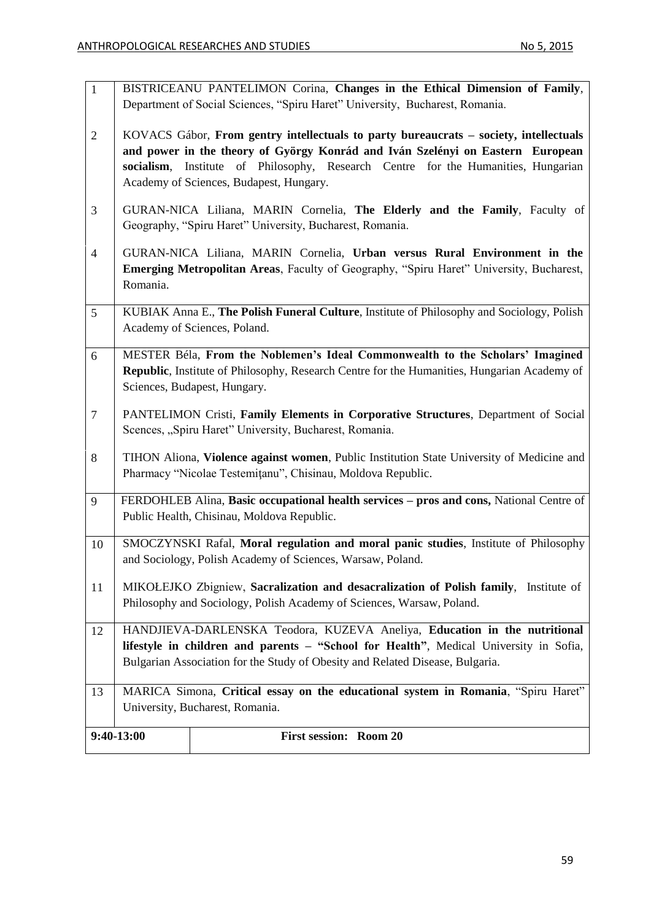| | |
|---|---|
| 1 | BISTRICEANU PANTELIMON Corina, **Changes in the Ethical Dimension of Family**, Department of Social Sciences, "Spiru Haret" University, Bucharest, Romania. |
| 2 | KOVACS Gábor, **From gentry intellectuals to party bureaucrats – society, intellectuals and power in the theory of György Konrád and Iván Szelényi on Eastern European socialism**, Institute of Philosophy, Research Centre for the Humanities, Hungarian Academy of Sciences, Budapest, Hungary. |
| 3 | GURAN-NICA Liliana, MARIN Cornelia, **The Elderly and the Family**, Faculty of Geography, "Spiru Haret" University, Bucharest, Romania. |
| 4 | GURAN-NICA Liliana, MARIN Cornelia, **Urban versus Rural Environment in the Emerging Metropolitan Areas**, Faculty of Geography, "Spiru Haret" University, Bucharest, Romania. |
| 5 | KUBIAK Anna E., **The Polish Funeral Culture**, Institute of Philosophy and Sociology, Polish Academy of Sciences, Poland. |
| 6 | MESTER Béla, **From the Noblemen's Ideal Commonwealth to the Scholars' Imagined Republic**, Institute of Philosophy, Research Centre for the Humanities, Hungarian Academy of Sciences, Budapest, Hungary. |
| 7 | PANTELIMON Cristi, **Family Elements in Corporative Structures**, Department of Social Scences, „Spiru Haret" University, Bucharest, Romania. |
| 8 | TIHON Aliona, **Violence against women**, Public Institution State University of Medicine and Pharmacy "Nicolae Testemiţanu", Chisinau, Moldova Republic. |
| 9 | FERDOHLEB Alina, **Basic occupational health services – pros and cons,** National Centre of Public Health, Chisinau, Moldova Republic. |
| 10 | SMOCZYNSKI Rafal, **Moral regulation and moral panic studies**, Institute of Philosophy and Sociology, Polish Academy of Sciences, Warsaw, Poland. |
| 11 | MIKOŁEJKO Zbigniew, **Sacralization and desacralization of Polish family**, Institute of Philosophy and Sociology, Polish Academy of Sciences, Warsaw, Poland. |
| 12 | HANDJIEVA-DARLENSKA Teodora, KUZEVA Aneliya, **Education in the nutritional lifestyle in children and parents – "School for Health"**, Medical University in Sofia, Bulgarian Association for the Study of Obesity and Related Disease, Bulgaria. |
| 13 | MARICA Simona, **Critical essay on the educational system in Romania**, "Spiru Haret" University, Bucharest, Romania. |
| **9:40-13:00** | **First session: Room 20** |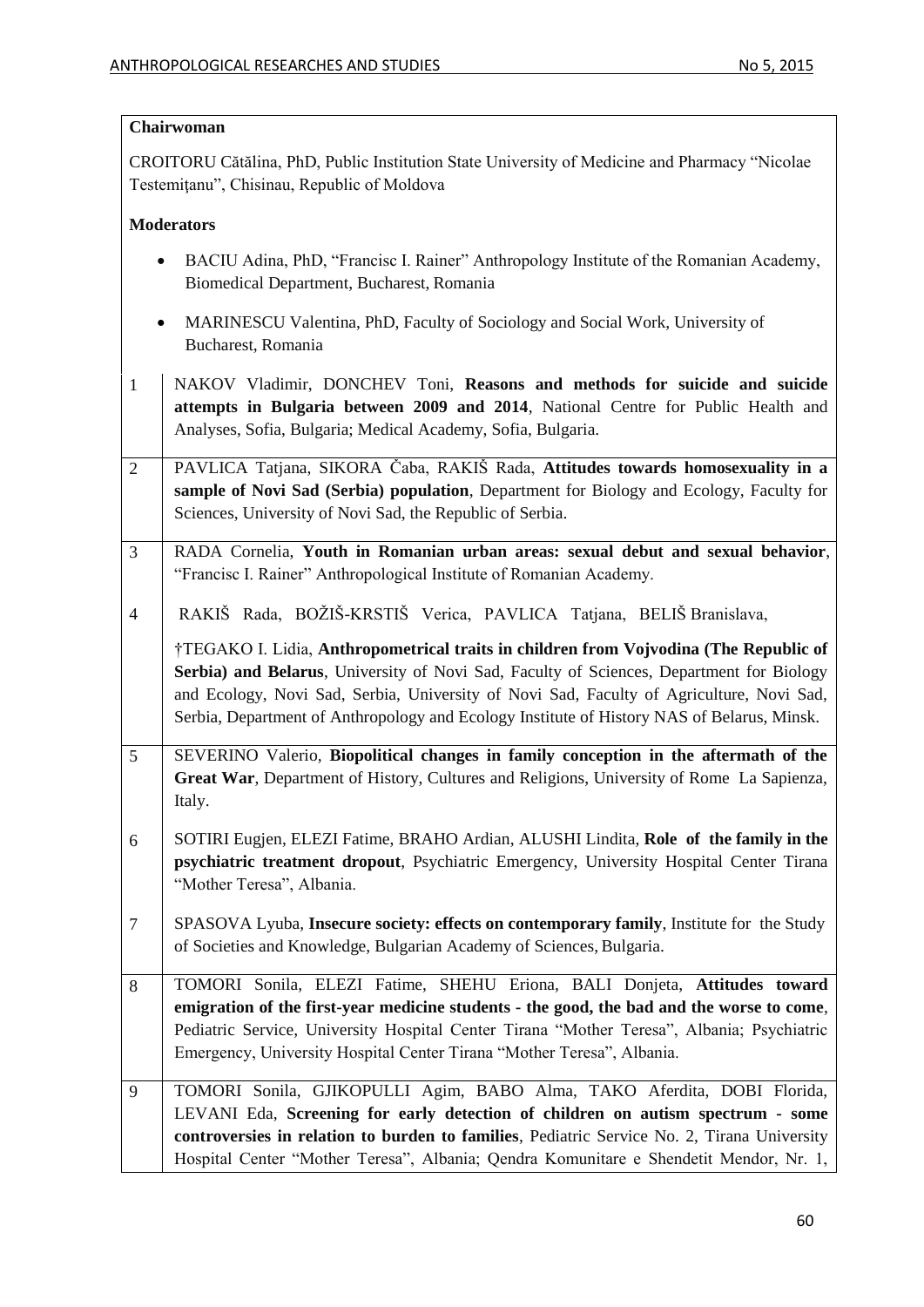**Chairwoman**

CROITORU Cătălina, PhD, Public Institution State University of Medicine and Pharmacy "Nicolae Testemiţanu", Chisinau, Republic of Moldova

**Moderators**

- BACIU Adina, PhD, "Francisc I. Rainer" Anthropology Institute of the Romanian Academy, Biomedical Department, Bucharest, Romania
- MARINESCU Valentina, PhD, Faculty of Sociology and Social Work, University of Bucharest, Romania

| | |
|---|---|
| 1 | NAKOV Vladimir, DONCHEV Toni, **Reasons and methods for suicide and suicide attempts in Bulgaria between 2009 and 2014**, National Centre for Public Health and Analyses, Sofia, Bulgaria; Medical Academy, Sofia, Bulgaria. |
| 2 | PAVLICA Tatjana, SIKORA Čaba, RAKIŠ Rada, **Attitudes towards homosexuality in a sample of Novi Sad (Serbia) population**, Department for Biology and Ecology, Faculty for Sciences, University of Novi Sad, the Republic of Serbia. |
| 3 | RADA Cornelia, **Youth in Romanian urban areas: sexual debut and sexual behavior**, "Francisc I. Rainer" Anthropological Institute of Romanian Academy. |
| 4 | RAKIŠ Rada, BOŽIŠ-KRSTIŠ Verica, PAVLICA Tatjana, BELIŠ Branislava, †TEGAKO I. Lidia, **Anthropometrical traits in children from Vojvodina (The Republic of Serbia) and Belarus**, University of Novi Sad, Faculty of Sciences, Department for Biology and Ecology, Novi Sad, Serbia, University of Novi Sad, Faculty of Agriculture, Novi Sad, Serbia, Department of Anthropology and Ecology Institute of History NAS of Belarus, Minsk. |
| 5 | SEVERINO Valerio, **Biopolitical changes in family conception in the aftermath of the Great War**, Department of History, Cultures and Religions, University of Rome La Sapienza, Italy. |
| 6 | SOTIRI Eugjen, ELEZI Fatime, BRAHO Ardian, ALUSHI Lindita, **Role of the family in the psychiatric treatment dropout**, Psychiatric Emergency, University Hospital Center Tirana "Mother Teresa", Albania. |
| 7 | SPASOVA Lyuba, **Insecure society: effects on contemporary family**, Institute for the Study of Societies and Knowledge, Bulgarian Academy of Sciences, Bulgaria. |
| 8 | TOMORI Sonila, ELEZI Fatime, SHEHU Eriona, BALI Donjeta, **Attitudes toward emigration of the first-year medicine students - the good, the bad and the worse to come**, Pediatric Service, University Hospital Center Tirana "Mother Teresa", Albania; Psychiatric Emergency, University Hospital Center Tirana "Mother Teresa", Albania. |
| 9 | TOMORI Sonila, GJIKOPULLI Agim, BABO Alma, TAKO Aferdita, DOBI Florida, LEVANI Eda, **Screening for early detection of children on autism spectrum - some controversies in relation to burden to families**, Pediatric Service No. 2, Tirana University Hospital Center "Mother Teresa", Albania; Qendra Komunitare e Shendetit Mendor, Nr. 1, |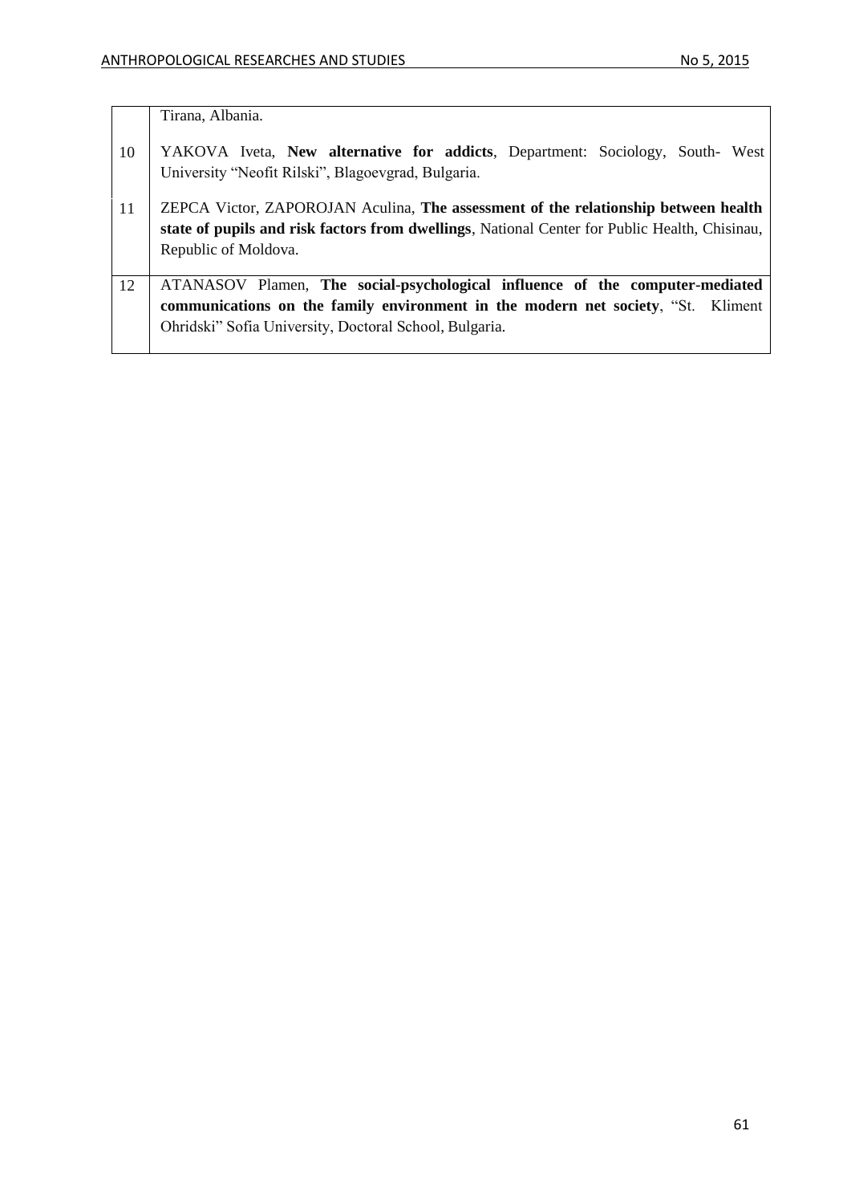| | |
|---|---|
| | Tirana, Albania. |
| 10 | YAKOVA Iveta, **New alternative for addicts**, Department: Sociology, South- West University "Neofit Rilski", Blagoevgrad, Bulgaria. |
| 11 | ZEPCA Victor, ZAPOROJAN Aculina, **The assessment of the relationship between health state of pupils and risk factors from dwellings**, National Center for Public Health, Chisinau, Republic of Moldova. |
| 12 | ATANASOV Plamen, **The social-psychological influence of the computer-mediated communications on the family environment in the modern net society**, "St. Kliment Ohridski" Sofia University, Doctoral School, Bulgaria. |